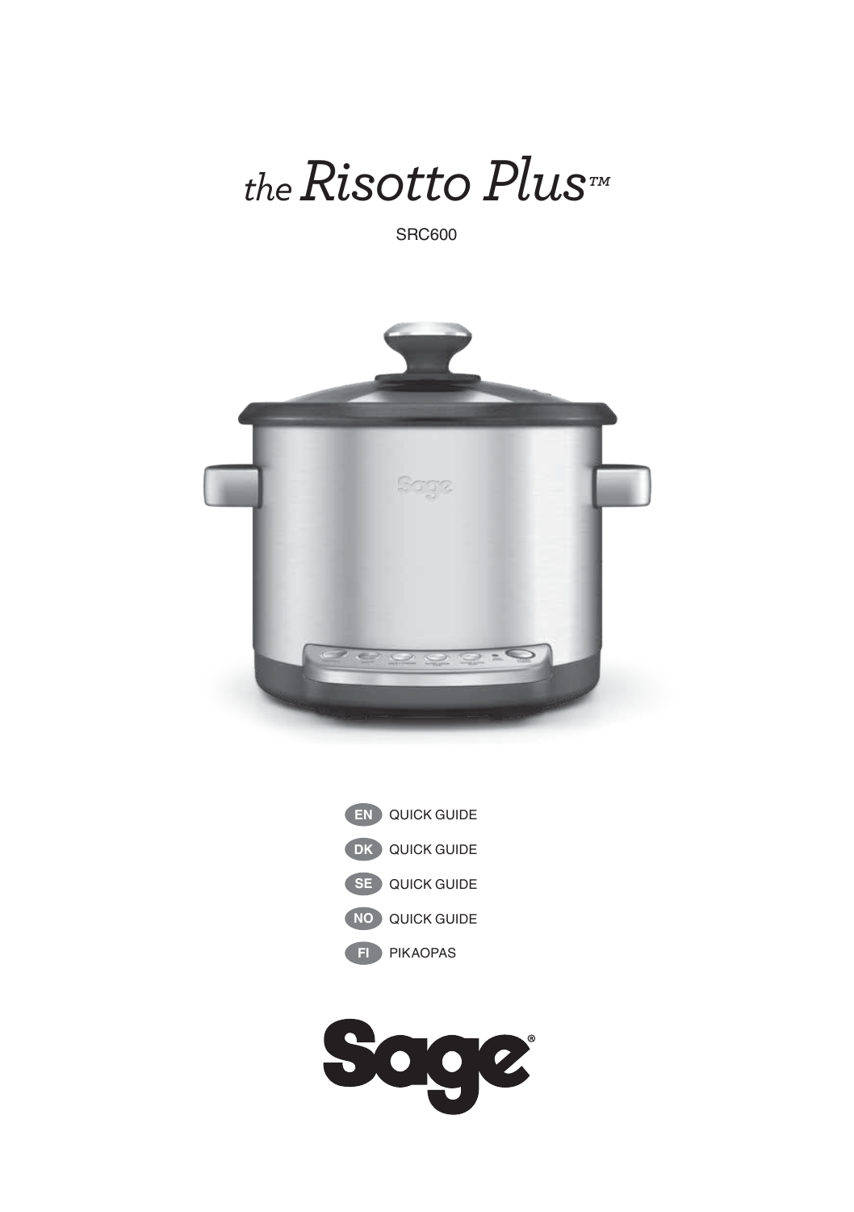# *the Risotto Plus*™

SRC600

**EN** QUICK GUIDE

**DK** QUICK GUIDE

**SE** QUICK GUIDE

**NO** QUICK GUIDE

**FI** PIKAOPAS

Sage®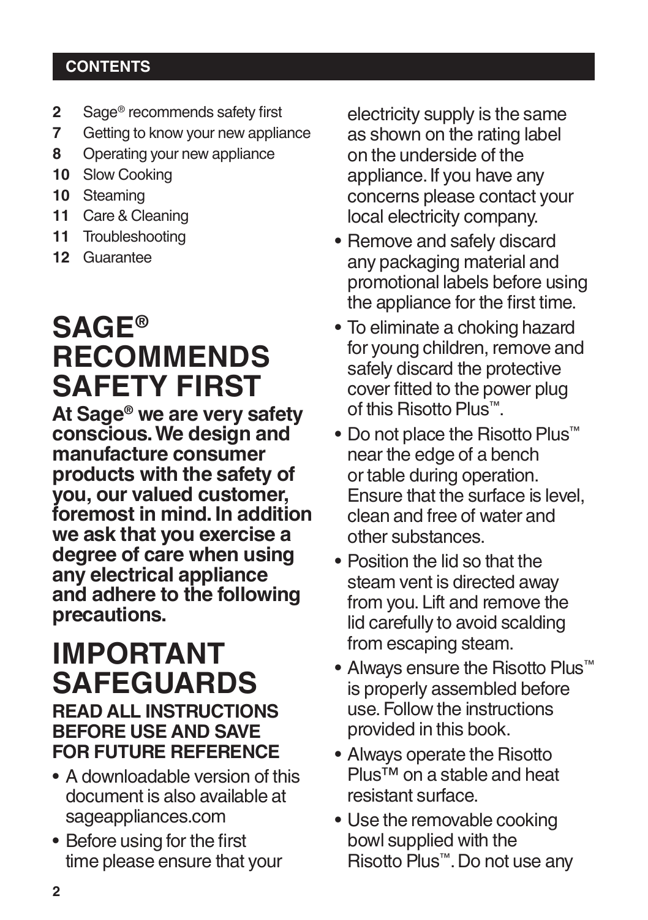## CONTENTS

**2** Sage® recommends safety first
**7** Getting to know your new appliance
**8** Operating your new appliance
**10** Slow Cooking
**10** Steaming
**11** Care & Cleaning
**11** Troubleshooting
**12** Guarantee

# SAGE® RECOMMENDS SAFETY FIRST

**At Sage® we are very safety conscious. We design and manufacture consumer products with the safety of you, our valued customer, foremost in mind. In addition we ask that you exercise a degree of care when using any electrical appliance and adhere to the following precautions.**

# IMPORTANT SAFEGUARDS

### READ ALL INSTRUCTIONS BEFORE USE AND SAVE FOR FUTURE REFERENCE

- A downloadable version of this document is also available at sageappliances.com
- Before using for the first time please ensure that your electricity supply is the same as shown on the rating label on the underside of the appliance. If you have any concerns please contact your local electricity company.
- Remove and safely discard any packaging material and promotional labels before using the appliance for the first time.
- To eliminate a choking hazard for young children, remove and safely discard the protective cover fitted to the power plug of this Risotto Plus™.
- Do not place the Risotto Plus™ near the edge of a bench or table during operation. Ensure that the surface is level, clean and free of water and other substances.
- Position the lid so that the steam vent is directed away from you. Lift and remove the lid carefully to avoid scalding from escaping steam.
- Always ensure the Risotto Plus™ is properly assembled before use. Follow the instructions provided in this book.
- Always operate the Risotto Plus™ on a stable and heat resistant surface.
- Use the removable cooking bowl supplied with the Risotto Plus™. Do not use any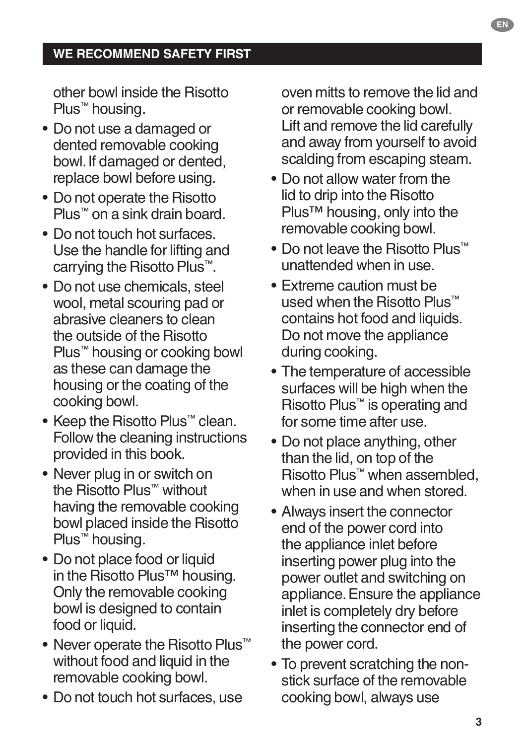## WE RECOMMEND SAFETY FIRST

other bowl inside the Risotto Plus™ housing.

- Do not use a damaged or dented removable cooking bowl. If damaged or dented, replace bowl before using.
- Do not operate the Risotto Plus™ on a sink drain board.
- Do not touch hot surfaces. Use the handle for lifting and carrying the Risotto Plus™.
- Do not use chemicals, steel wool, metal scouring pad or abrasive cleaners to clean the outside of the Risotto Plus™ housing or cooking bowl as these can damage the housing or the coating of the cooking bowl.
- Keep the Risotto Plus™ clean. Follow the cleaning instructions provided in this book.
- Never plug in or switch on the Risotto Plus™ without having the removable cooking bowl placed inside the Risotto Plus™ housing.
- Do not place food or liquid in the Risotto Plus™ housing. Only the removable cooking bowl is designed to contain food or liquid.
- Never operate the Risotto Plus™ without food and liquid in the removable cooking bowl.
- Do not touch hot surfaces, use oven mitts to remove the lid and or removable cooking bowl. Lift and remove the lid carefully and away from yourself to avoid scalding from escaping steam.
- Do not allow water from the lid to drip into the Risotto Plus™ housing, only into the removable cooking bowl.
- Do not leave the Risotto Plus™ unattended when in use.
- Extreme caution must be used when the Risotto Plus™ contains hot food and liquids. Do not move the appliance during cooking.
- The temperature of accessible surfaces will be high when the Risotto Plus™ is operating and for some time after use.
- Do not place anything, other than the lid, on top of the Risotto Plus™ when assembled, when in use and when stored.
- Always insert the connector end of the power cord into the appliance inlet before inserting power plug into the power outlet and switching on appliance. Ensure the appliance inlet is completely dry before inserting the connector end of the power cord.
- To prevent scratching the non-stick surface of the removable cooking bowl, always use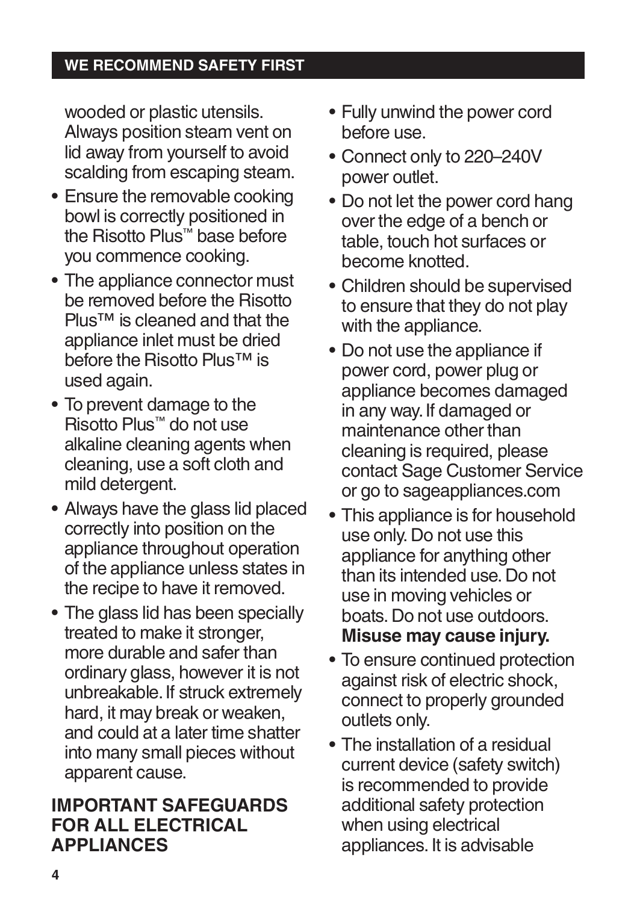## WE RECOMMEND SAFETY FIRST

wooded or plastic utensils. Always position steam vent on lid away from yourself to avoid scalding from escaping steam.

- Ensure the removable cooking bowl is correctly positioned in the Risotto Plus™ base before you commence cooking.
- The appliance connector must be removed before the Risotto Plus™ is cleaned and that the appliance inlet must be dried before the Risotto Plus™ is used again.
- To prevent damage to the Risotto Plus™ do not use alkaline cleaning agents when cleaning, use a soft cloth and mild detergent.
- Always have the glass lid placed correctly into position on the appliance throughout operation of the appliance unless states in the recipe to have it removed.
- The glass lid has been specially treated to make it stronger, more durable and safer than ordinary glass, however it is not unbreakable. If struck extremely hard, it may break or weaken, and could at a later time shatter into many small pieces without apparent cause.

## IMPORTANT SAFEGUARDS FOR ALL ELECTRICAL APPLIANCES

- Fully unwind the power cord before use.
- Connect only to 220–240V power outlet.
- Do not let the power cord hang over the edge of a bench or table, touch hot surfaces or become knotted.
- Children should be supervised to ensure that they do not play with the appliance.
- Do not use the appliance if power cord, power plug or appliance becomes damaged in any way. If damaged or maintenance other than cleaning is required, please contact Sage Customer Service or go to sageappliances.com
- This appliance is for household use only. Do not use this appliance for anything other than its intended use. Do not use in moving vehicles or boats. Do not use outdoors. **Misuse may cause injury.**
- To ensure continued protection against risk of electric shock, connect to properly grounded outlets only.
- The installation of a residual current device (safety switch) is recommended to provide additional safety protection when using electrical appliances. It is advisable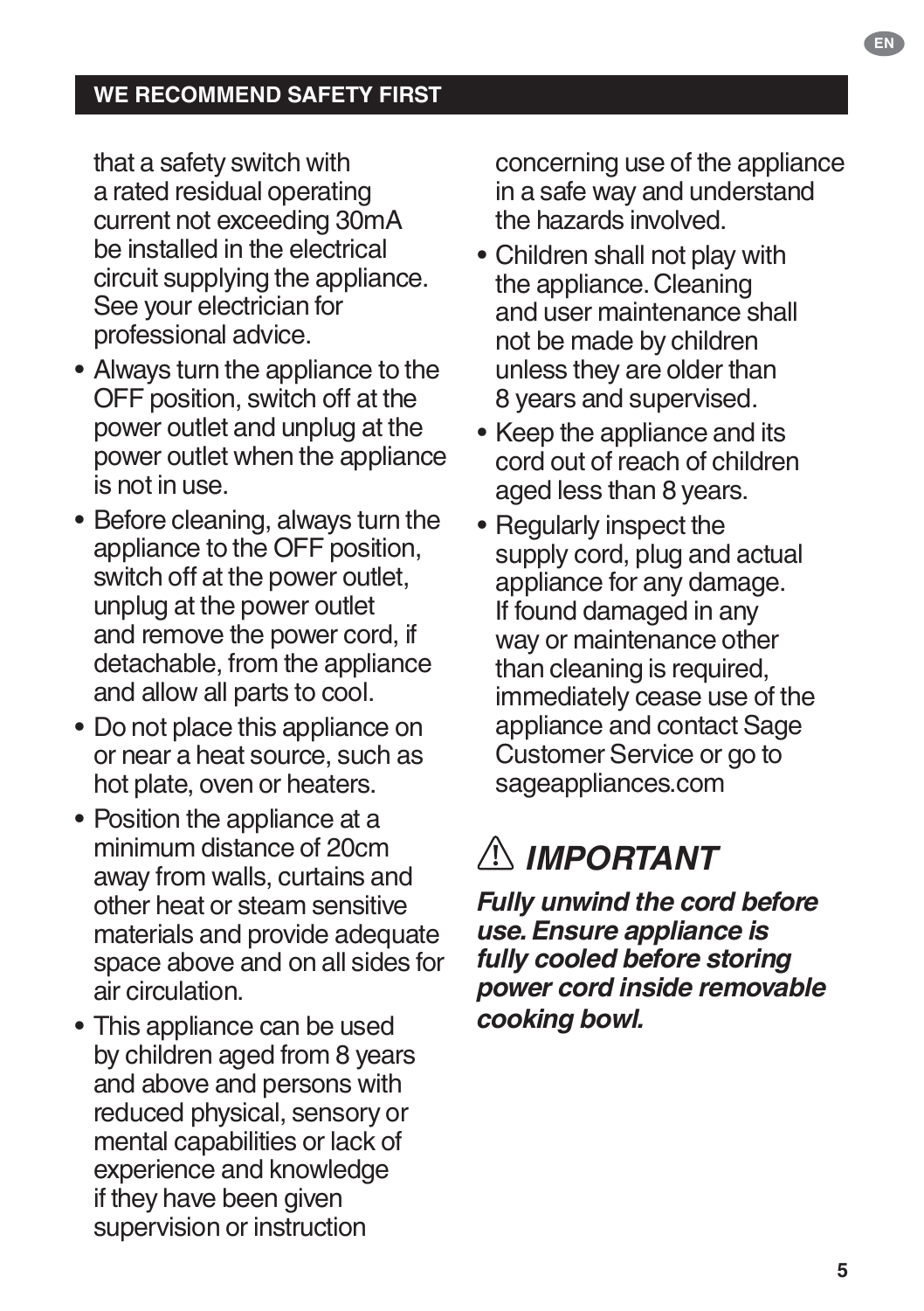## WE RECOMMEND SAFETY FIRST

that a safety switch with a rated residual operating current not exceeding 30mA be installed in the electrical circuit supplying the appliance. See your electrician for professional advice.

- Always turn the appliance to the OFF position, switch off at the power outlet and unplug at the power outlet when the appliance is not in use.
- Before cleaning, always turn the appliance to the OFF position, switch off at the power outlet, unplug at the power outlet and remove the power cord, if detachable, from the appliance and allow all parts to cool.
- Do not place this appliance on or near a heat source, such as hot plate, oven or heaters.
- Position the appliance at a minimum distance of 20cm away from walls, curtains and other heat or steam sensitive materials and provide adequate space above and on all sides for air circulation.
- This appliance can be used by children aged from 8 years and above and persons with reduced physical, sensory or mental capabilities or lack of experience and knowledge if they have been given supervision or instruction concerning use of the appliance in a safe way and understand the hazards involved.
- Children shall not play with the appliance. Cleaning and user maintenance shall not be made by children unless they are older than 8 years and supervised.
- Keep the appliance and its cord out of reach of children aged less than 8 years.
- Regularly inspect the supply cord, plug and actual appliance for any damage. If found damaged in any way or maintenance other than cleaning is required, immediately cease use of the appliance and contact Sage Customer Service or go to sageappliances.com

### ⚠ *IMPORTANT*

***Fully unwind the cord before use. Ensure appliance is fully cooled before storing power cord inside removable cooking bowl.***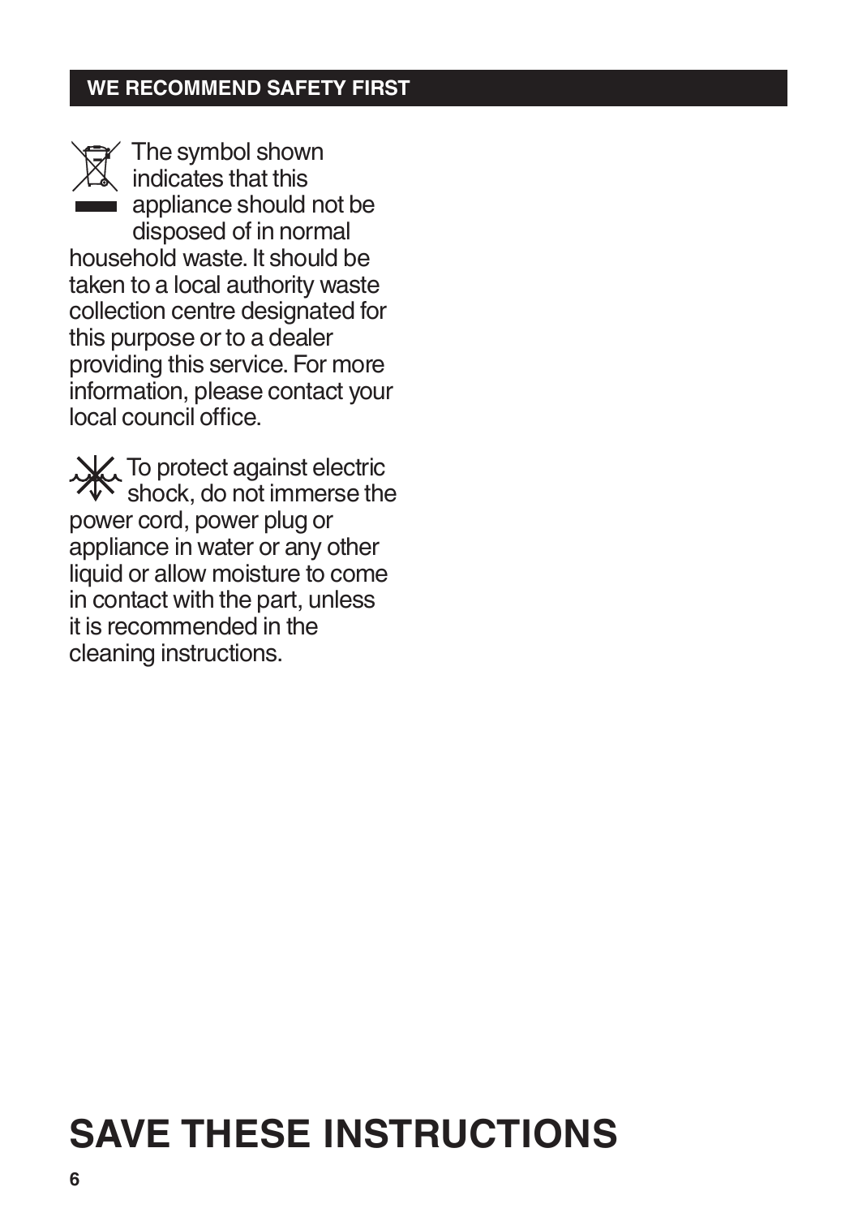## WE RECOMMEND SAFETY FIRST

The symbol shown indicates that this appliance should not be disposed of in normal household waste. It should be taken to a local authority waste collection centre designated for this purpose or to a dealer providing this service. For more information, please contact your local council office.

To protect against electric shock, do not immerse the power cord, power plug or appliance in water or any other liquid or allow moisture to come in contact with the part, unless it is recommended in the cleaning instructions.

# SAVE THESE INSTRUCTIONS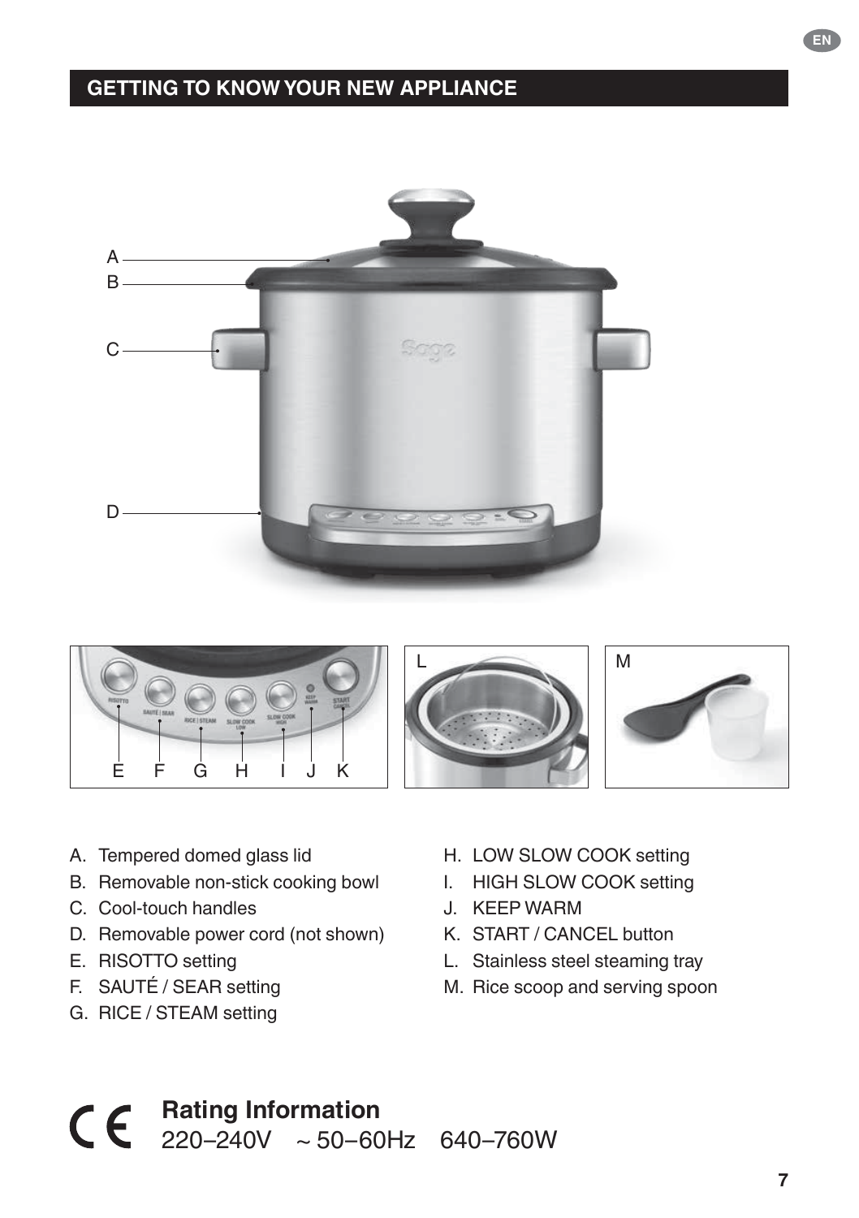## GETTING TO KNOW YOUR NEW APPLIANCE

A. Tempered domed glass lid
B. Removable non-stick cooking bowl
C. Cool-touch handles
D. Removable power cord (not shown)
E. RISOTTO setting
F. SAUTÉ / SEAR setting
G. RICE / STEAM setting
H. LOW SLOW COOK setting
I. HIGH SLOW COOK setting
J. KEEP WARM
K. START / CANCEL button
L. Stainless steel steaming tray
M. Rice scoop and serving spoon

**Rating Information**
220–240V ~ 50–60Hz 640–760W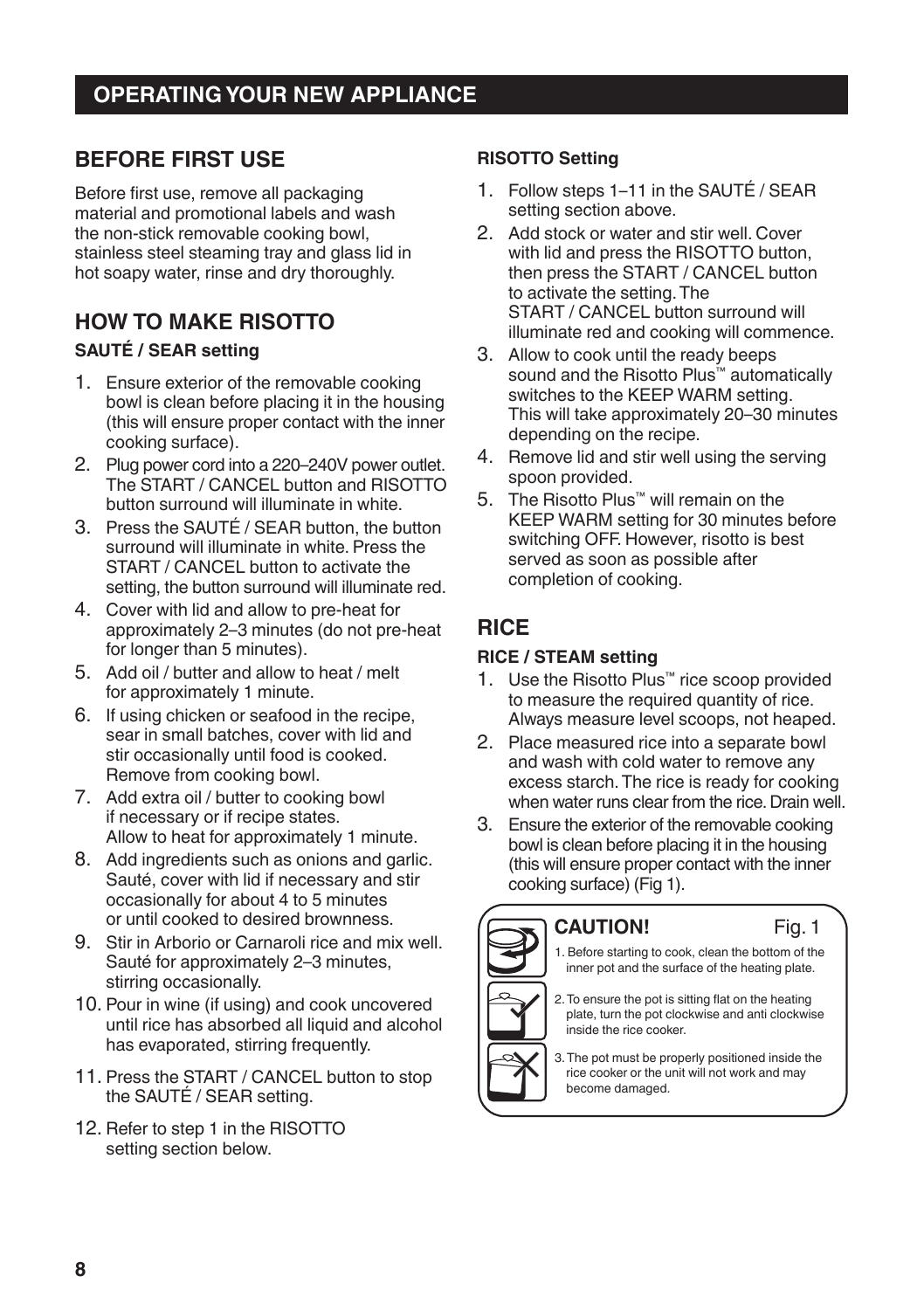## OPERATING YOUR NEW APPLIANCE

### BEFORE FIRST USE

Before first use, remove all packaging material and promotional labels and wash the non-stick removable cooking bowl, stainless steel steaming tray and glass lid in hot soapy water, rinse and dry thoroughly.

### HOW TO MAKE RISOTTO

**SAUTÉ / SEAR setting**

1. Ensure exterior of the removable cooking bowl is clean before placing it in the housing (this will ensure proper contact with the inner cooking surface).
2. Plug power cord into a 220–240V power outlet. The START / CANCEL button and RISOTTO button surround will illuminate in white.
3. Press the SAUTÉ / SEAR button, the button surround will illuminate in white. Press the START / CANCEL button to activate the setting, the button surround will illuminate red.
4. Cover with lid and allow to pre-heat for approximately 2–3 minutes (do not pre-heat for longer than 5 minutes).
5. Add oil / butter and allow to heat / melt for approximately 1 minute.
6. If using chicken or seafood in the recipe, sear in small batches, cover with lid and stir occasionally until food is cooked. Remove from cooking bowl.
7. Add extra oil / butter to cooking bowl if necessary or if recipe states. Allow to heat for approximately 1 minute.
8. Add ingredients such as onions and garlic. Sauté, cover with lid if necessary and stir occasionally for about 4 to 5 minutes or until cooked to desired brownness.
9. Stir in Arborio or Carnaroli rice and mix well. Sauté for approximately 2–3 minutes, stirring occasionally.
10. Pour in wine (if using) and cook uncovered until rice has absorbed all liquid and alcohol has evaporated, stirring frequently.
11. Press the START / CANCEL button to stop the SAUTÉ / SEAR setting.
12. Refer to step 1 in the RISOTTO setting section below.

**RISOTTO Setting**

1. Follow steps 1–11 in the SAUTÉ / SEAR setting section above.
2. Add stock or water and stir well. Cover with lid and press the RISOTTO button, then press the START / CANCEL button to activate the setting. The START / CANCEL button surround will illuminate red and cooking will commence.
3. Allow to cook until the ready beeps sound and the Risotto Plus™ automatically switches to the KEEP WARM setting. This will take approximately 20–30 minutes depending on the recipe.
4. Remove lid and stir well using the serving spoon provided.
5. The Risotto Plus™ will remain on the KEEP WARM setting for 30 minutes before switching OFF. However, risotto is best served as soon as possible after completion of cooking.

### RICE

**RICE / STEAM setting**

1. Use the Risotto Plus™ rice scoop provided to measure the required quantity of rice. Always measure level scoops, not heaped.
2. Place measured rice into a separate bowl and wash with cold water to remove any excess starch. The rice is ready for cooking when water runs clear from the rice. Drain well.
3. Ensure the exterior of the removable cooking bowl is clean before placing it in the housing (this will ensure proper contact with the inner cooking surface) (Fig 1).

**CAUTION!** Fig. 1

1. Before starting to cook, clean the bottom of the inner pot and the surface of the heating plate.
2. To ensure the pot is sitting flat on the heating plate, turn the pot clockwise and anti clockwise inside the rice cooker.
3. The pot must be properly positioned inside the rice cooker or the unit will not work and may become damaged.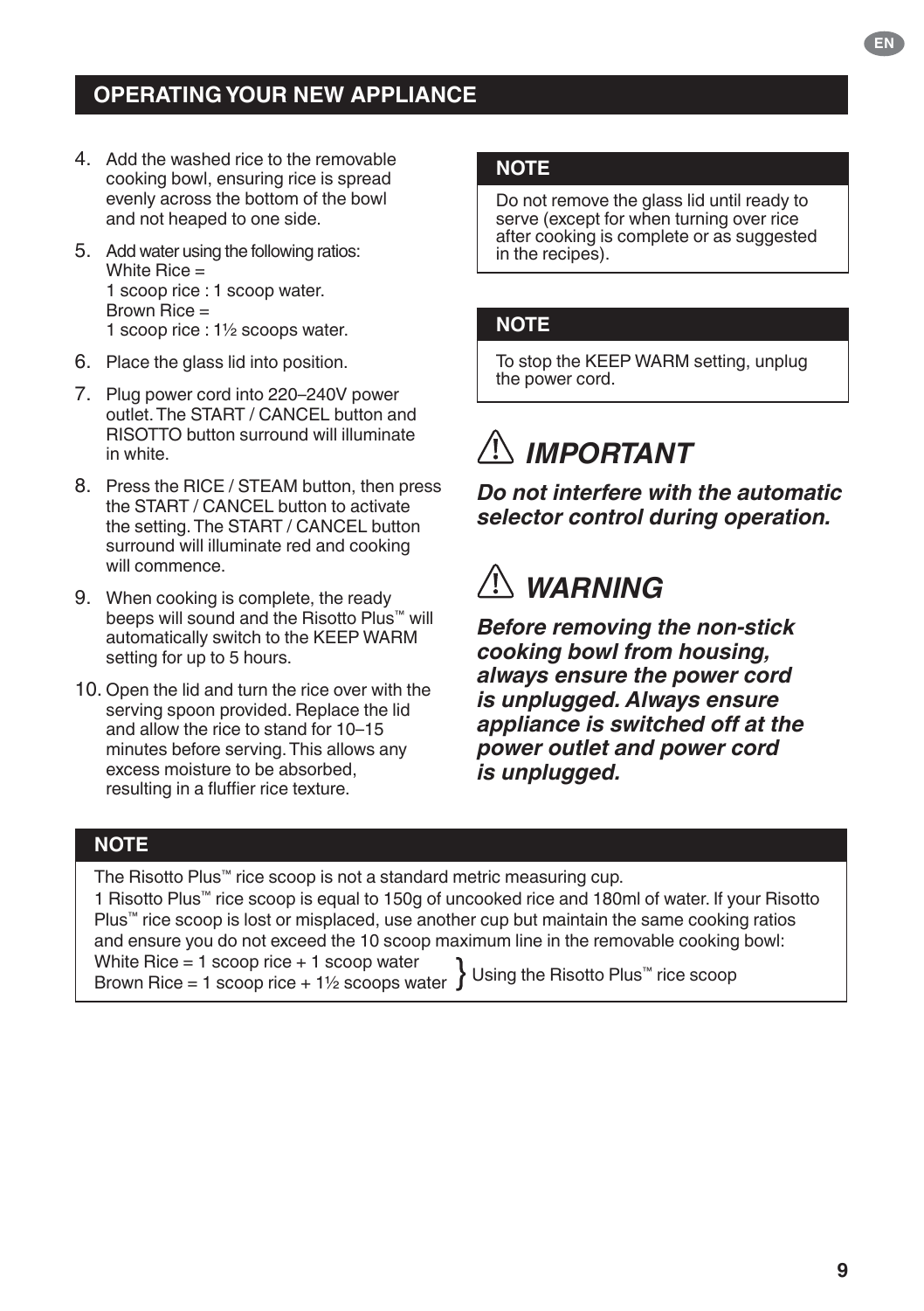## OPERATING YOUR NEW APPLIANCE

4. Add the washed rice to the removable cooking bowl, ensuring rice is spread evenly across the bottom of the bowl and not heaped to one side.
5. Add water using the following ratios:
   White Rice =
   1 scoop rice : 1 scoop water.
   Brown Rice =
   1 scoop rice : 1½ scoops water.
6. Place the glass lid into position.
7. Plug power cord into 220–240V power outlet. The START / CANCEL button and RISOTTO button surround will illuminate in white.
8. Press the RICE / STEAM button, then press the START / CANCEL button to activate the setting. The START / CANCEL button surround will illuminate red and cooking will commence.
9. When cooking is complete, the ready beeps will sound and the Risotto Plus™ will automatically switch to the KEEP WARM setting for up to 5 hours.
10. Open the lid and turn the rice over with the serving spoon provided. Replace the lid and allow the rice to stand for 10–15 minutes before serving. This allows any excess moisture to be absorbed, resulting in a fluffier rice texture.

### NOTE

Do not remove the glass lid until ready to serve (except for when turning over rice after cooking is complete or as suggested in the recipes).

### NOTE

To stop the KEEP WARM setting, unplug the power cord.

## ⚠ *IMPORTANT*

***Do not interfere with the automatic selector control during operation.***

## ⚠ *WARNING*

***Before removing the non-stick cooking bowl from housing, always ensure the power cord is unplugged. Always ensure appliance is switched off at the power outlet and power cord is unplugged.***

### NOTE

The Risotto Plus™ rice scoop is not a standard metric measuring cup.
1 Risotto Plus™ rice scoop is equal to 150g of uncooked rice and 180ml of water. If your Risotto Plus™ rice scoop is lost or misplaced, use another cup but maintain the same cooking ratios and ensure you do not exceed the 10 scoop maximum line in the removable cooking bowl:

White Rice = 1 scoop rice + 1 scoop water
Brown Rice = 1 scoop rice + 1½ scoops water
} Using the Risotto Plus™ rice scoop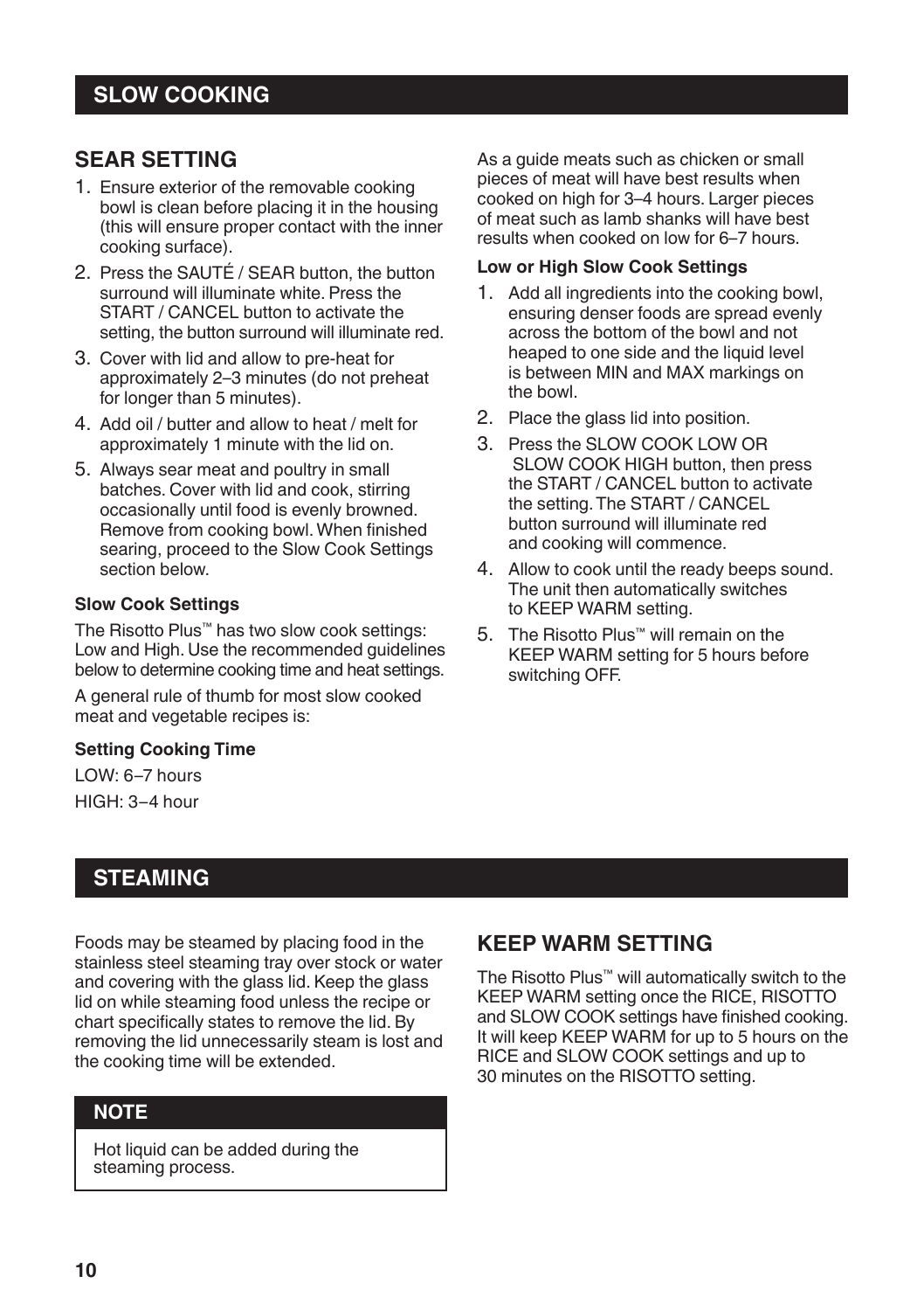## SLOW COOKING

### SEAR SETTING

1. Ensure exterior of the removable cooking bowl is clean before placing it in the housing (this will ensure proper contact with the inner cooking surface).
2. Press the SAUTÉ / SEAR button, the button surround will illuminate white. Press the START / CANCEL button to activate the setting, the button surround will illuminate red.
3. Cover with lid and allow to pre-heat for approximately 2–3 minutes (do not preheat for longer than 5 minutes).
4. Add oil / butter and allow to heat / melt for approximately 1 minute with the lid on.
5. Always sear meat and poultry in small batches. Cover with lid and cook, stirring occasionally until food is evenly browned. Remove from cooking bowl. When finished searing, proceed to the Slow Cook Settings section below.

#### Slow Cook Settings

The Risotto Plus™ has two slow cook settings: Low and High. Use the recommended guidelines below to determine cooking time and heat settings.

A general rule of thumb for most slow cooked meat and vegetable recipes is:

#### Setting Cooking Time

LOW: 6–7 hours

HIGH: 3–4 hour

As a guide meats such as chicken or small pieces of meat will have best results when cooked on high for 3–4 hours. Larger pieces of meat such as lamb shanks will have best results when cooked on low for 6–7 hours.

#### Low or High Slow Cook Settings

1. Add all ingredients into the cooking bowl, ensuring denser foods are spread evenly across the bottom of the bowl and not heaped to one side and the liquid level is between MIN and MAX markings on the bowl.
2. Place the glass lid into position.
3. Press the SLOW COOK LOW OR SLOW COOK HIGH button, then press the START / CANCEL button to activate the setting. The START / CANCEL button surround will illuminate red and cooking will commence.
4. Allow to cook until the ready beeps sound. The unit then automatically switches to KEEP WARM setting.
5. The Risotto Plus™ will remain on the KEEP WARM setting for 5 hours before switching OFF.

## STEAMING

Foods may be steamed by placing food in the stainless steel steaming tray over stock or water and covering with the glass lid. Keep the glass lid on while steaming food unless the recipe or chart specifically states to remove the lid. By removing the lid unnecessarily steam is lost and the cooking time will be extended.

**NOTE**

Hot liquid can be added during the steaming process.

### KEEP WARM SETTING

The Risotto Plus™ will automatically switch to the KEEP WARM setting once the RICE, RISOTTO and SLOW COOK settings have finished cooking. It will keep KEEP WARM for up to 5 hours on the RICE and SLOW COOK settings and up to 30 minutes on the RISOTTO setting.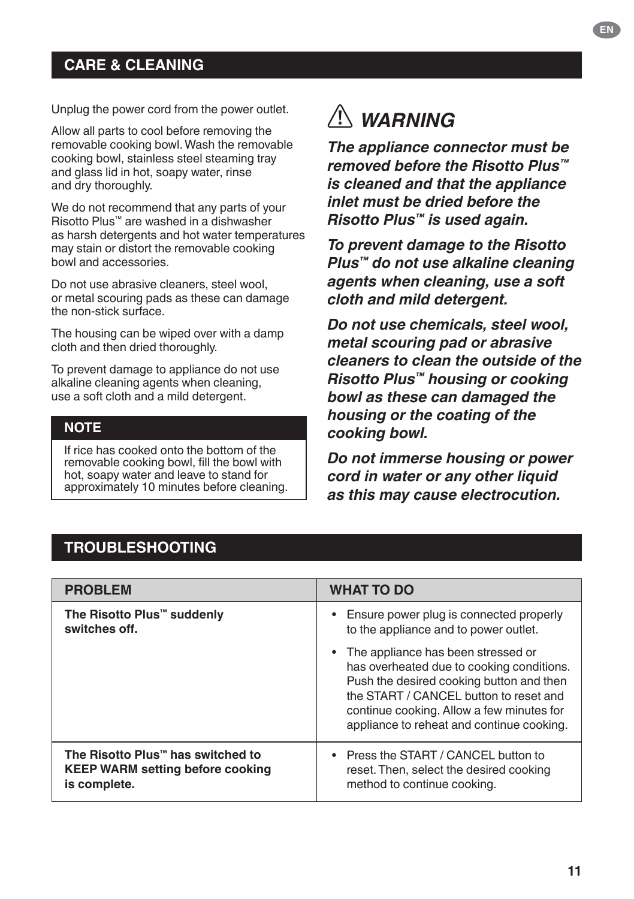## CARE & CLEANING

Unplug the power cord from the power outlet.

Allow all parts to cool before removing the removable cooking bowl. Wash the removable cooking bowl, stainless steel steaming tray and glass lid in hot, soapy water, rinse and dry thoroughly.

We do not recommend that any parts of your Risotto Plus™ are washed in a dishwasher as harsh detergents and hot water temperatures may stain or distort the removable cooking bowl and accessories.

Do not use abrasive cleaners, steel wool, or metal scouring pads as these can damage the non-stick surface.

The housing can be wiped over with a damp cloth and then dried thoroughly.

To prevent damage to appliance do not use alkaline cleaning agents when cleaning, use a soft cloth and a mild detergent.

**NOTE**

If rice has cooked onto the bottom of the removable cooking bowl, fill the bowl with hot, soapy water and leave to stand for approximately 10 minutes before cleaning.

### ⚠ *WARNING*

***The appliance connector must be removed before the Risotto Plus™ is cleaned and that the appliance inlet must be dried before the Risotto Plus™ is used again.***

***To prevent damage to the Risotto Plus™ do not use alkaline cleaning agents when cleaning, use a soft cloth and mild detergent.***

***Do not use chemicals, steel wool, metal scouring pad or abrasive cleaners to clean the outside of the Risotto Plus™ housing or cooking bowl as these can damaged the housing or the coating of the cooking bowl.***

***Do not immerse housing or power cord in water or any other liquid as this may cause electrocution.***

## TROUBLESHOOTING

| PROBLEM | WHAT TO DO |
|---|---|
| **The Risotto Plus™ suddenly switches off.** | • Ensure power plug is connected properly to the appliance and to power outlet.<br>• The appliance has been stressed or has overheated due to cooking conditions. Push the desired cooking button and then the START / CANCEL button to reset and continue cooking. Allow a few minutes for appliance to reheat and continue cooking. |
| **The Risotto Plus™ has switched to KEEP WARM setting before cooking is complete.** | • Press the START / CANCEL button to reset. Then, select the desired cooking method to continue cooking. |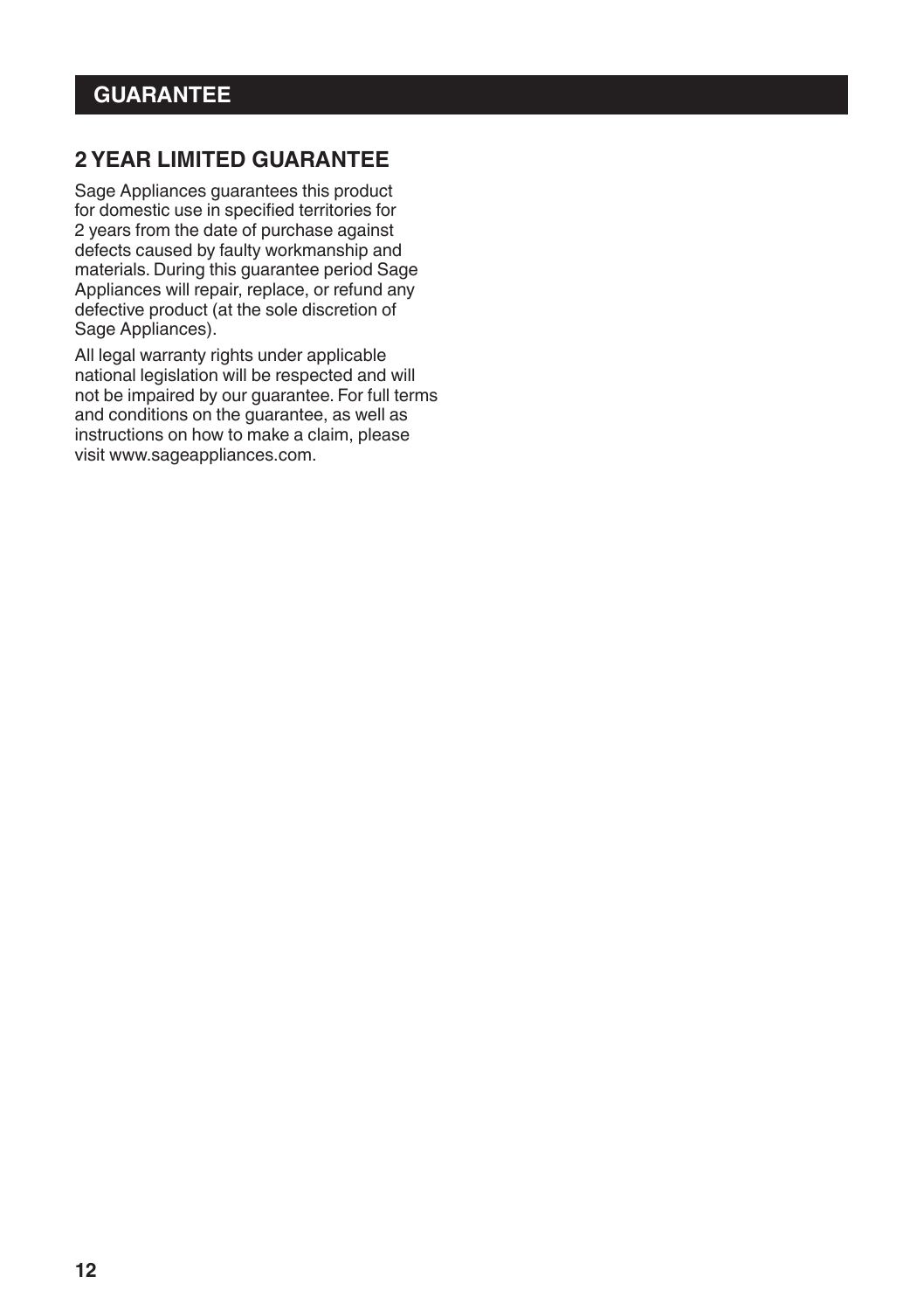# GUARANTEE

## 2 YEAR LIMITED GUARANTEE

Sage Appliances guarantees this product for domestic use in specified territories for 2 years from the date of purchase against defects caused by faulty workmanship and materials. During this guarantee period Sage Appliances will repair, replace, or refund any defective product (at the sole discretion of Sage Appliances).

All legal warranty rights under applicable national legislation will be respected and will not be impaired by our guarantee. For full terms and conditions on the guarantee, as well as instructions on how to make a claim, please visit www.sageappliances.com.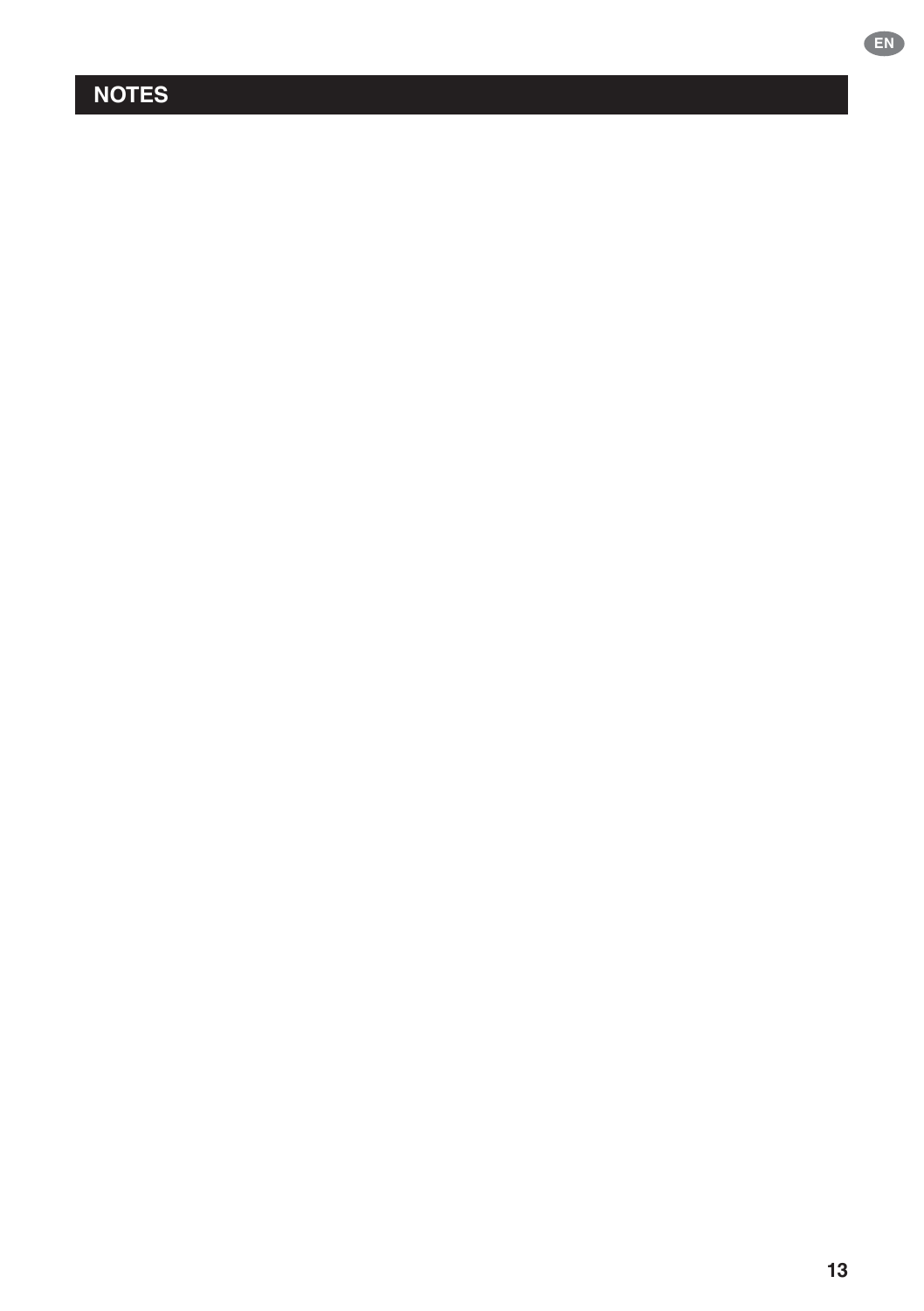## NOTES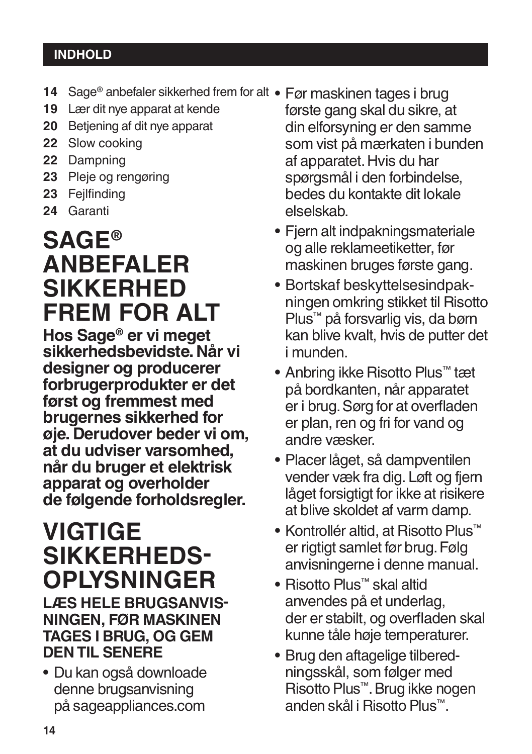## INDHOLD

- **14** Sage® anbefaler sikkerhed frem for alt
- **19** Lær dit nye apparat at kende
- **20** Betjening af dit nye apparat
- **22** Slow cooking
- **22** Dampning
- **23** Pleje og rengøring
- **23** Fejlfinding
- **24** Garanti

# SAGE® ANBEFALER SIKKERHED FREM FOR ALT

**Hos Sage® er vi meget sikkerhedsbevidste. Når vi designer og producerer forbrugerprodukter er det først og fremmest med brugernes sikkerhed for øje. Derudover beder vi om, at du udviser varsomhed, når du bruger et elektrisk apparat og overholder de følgende forholdsregler.**

# VIGTIGE SIKKERHEDS-OPLYSNINGER

**LÆS HELE BRUGSANVISNINGEN, FØR MASKINEN TAGES I BRUG, OG GEM DEN TIL SENERE**

- Du kan også downloade denne brugsanvisning på sageappliances.com
- Før maskinen tages i brug første gang skal du sikre, at din elforsyning er den samme som vist på mærkaten i bunden af apparatet. Hvis du har spørgsmål i den forbindelse, bedes du kontakte dit lokale elselskab.
- Fjern alt indpakningsmateriale og alle reklameetiketter, før maskinen bruges første gang.
- Bortskaf beskyttelsesindpakningen omkring stikket til Risotto Plus™ på forsvarlig vis, da børn kan blive kvalt, hvis de putter det i munden.
- Anbring ikke Risotto Plus™ tæt på bordkanten, når apparatet er i brug. Sørg for at overfladen er plan, ren og fri for vand og andre væsker.
- Placer låget, så dampventilen vender væk fra dig. Løft og fjern låget forsigtigt for ikke at risikere at blive skoldet af varm damp.
- Kontrollér altid, at Risotto Plus™ er rigtigt samlet før brug. Følg anvisningerne i denne manual.
- Risotto Plus™ skal altid anvendes på et underlag, der er stabilt, og overfladen skal kunne tåle høje temperaturer.
- Brug den aftagelige tilberedningsskål, som følger med Risotto Plus™. Brug ikke nogen anden skål i Risotto Plus™.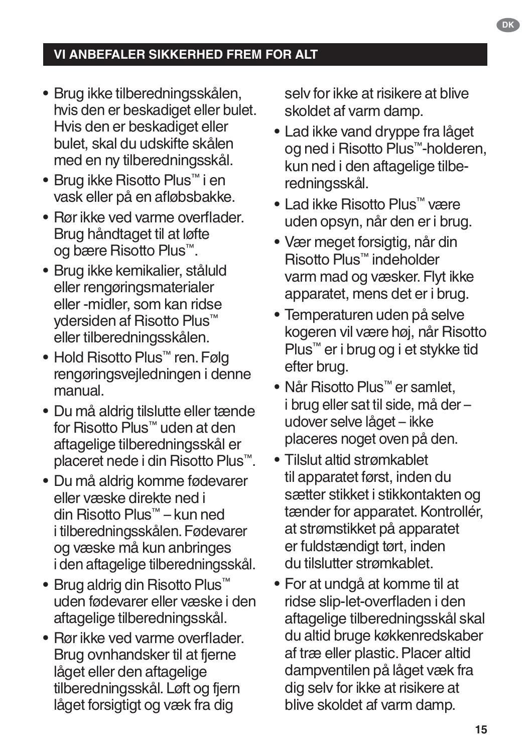## VI ANBEFALER SIKKERHED FREM FOR ALT

- Brug ikke tilberedningsskålen, hvis den er beskadiget eller bulet. Hvis den er beskadiget eller bulet, skal du udskifte skålen med en ny tilberedningsskål.
- Brug ikke Risotto Plus™ i en vask eller på en afløbsbakke.
- Rør ikke ved varme overflader. Brug håndtaget til at løfte og bære Risotto Plus™.
- Brug ikke kemikalier, ståluld eller rengøringsmaterialer eller -midler, som kan ridse ydersiden af Risotto Plus™ eller tilberedningsskålen.
- Hold Risotto Plus™ ren. Følg rengøringsvejledningen i denne manual.
- Du må aldrig tilslutte eller tænde for Risotto Plus™ uden at den aftagelige tilberedningsskål er placeret nede i din Risotto Plus™.
- Du må aldrig komme fødevarer eller væske direkte ned i din Risotto Plus™ – kun ned i tilberedningsskålen. Fødevarer og væske må kun anbringes i den aftagelige tilberedningsskål.
- Brug aldrig din Risotto Plus™ uden fødevarer eller væske i den aftagelige tilberedningsskål.
- Rør ikke ved varme overflader. Brug ovnhandsker til at fjerne låget eller den aftagelige tilberedningsskål. Løft og fjern låget forsigtigt og væk fra dig selv for ikke at risikere at blive skoldet af varm damp.
- Lad ikke vand dryppe fra låget og ned i Risotto Plus™-holderen, kun ned i den aftagelige tilberedningsskål.
- Lad ikke Risotto Plus™ være uden opsyn, når den er i brug.
- Vær meget forsigtig, når din Risotto Plus™ indeholder varm mad og væsker. Flyt ikke apparatet, mens det er i brug.
- Temperaturen uden på selve kogeren vil være høj, når Risotto Plus™ er i brug og i et stykke tid efter brug.
- Når Risotto Plus™ er samlet, i brug eller sat til side, må der – udover selve låget – ikke placeres noget oven på den.
- Tilslut altid strømkablet til apparatet først, inden du sætter stikket i stikkontakten og tænder for apparatet. Kontrollér, at strømstikket på apparatet er fuldstændigt tørt, inden du tilslutter strømkablet.
- For at undgå at komme til at ridse slip-let-overfladen i den aftagelige tilberedningsskål skal du altid bruge køkkenredskaber af træ eller plastic. Placer altid dampventilen på låget væk fra dig selv for ikke at risikere at blive skoldet af varm damp.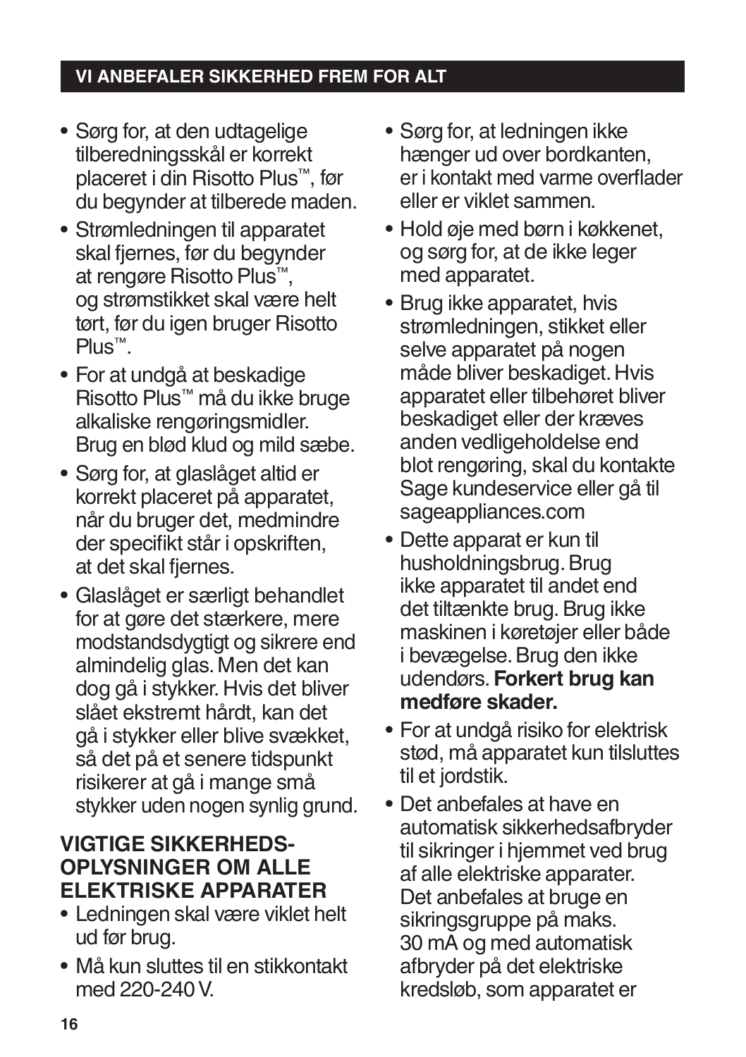## VI ANBEFALER SIKKERHED FREM FOR ALT

- Sørg for, at den udtagelige tilberedningsskål er korrekt placeret i din Risotto Plus™, før du begynder at tilberede maden.
- Strømledningen til apparatet skal fjernes, før du begynder at rengøre Risotto Plus™, og strømstikket skal være helt tørt, før du igen bruger Risotto Plus™.
- For at undgå at beskadige Risotto Plus™ må du ikke bruge alkaliske rengøringsmidler. Brug en blød klud og mild sæbe.
- Sørg for, at glaslåget altid er korrekt placeret på apparatet, når du bruger det, medmindre der specifikt står i opskriften, at det skal fjernes.
- Glaslåget er særligt behandlet for at gøre det stærkere, mere modstandsdygtigt og sikrere end almindelig glas. Men det kan dog gå i stykker. Hvis det bliver slået ekstremt hårdt, kan det gå i stykker eller blive svækket, så det på et senere tidspunkt risikerer at gå i mange små stykker uden nogen synlig grund.

### VIGTIGE SIKKERHEDS­OPLYSNINGER OM ALLE ELEKTRISKE APPARATER

- Ledningen skal være viklet helt ud før brug.
- Må kun sluttes til en stikkontakt med 220-240 V.
- Sørg for, at ledningen ikke hænger ud over bordkanten, er i kontakt med varme overflader eller er viklet sammen.
- Hold øje med børn i køkkenet, og sørg for, at de ikke leger med apparatet.
- Brug ikke apparatet, hvis strømledningen, stikket eller selve apparatet på nogen måde bliver beskadiget. Hvis apparatet eller tilbehøret bliver beskadiget eller der kræves anden vedligeholdelse end blot rengøring, skal du kontakte Sage kundeservice eller gå til sageappliances.com
- Dette apparat er kun til husholdningsbrug. Brug ikke apparatet til andet end det tiltænkte brug. Brug ikke maskinen i køretøjer eller både i bevægelse. Brug den ikke udendørs. **Forkert brug kan medføre skader.**
- For at undgå risiko for elektrisk stød, må apparatet kun tilsluttes til et jordstik.
- Det anbefales at have en automatisk sikkerhedsafbryder til sikringer i hjemmet ved brug af alle elektriske apparater. Det anbefales at bruge en sikringsgruppe på maks. 30 mA og med automatisk afbryder på det elektriske kredsløb, som apparatet er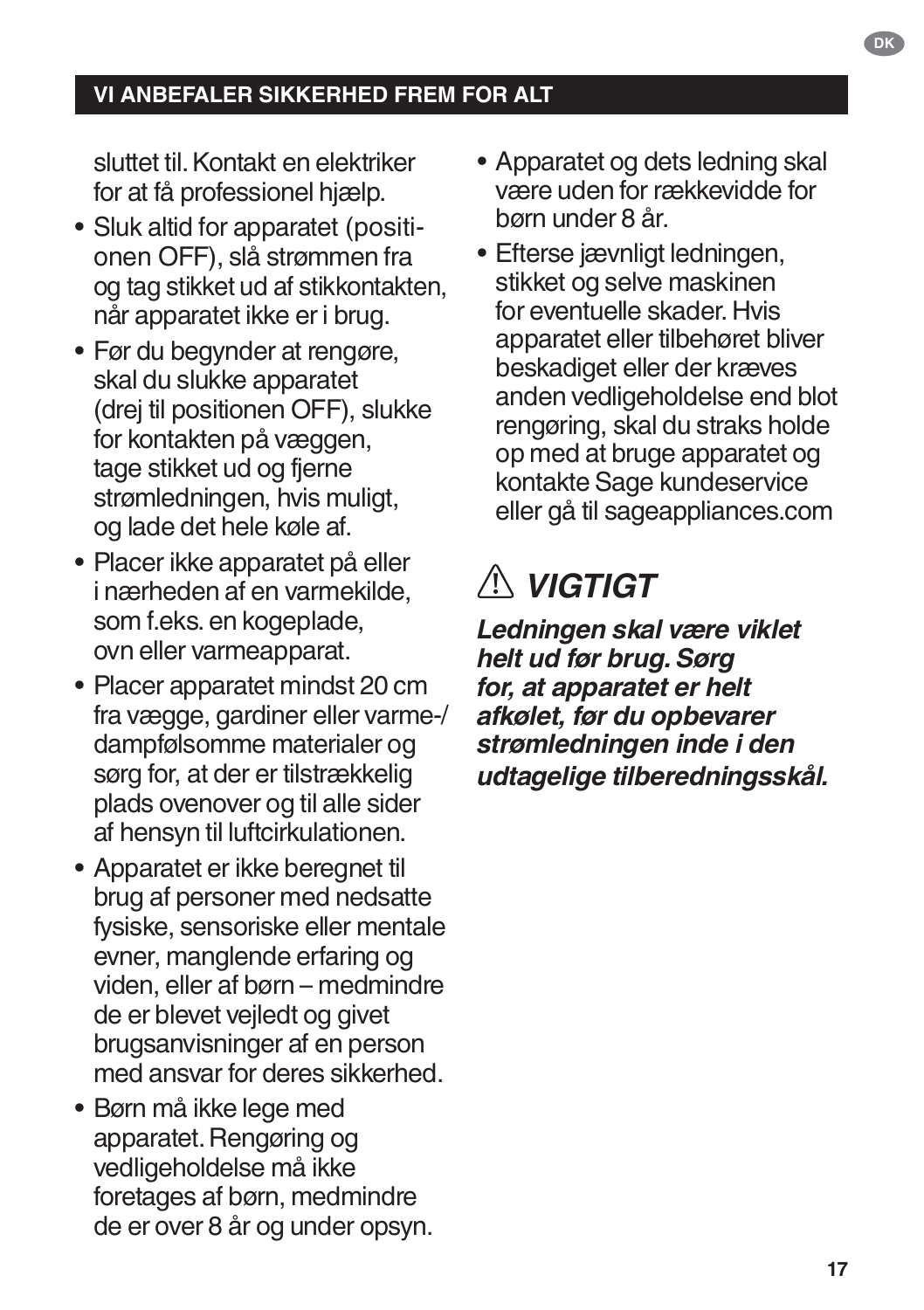sluttet til. Kontakt en elektriker for at få professionel hjælp.

- Sluk altid for apparatet (positionen OFF), slå strømmen fra og tag stikket ud af stikkontakten, når apparatet ikke er i brug.
- Før du begynder at rengøre, skal du slukke apparatet (drej til positionen OFF), slukke for kontakten på væggen, tage stikket ud og fjerne strømledningen, hvis muligt, og lade det hele køle af.
- Placer ikke apparatet på eller i nærheden af en varmekilde, som f.eks. en kogeplade, ovn eller varmeapparat.
- Placer apparatet mindst 20 cm fra vægge, gardiner eller varme-/dampfølsomme materialer og sørg for, at der er tilstrækkelig plads ovenover og til alle sider af hensyn til luftcirkulationen.
- Apparatet er ikke beregnet til brug af personer med nedsatte fysiske, sensoriske eller mentale evner, manglende erfaring og viden, eller af børn – medmindre de er blevet vejledt og givet brugsanvisninger af en person med ansvar for deres sikkerhed.
- Børn må ikke lege med apparatet. Rengøring og vedligeholdelse må ikke foretages af børn, medmindre de er over 8 år og under opsyn.
- Apparatet og dets ledning skal være uden for rækkevidde for børn under 8 år.
- Efterse jævnligt ledningen, stikket og selve maskinen for eventuelle skader. Hvis apparatet eller tilbehøret bliver beskadiget eller der kræves anden vedligeholdelse end blot rengøring, skal du straks holde op med at bruge apparatet og kontakte Sage kundeservice eller gå til sageappliances.com

## ⚠ *VIGTIGT*

***Ledningen skal være viklet helt ud før brug. Sørg for, at apparatet er helt afkølet, før du opbevarer strømledningen inde i den udtagelige tilberedningsskål.***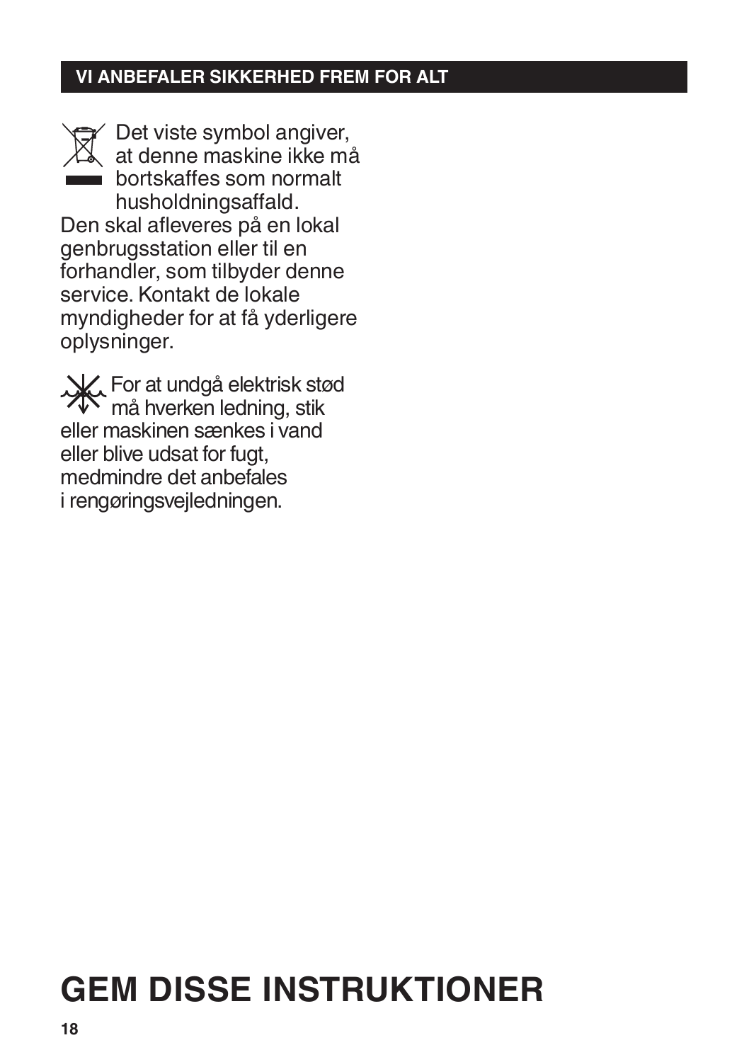## VI ANBEFALER SIKKERHED FREM FOR ALT

Det viste symbol angiver, at denne maskine ikke må bortskaffes som normalt husholdningsaffald. Den skal afleveres på en lokal genbrugsstation eller til en forhandler, som tilbyder denne service. Kontakt de lokale myndigheder for at få yderligere oplysninger.

For at undgå elektrisk stød må hverken ledning, stik eller maskinen sænkes i vand eller blive udsat for fugt, medmindre det anbefales i rengøringsvejledningen.

# GEM DISSE INSTRUKTIONER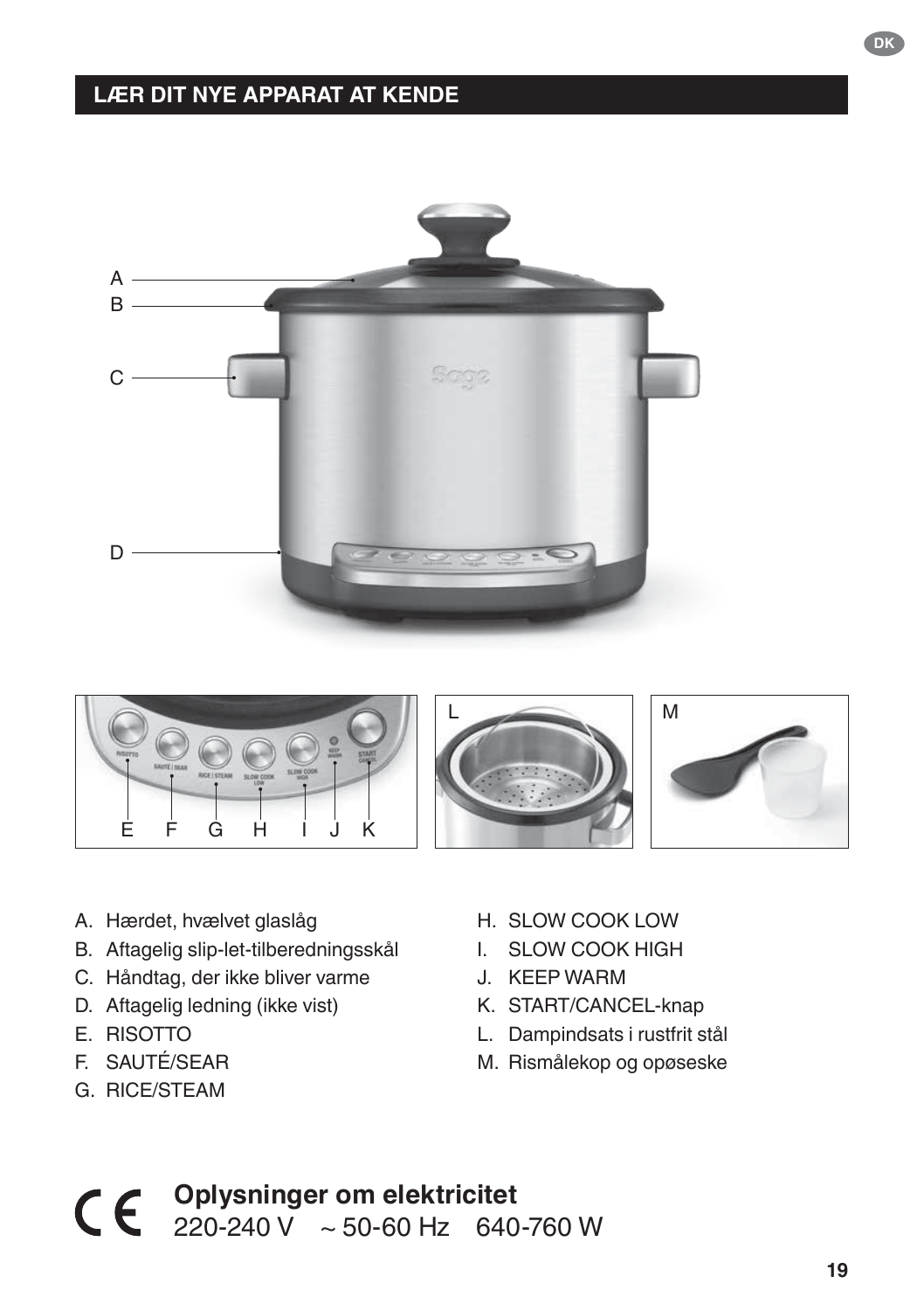## LÆR DIT NYE APPARAT AT KENDE

A. Hærdet, hvælvet glaslåg
B. Aftagelig slip-let-tilberedningsskål
C. Håndtag, der ikke bliver varme
D. Aftagelig ledning (ikke vist)
E. RISOTTO
F. SAUTÉ/SEAR
G. RICE/STEAM
H. SLOW COOK LOW
I. SLOW COOK HIGH
J. KEEP WARM
K. START/CANCEL-knap
L. Dampindsats i rustfrit stål
M. Rismålekop og opøseske

**Oplysninger om elektricitet**
220-240 V ~ 50-60 Hz 640-760 W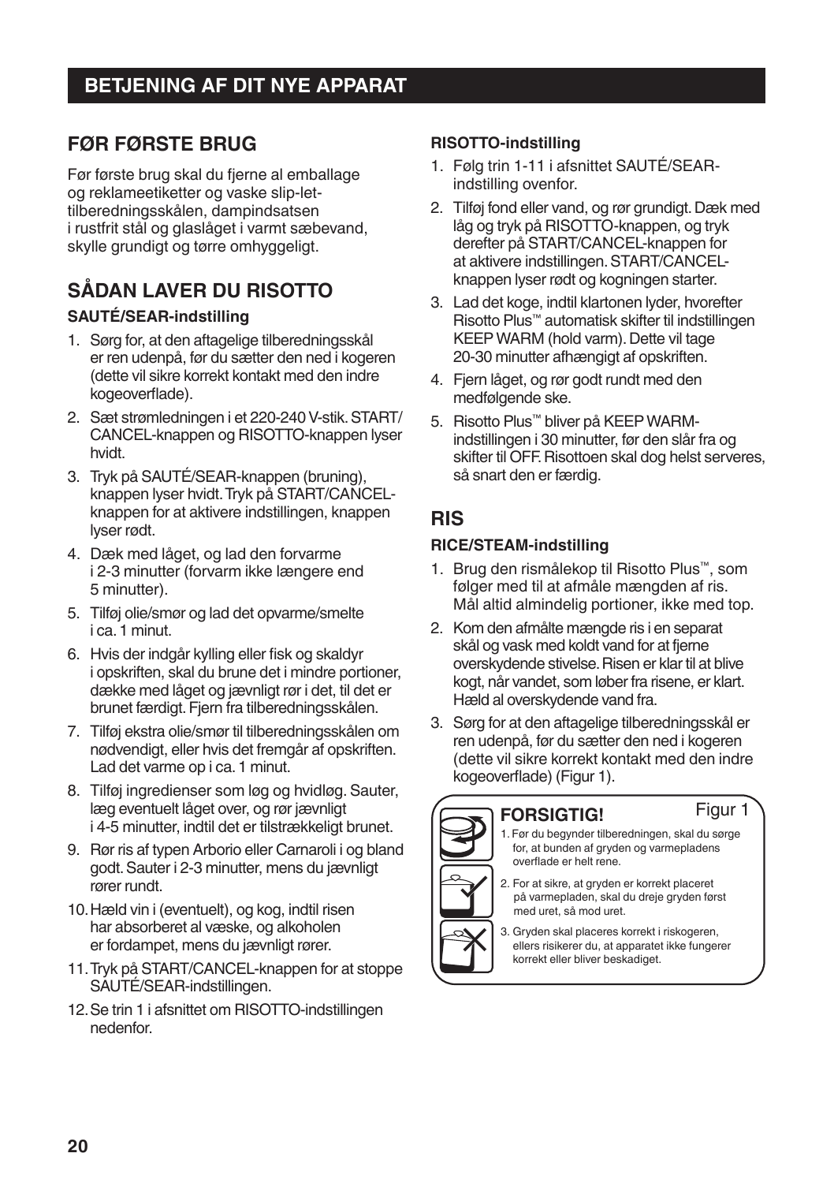# BETJENING AF DIT NYE APPARAT

## FØR FØRSTE BRUG

Før første brug skal du fjerne al emballage og reklameetiketter og vaske slip-let-tilberedningsskålen, dampindsatsen i rustfrit stål og glaslåget i varmt sæbevand, skylle grundigt og tørre omhyggeligt.

## SÅDAN LAVER DU RISOTTO

### SAUTÉ/SEAR-indstilling

1. Sørg for, at den aftagelige tilberedningsskål er ren udenpå, før du sætter den ned i kogeren (dette vil sikre korrekt kontakt med den indre kogeoverflade).
2. Sæt strømledningen i et 220-240 V-stik. START/CANCEL-knappen og RISOTTO-knappen lyser hvidt.
3. Tryk på SAUTÉ/SEAR-knappen (bruning), knappen lyser hvidt. Tryk på START/CANCEL-knappen for at aktivere indstillingen, knappen lyser rødt.
4. Dæk med låget, og lad den forvarme i 2-3 minutter (forvarm ikke længere end 5 minutter).
5. Tilføj olie/smør og lad det opvarme/smelte i ca. 1 minut.
6. Hvis der indgår kylling eller fisk og skaldyr i opskriften, skal du brune det i mindre portioner, dække med låget og jævnligt rør i det, til det er brunet færdigt. Fjern fra tilberedningsskålen.
7. Tilføj ekstra olie/smør til tilberedningsskålen om nødvendigt, eller hvis det fremgår af opskriften. Lad det varme op i ca. 1 minut.
8. Tilføj ingredienser som løg og hvidløg. Sauter, læg eventuelt låget over, og rør jævnligt i 4-5 minutter, indtil det er tilstrækkeligt brunet.
9. Rør ris af typen Arborio eller Carnaroli i og bland godt. Sauter i 2-3 minutter, mens du jævnligt rører rundt.
10. Hæld vin i (eventuelt), og kog, indtil risen har absorberet al væske, og alkoholen er fordampet, mens du jævnligt rører.
11. Tryk på START/CANCEL-knappen for at stoppe SAUTÉ/SEAR-indstillingen.
12. Se trin 1 i afsnittet om RISOTTO-indstillingen nedenfor.

### RISOTTO-indstilling

1. Følg trin 1-11 i afsnittet SAUTÉ/SEAR-indstilling ovenfor.
2. Tilføj fond eller vand, og rør grundigt. Dæk med låg og tryk på RISOTTO-knappen, og tryk derefter på START/CANCEL-knappen for at aktivere indstillingen. START/CANCEL-knappen lyser rødt og kogningen starter.
3. Lad det koge, indtil klartonen lyder, hvorefter Risotto Plus™ automatisk skifter til indstillingen KEEP WARM (hold varm). Dette vil tage 20-30 minutter afhængigt af opskriften.
4. Fjern låget, og rør godt rundt med den medfølgende ske.
5. Risotto Plus™ bliver på KEEP WARM-indstillingen i 30 minutter, før den slår fra og skifter til OFF. Risottoen skal dog helst serveres, så snart den er færdig.

## RIS

### RICE/STEAM-indstilling

1. Brug den rismålekop til Risotto Plus™, som følger med til at afmåle mængden af ris. Mål altid almindelig portioner, ikke med top.
2. Kom den afmålte mængde ris i en separat skål og vask med koldt vand for at fjerne overskydende stivelse. Risen er klar til at blive kogt, når vandet, som løber fra risene, er klart. Hæld al overskydende vand fra.
3. Sørg for at den aftagelige tilberedningsskål er ren udenpå, før du sætter den ned i kogeren (dette vil sikre korrekt kontakt med den indre kogeoverflade) (Figur 1).

**FORSIGTIG!** Figur 1

1. Før du begynder tilberedningen, skal du sørge for, at bunden af gryden og varmepladens overflade er helt rene.
2. For at sikre, at gryden er korrekt placeret på varmepladen, skal du dreje gryden først med uret, så mod uret.
3. Gryden skal placeres korrekt i riskogeren, ellers risikerer du, at apparatet ikke fungerer korrekt eller bliver beskadiget.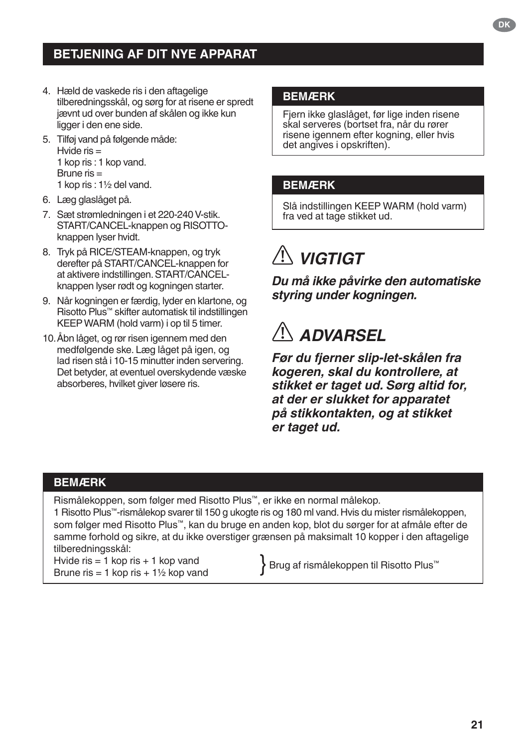## BETJENING AF DIT NYE APPARAT

4. Hæld de vaskede ris i den aftagelige tilberedningsskål, og sørg for at risene er spredt jævnt ud over bunden af skålen og ikke kun ligger i den ene side.
5. Tilføj vand på følgende måde:
   Hvide ris =
   1 kop ris : 1 kop vand.
   Brune ris =
   1 kop ris : 1½ del vand.
6. Læg glaslåget på.
7. Sæt strømledningen i et 220-240 V-stik. START/CANCEL-knappen og RISOTTO-knappen lyser hvidt.
8. Tryk på RICE/STEAM-knappen, og tryk derefter på START/CANCEL-knappen for at aktivere indstillingen. START/CANCEL-knappen lyser rødt og kogningen starter.
9. Når kogningen er færdig, lyder en klartone, og Risotto Plus™ skifter automatisk til indstillingen KEEP WARM (hold varm) i op til 5 timer.
10. Åbn låget, og rør risen igennem med den medfølgende ske. Læg låget på igen, og lad risen stå i 10-15 minutter inden servering. Det betyder, at eventuel overskydende væske absorberes, hvilket giver løsere ris.

**BEMÆRK**

Fjern ikke glaslåget, før lige inden risene skal serveres (bortset fra, når du rører risene igennem efter kogning, eller hvis det angives i opskriften).

**BEMÆRK**

Slå indstillingen KEEP WARM (hold varm) fra ved at tage stikket ud.

### ⚠ VIGTIGT

***Du må ikke påvirke den automatiske styring under kogningen.***

### ⚠ ADVARSEL

***Før du fjerner slip-let-skålen fra kogeren, skal du kontrollere, at stikket er taget ud. Sørg altid for, at der er slukket for apparatet på stikkontakten, og at stikket er taget ud.***

**BEMÆRK**

Rismålekoppen, som følger med Risotto Plus™, er ikke en normal målekop.
1 Risotto Plus™-rismålekop svarer til 150 g ukogte ris og 180 ml vand. Hvis du mister rismålekoppen, som følger med Risotto Plus™, kan du bruge en anden kop, blot du sørger for at afmåle efter de samme forhold og sikre, at du ikke overstiger grænsen på maksimalt 10 kopper i den aftagelige tilberedningsskål:

Hvide ris = 1 kop ris + 1 kop vand
Brune ris = 1 kop ris + 1½ kop vand
} Brug af rismålekoppen til Risotto Plus™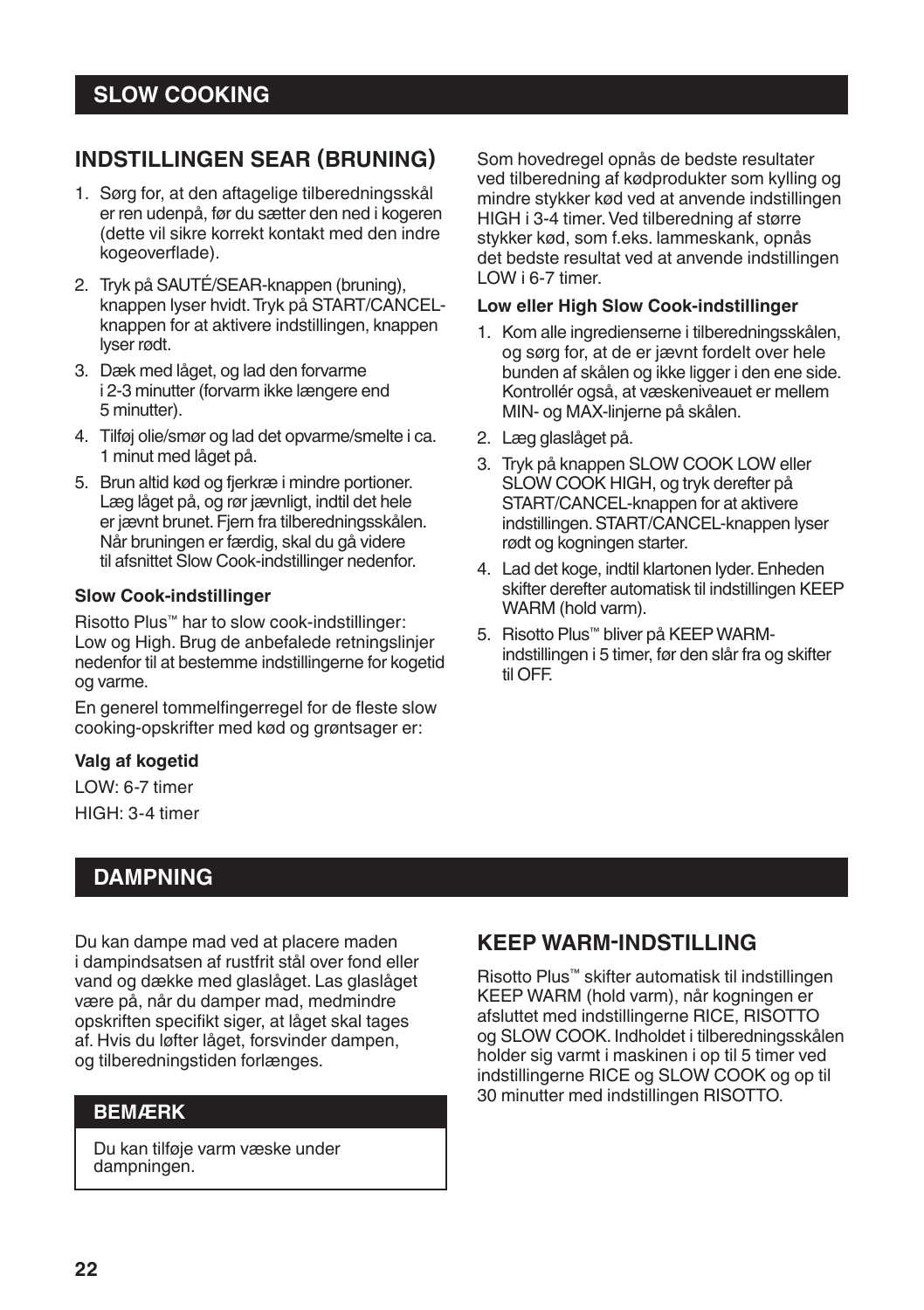# SLOW COOKING

## INDSTILLINGEN SEAR (BRUNING)

1. Sørg for, at den aftagelige tilberedningsskål er ren udenpå, før du sætter den ned i kogeren (dette vil sikre korrekt kontakt med den indre kogeoverflade).
2. Tryk på SAUTÉ/SEAR-knappen (bruning), knappen lyser hvidt. Tryk på START/CANCEL-knappen for at aktivere indstillingen, knappen lyser rødt.
3. Dæk med låget, og lad den forvarme i 2-3 minutter (forvarm ikke længere end 5 minutter).
4. Tilføj olie/smør og lad det opvarme/smelte i ca. 1 minut med låget på.
5. Brun altid kød og fjerkræ i mindre portioner. Læg låget på, og rør jævnligt, indtil det hele er jævnt brunet. Fjern fra tilberedningsskålen. Når bruningen er færdig, skal du gå videre til afsnittet Slow Cook-indstillinger nedenfor.

**Slow Cook-indstillinger**

Risotto Plus™ har to slow cook-indstillinger: Low og High. Brug de anbefalede retningslinjer nedenfor til at bestemme indstillingerne for kogetid og varme.

En generel tommelfingerregel for de fleste slow cooking-opskrifter med kød og grøntsager er:

**Valg af kogetid**

LOW: 6-7 timer

HIGH: 3-4 timer

Som hovedregel opnås de bedste resultater ved tilberedning af kødprodukter som kylling og mindre stykker kød ved at anvende indstillingen HIGH i 3-4 timer. Ved tilberedning af større stykker kød, som f.eks. lammeskank, opnås det bedste resultat ved at anvende indstillingen LOW i 6-7 timer.

**Low eller High Slow Cook-indstillinger**

1. Kom alle ingredienserne i tilberedningsskålen, og sørg for, at de er jævnt fordelt over hele bunden af skålen og ikke ligger i den ene side. Kontrollér også, at væskeniveauet er mellem MIN- og MAX-linjerne på skålen.
2. Læg glaslåget på.
3. Tryk på knappen SLOW COOK LOW eller SLOW COOK HIGH, og tryk derefter på START/CANCEL-knappen for at aktivere indstillingen. START/CANCEL-knappen lyser rødt og kogningen starter.
4. Lad det koge, indtil klartonen lyder. Enheden skifter derefter automatisk til indstillingen KEEP WARM (hold varm).
5. Risotto Plus™ bliver på KEEP WARM-indstillingen i 5 timer, før den slår fra og skifter til OFF.

# DAMPNING

Du kan dampe mad ved at placere maden i dampindsatsen af rustfrit stål over fond eller vand og dække med glaslåget. Las glaslåget være på, når du damper mad, medmindre opskriften specifikt siger, at låget skal tages af. Hvis du løfter låget, forsvinder dampen, og tilberedningstiden forlænges.

**BEMÆRK**

Du kan tilføje varm væske under dampningen.

## KEEP WARM-INDSTILLING

Risotto Plus™ skifter automatisk til indstillingen KEEP WARM (hold varm), når kogningen er afsluttet med indstillingerne RICE, RISOTTO og SLOW COOK. Indholdet i tilberedningsskålen holder sig varmt i maskinen i op til 5 timer ved indstillingerne RICE og SLOW COOK og op til 30 minutter med indstillingen RISOTTO.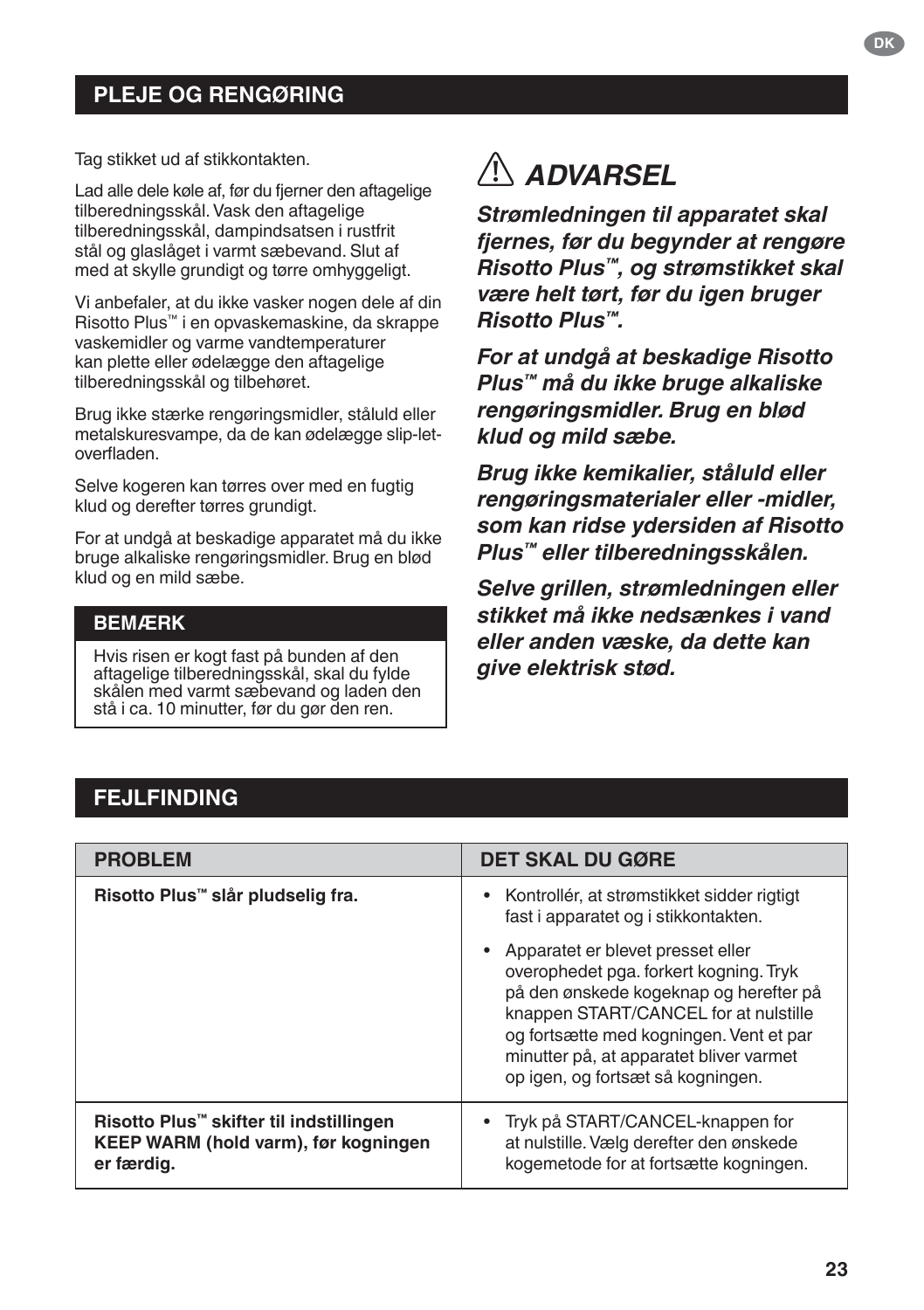## PLEJE OG RENGØRING

Tag stikket ud af stikkontakten.

Lad alle dele køle af, før du fjerner den aftagelige tilberedningsskål. Vask den aftagelige tilberedningsskål, dampindsatsen i rustfrit stål og glaslåget i varmt sæbevand. Slut af med at skylle grundigt og tørre omhyggeligt.

Vi anbefaler, at du ikke vasker nogen dele af din Risotto Plus™ i en opvaskemaskine, da skrappe vaskemidler og varme vandtemperaturer kan plette eller ødelægge den aftagelige tilberedningsskål og tilbehøret.

Brug ikke stærke rengøringsmidler, ståluld eller metalskuresvampe, da de kan ødelægge slip-let-overfladen.

Selve kogeren kan tørres over med en fugtig klud og derefter tørres grundigt.

For at undgå at beskadige apparatet må du ikke bruge alkaliske rengøringsmidler. Brug en blød klud og en mild sæbe.

**BEMÆRK**

Hvis risen er kogt fast på bunden af den aftagelige tilberedningsskål, skal du fylde skålen med varmt sæbevand og laden den stå i ca. 10 minutter, før du gør den ren.

### ⚠ *ADVARSEL*

***Strømledningen til apparatet skal fjernes, før du begynder at rengøre Risotto Plus™, og strømstikket skal være helt tørt, før du igen bruger Risotto Plus™.***

***For at undgå at beskadige Risotto Plus™ må du ikke bruge alkaliske rengøringsmidler. Brug en blød klud og mild sæbe.***

***Brug ikke kemikalier, ståluld eller rengøringsmaterialer eller -midler, som kan ridse ydersiden af Risotto Plus™ eller tilberedningsskålen.***

***Selve grillen, strømledningen eller stikket må ikke nedsænkes i vand eller anden væske, da dette kan give elektrisk stød.***

## FEJLFINDING

| PROBLEM | DET SKAL DU GØRE |
|---|---|
| **Risotto Plus™ slår pludselig fra.** | • Kontrollér, at strømstikket sidder rigtigt fast i apparatet og i stikkontakten.<br>• Apparatet er blevet presset eller overophedet pga. forkert kogning. Tryk på den ønskede kogeknap og herefter på knappen START/CANCEL for at nulstille og fortsætte med kogningen. Vent et par minutter på, at apparatet bliver varmet op igen, og fortsæt så kogningen. |
| **Risotto Plus™ skifter til indstillingen KEEP WARM (hold varm), før kogningen er færdig.** | • Tryk på START/CANCEL-knappen for at nulstille. Vælg derefter den ønskede kogemetode for at fortsætte kogningen. |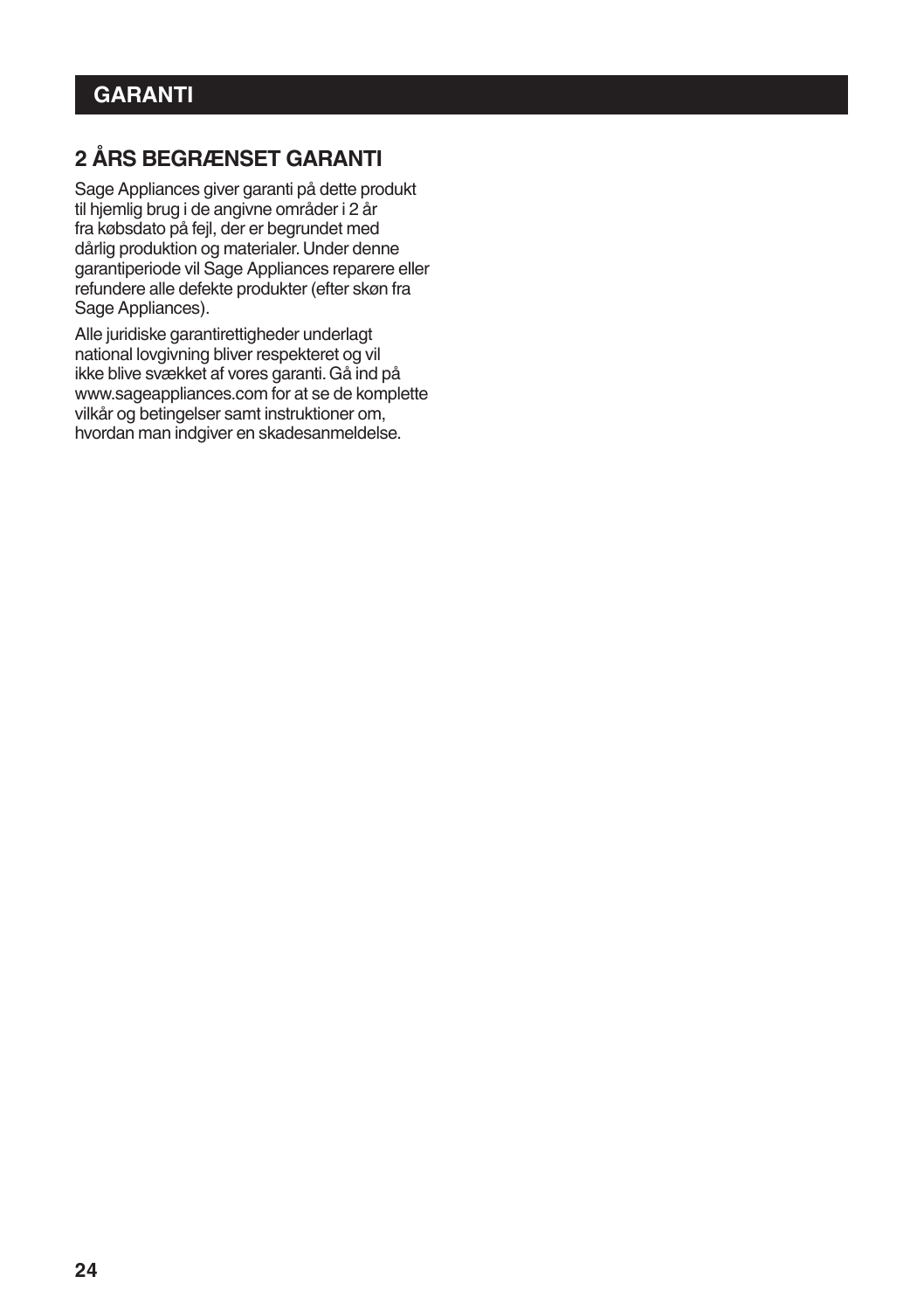# GARANTI

## 2 ÅRS BEGRÆNSET GARANTI

Sage Appliances giver garanti på dette produkt til hjemlig brug i de angivne områder i 2 år fra købsdato på fejl, der er begrundet med dårlig produktion og materialer. Under denne garantiperiode vil Sage Appliances reparere eller refundere alle defekte produkter (efter skøn fra Sage Appliances).

Alle juridiske garantirettigheder underlagt national lovgivning bliver respekteret og vil ikke blive svækket af vores garanti. Gå ind på www.sageappliances.com for at se de komplette vilkår og betingelser samt instruktioner om, hvordan man indgiver en skadesanmeldelse.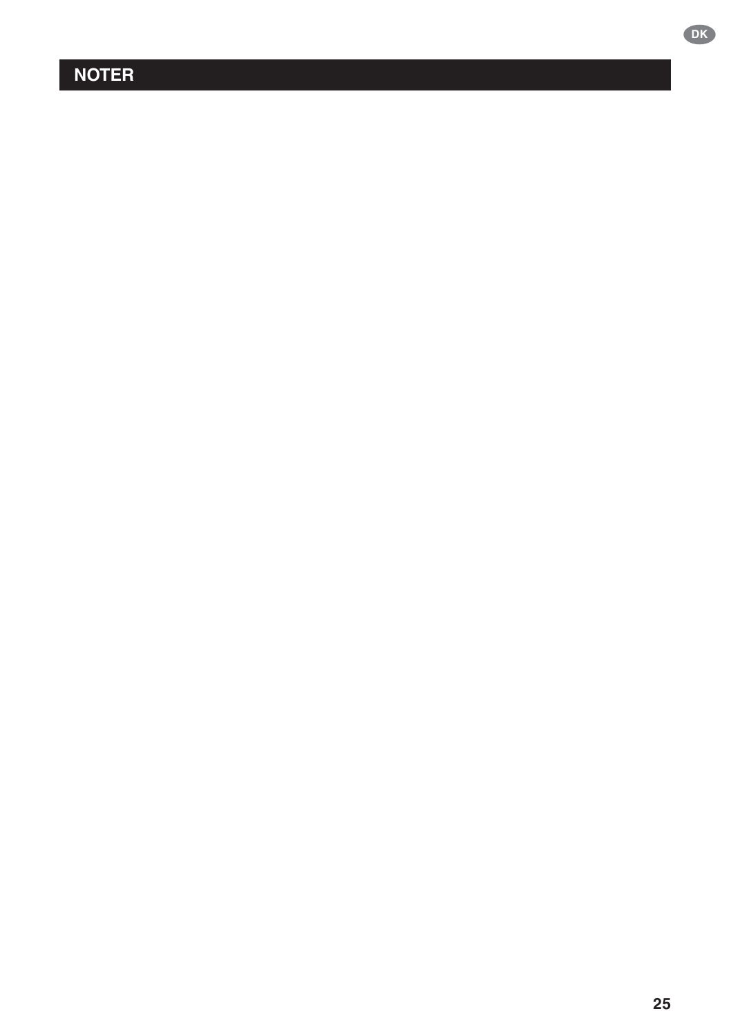# NOTER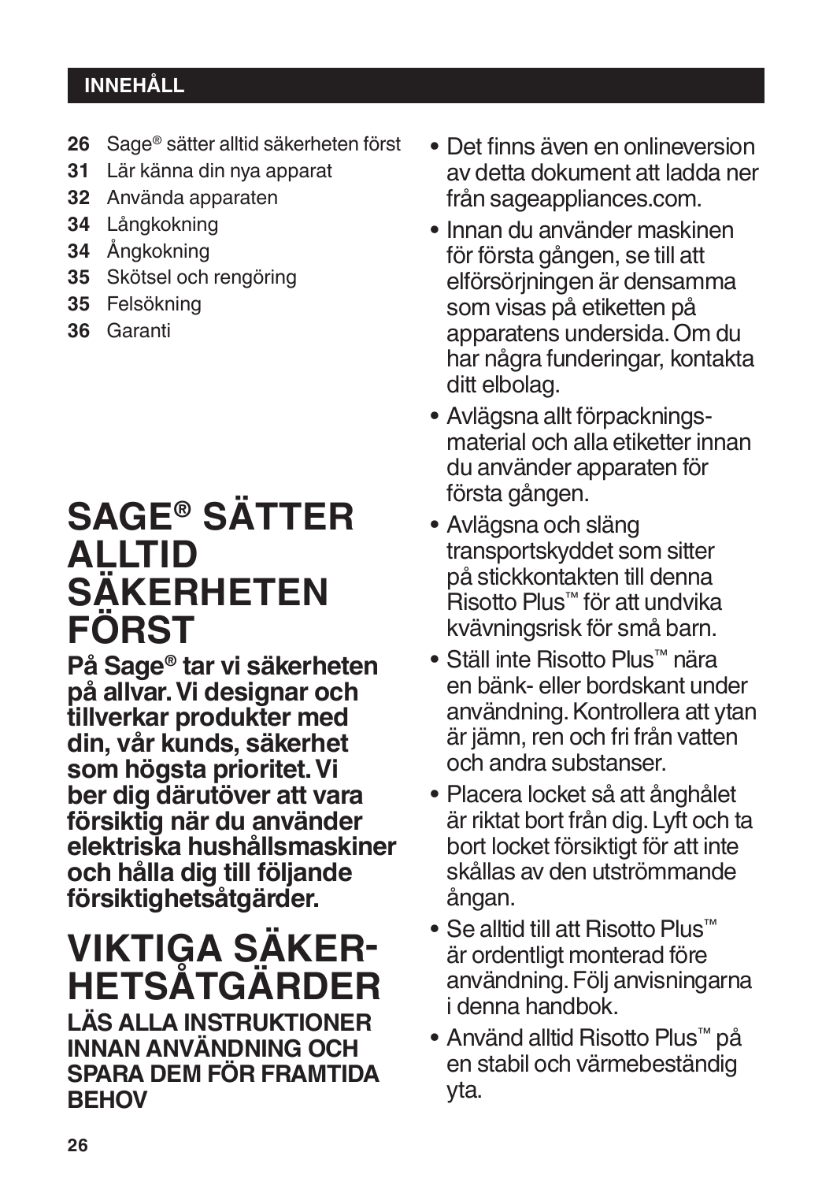## INNEHÅLL

**26** Sage® sätter alltid säkerheten först
**31** Lär känna din nya apparat
**32** Använda apparaten
**34** Långkokning
**34** Ångkokning
**35** Skötsel och rengöring
**35** Felsökning
**36** Garanti

# SAGE® SÄTTER ALLTID SÄKERHETEN FÖRST

**På Sage® tar vi säkerheten på allvar. Vi designar och tillverkar produkter med din, vår kunds, säkerhet som högsta prioritet. Vi ber dig därutöver att vara försiktig när du använder elektriska hushållsmaskiner och hålla dig till följande försiktighetsåtgärder.**

# VIKTIGA SÄKERHETSÅTGÄRDER

**LÄS ALLA INSTRUKTIONER INNAN ANVÄNDNING OCH SPARA DEM FÖR FRAMTIDA BEHOV**

- Det finns även en onlineversion av detta dokument att ladda ner från sageappliances.com.
- Innan du använder maskinen för första gången, se till att elförsörjningen är densamma som visas på etiketten på apparatens undersida. Om du har några funderingar, kontakta ditt elbolag.
- Avlägsna allt förpackningsmaterial och alla etiketter innan du använder apparaten för första gången.
- Avlägsna och släng transportskyddet som sitter på stickkontakten till denna Risotto Plus™ för att undvika kvävningsrisk för små barn.
- Ställ inte Risotto Plus™ nära en bänk- eller bordskant under användning. Kontrollera att ytan är jämn, ren och fri från vatten och andra substanser.
- Placera locket så att ånghålet är riktat bort från dig. Lyft och ta bort locket försiktigt för att inte skållas av den utströmmande ångan.
- Se alltid till att Risotto Plus™ är ordentligt monterad före användning. Följ anvisningarna i denna handbok.
- Använd alltid Risotto Plus™ på en stabil och värmebeständig yta.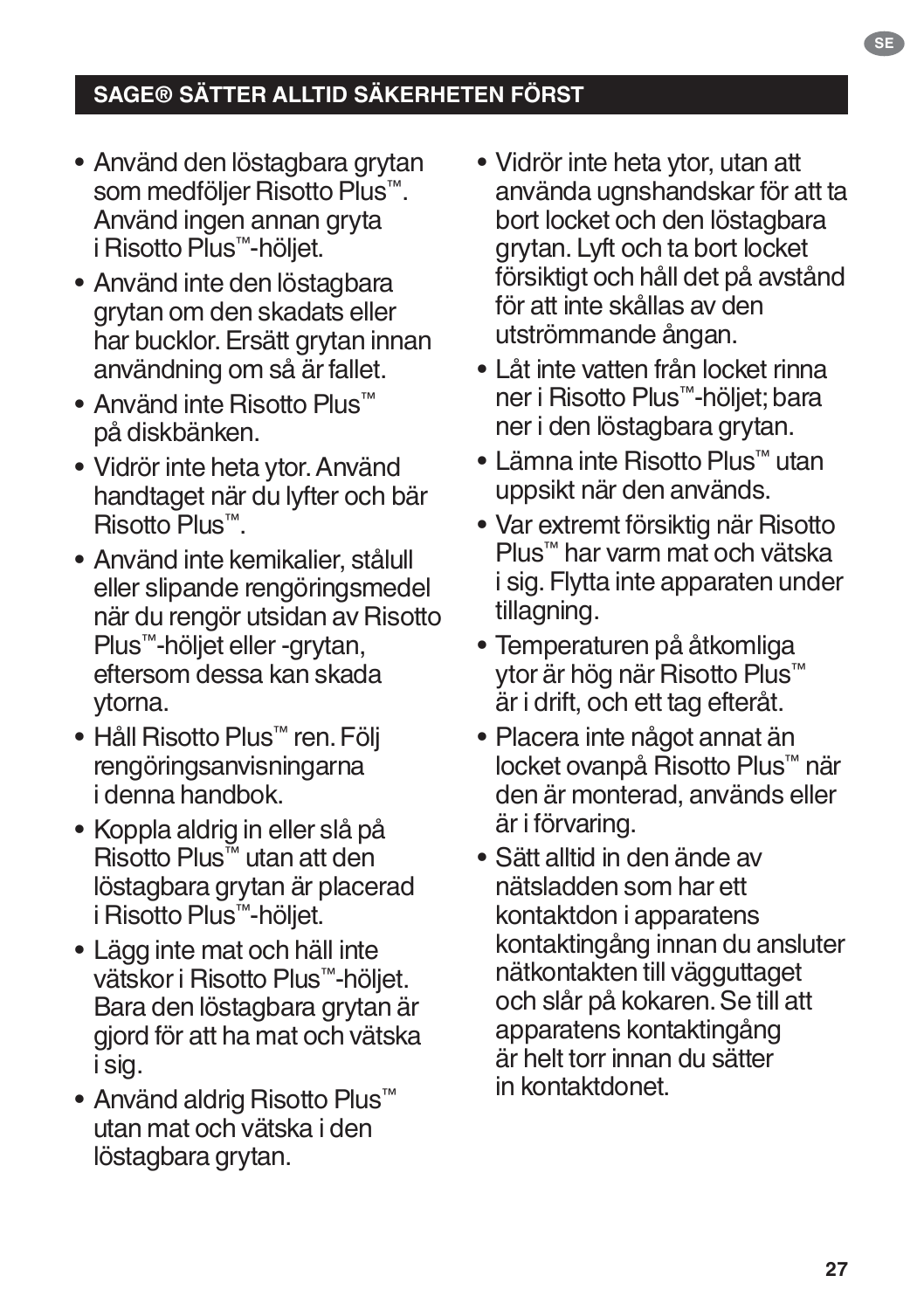## SAGE® SÄTTER ALLTID SÄKERHETEN FÖRST

- Använd den löstagbara grytan som medföljer Risotto Plus™. Använd ingen annan gryta i Risotto Plus™-höljet.
- Använd inte den löstagbara grytan om den skadats eller har bucklor. Ersätt grytan innan användning om så är fallet.
- Använd inte Risotto Plus™ på diskbänken.
- Vidrör inte heta ytor. Använd handtaget när du lyfter och bär Risotto Plus™.
- Använd inte kemikalier, stålull eller slipande rengöringsmedel när du rengör utsidan av Risotto Plus™-höljet eller -grytan, eftersom dessa kan skada ytorna.
- Håll Risotto Plus™ ren. Följ rengöringsanvisningarna i denna handbok.
- Koppla aldrig in eller slå på Risotto Plus™ utan att den löstagbara grytan är placerad i Risotto Plus™-höljet.
- Lägg inte mat och häll inte vätskor i Risotto Plus™-höljet. Bara den löstagbara grytan är gjord för att ha mat och vätska i sig.
- Använd aldrig Risotto Plus™ utan mat och vätska i den löstagbara grytan.
- Vidrör inte heta ytor, utan att använda ugnshandskar för att ta bort locket och den löstagbara grytan. Lyft och ta bort locket försiktigt och håll det på avstånd för att inte skållas av den utströmmande ångan.
- Låt inte vatten från locket rinna ner i Risotto Plus™-höljet; bara ner i den löstagbara grytan.
- Lämna inte Risotto Plus™ utan uppsikt när den används.
- Var extremt försiktig när Risotto Plus™ har varm mat och vätska i sig. Flytta inte apparaten under tillagning.
- Temperaturen på åtkomliga ytor är hög när Risotto Plus™ är i drift, och ett tag efteråt.
- Placera inte något annat än locket ovanpå Risotto Plus™ när den är monterad, används eller är i förvaring.
- Sätt alltid in den ände av nätsladden som har ett kontaktdon i apparatens kontaktingång innan du ansluter nätkontakten till vägguttaget och slår på kokaren. Se till att apparatens kontaktingång är helt torr innan du sätter in kontaktdonet.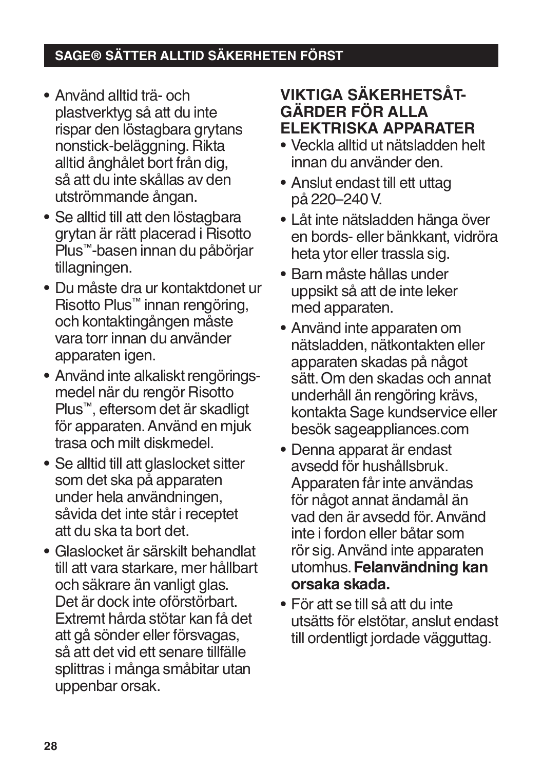- Använd alltid trä- och plastverktyg så att du inte rispar den löstagbara grytans nonstick-beläggning. Rikta alltid ånghålet bort från dig, så att du inte skållas av den utströmmande ångan.
- Se alltid till att den löstagbara grytan är rätt placerad i Risotto Plus™-basen innan du påbörjar tillagningen.
- Du måste dra ur kontaktdonet ur Risotto Plus™ innan rengöring, och kontaktingången måste vara torr innan du använder apparaten igen.
- Använd inte alkaliskt rengöringsmedel när du rengör Risotto Plus™, eftersom det är skadligt för apparaten. Använd en mjuk trasa och milt diskmedel.
- Se alltid till att glaslocket sitter som det ska på apparaten under hela användningen, såvida det inte står i receptet att du ska ta bort det.
- Glaslocket är särskilt behandlat till att vara starkare, mer hållbart och säkrare än vanligt glas. Det är dock inte oförstörbart. Extremt hårda stötar kan få det att gå sönder eller försvagas, så att det vid ett senare tillfälle splittras i många småbitar utan uppenbar orsak.

## VIKTIGA SÄKERHETSÅTGÄRDER FÖR ALLA ELEKTRISKA APPARATER

- Veckla alltid ut nätsladden helt innan du använder den.
- Anslut endast till ett uttag på 220–240 V.
- Låt inte nätsladden hänga över en bords- eller bänkkant, vidröra heta ytor eller trassla sig.
- Barn måste hållas under uppsikt så att de inte leker med apparaten.
- Använd inte apparaten om nätsladden, nätkontakten eller apparaten skadas på något sätt. Om den skadas och annat underhåll än rengöring krävs, kontakta Sage kundservice eller besök sageappliances.com
- Denna apparat är endast avsedd för hushållsbruk. Apparaten får inte användas för något annat ändamål än vad den är avsedd för. Använd inte i fordon eller båtar som rör sig. Använd inte apparaten utomhus. **Felanvändning kan orsaka skada.**
- För att se till så att du inte utsätts för elstötar, anslut endast till ordentligt jordade vägguttag.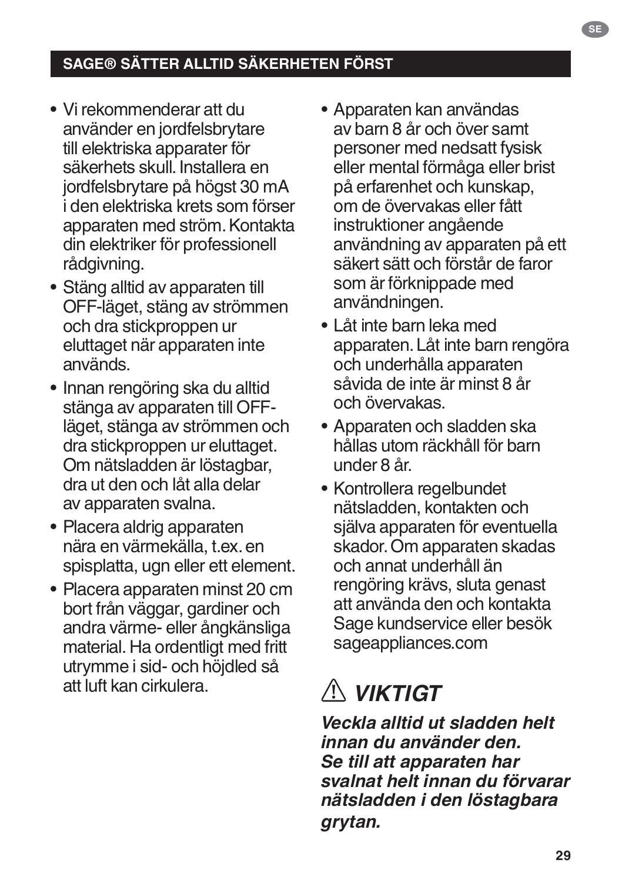## SAGE® SÄTTER ALLTID SÄKERHETEN FÖRST

- Vi rekommenderar att du använder en jordfelsbrytare till elektriska apparater för säkerhets skull. Installera en jordfelsbrytare på högst 30 mA i den elektriska krets som förser apparaten med ström. Kontakta din elektriker för professionell rådgivning.
- Stäng alltid av apparaten till OFF-läget, stäng av strömmen och dra stickproppen ur eluttaget när apparaten inte används.
- Innan rengöring ska du alltid stänga av apparaten till OFF-läget, stänga av strömmen och dra stickproppen ur eluttaget. Om nätsladden är löstagbar, dra ut den och låt alla delar av apparaten svalna.
- Placera aldrig apparaten nära en värmekälla, t.ex. en spisplatta, ugn eller ett element.
- Placera apparaten minst 20 cm bort från väggar, gardiner och andra värme- eller ångkänsliga material. Ha ordentligt med fritt utrymme i sid- och höjdled så att luft kan cirkulera.
- Apparaten kan användas av barn 8 år och över samt personer med nedsatt fysisk eller mental förmåga eller brist på erfarenhet och kunskap, om de övervakas eller fått instruktioner angående användning av apparaten på ett säkert sätt och förstår de faror som är förknippade med användningen.
- Låt inte barn leka med apparaten. Låt inte barn rengöra och underhålla apparaten såvida de inte är minst 8 år och övervakas.
- Apparaten och sladden ska hållas utom räckhåll för barn under 8 år.
- Kontrollera regelbundet nätsladden, kontakten och själva apparaten för eventuella skador. Om apparaten skadas och annat underhåll än rengöring krävs, sluta genast att använda den och kontakta Sage kundservice eller besök sageappliances.com

### ⚠ *VIKTIGT*

***Veckla alltid ut sladden helt innan du använder den. Se till att apparaten har svalnat helt innan du förvarar nätsladden i den löstagbara grytan.***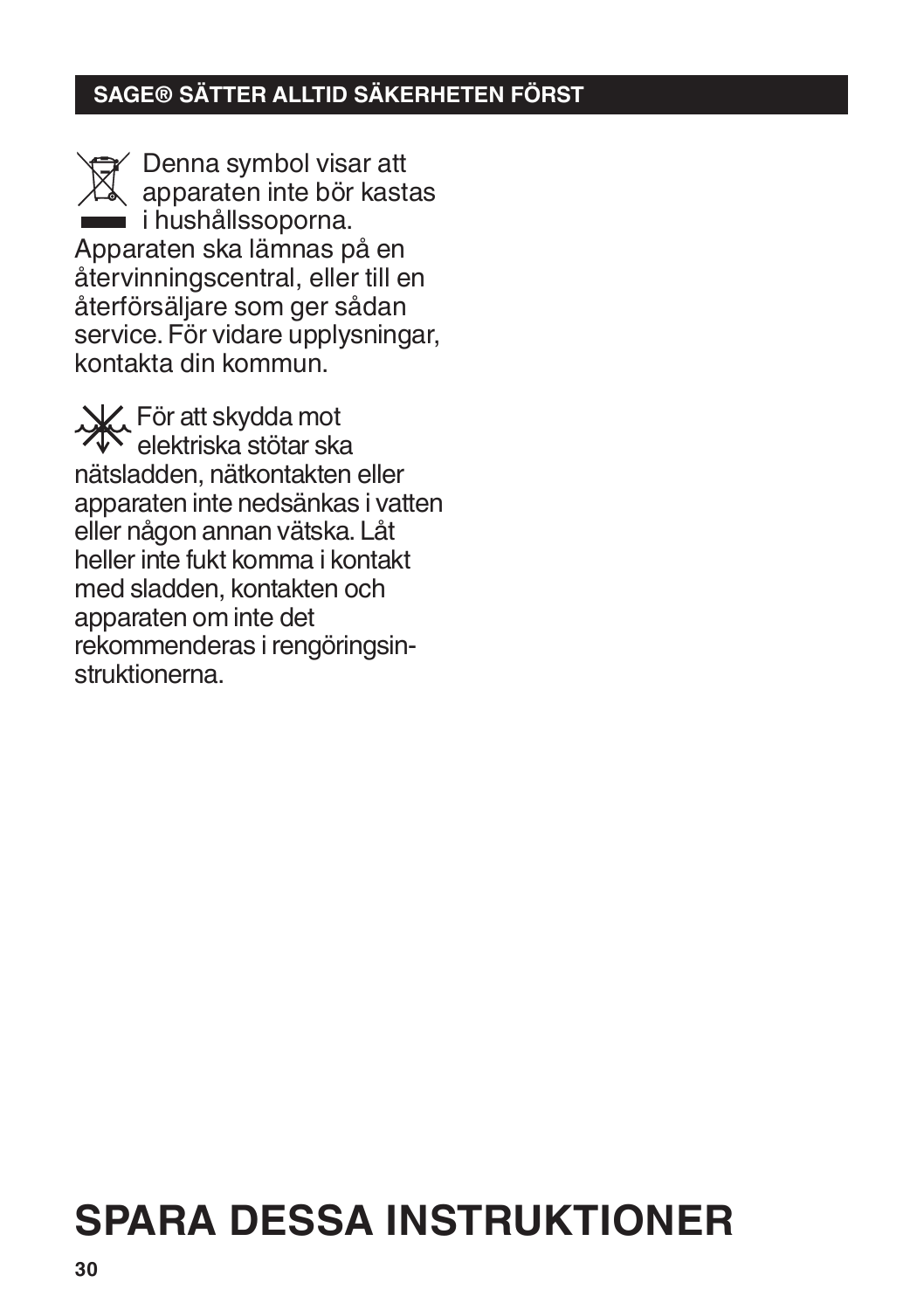## SAGE® SÄTTER ALLTID SÄKERHETEN FÖRST

Denna symbol visar att apparaten inte bör kastas i hushållssoporna. Apparaten ska lämnas på en återvinningscentral, eller till en återförsäljare som ger sådan service. För vidare upplysningar, kontakta din kommun.

För att skydda mot elektriska stötar ska nätsladden, nätkontakten eller apparaten inte nedsänkas i vatten eller någon annan vätska. Låt heller inte fukt komma i kontakt med sladden, kontakten och apparaten om inte det rekommenderas i rengöringsinstruktionerna.

# SPARA DESSA INSTRUKTIONER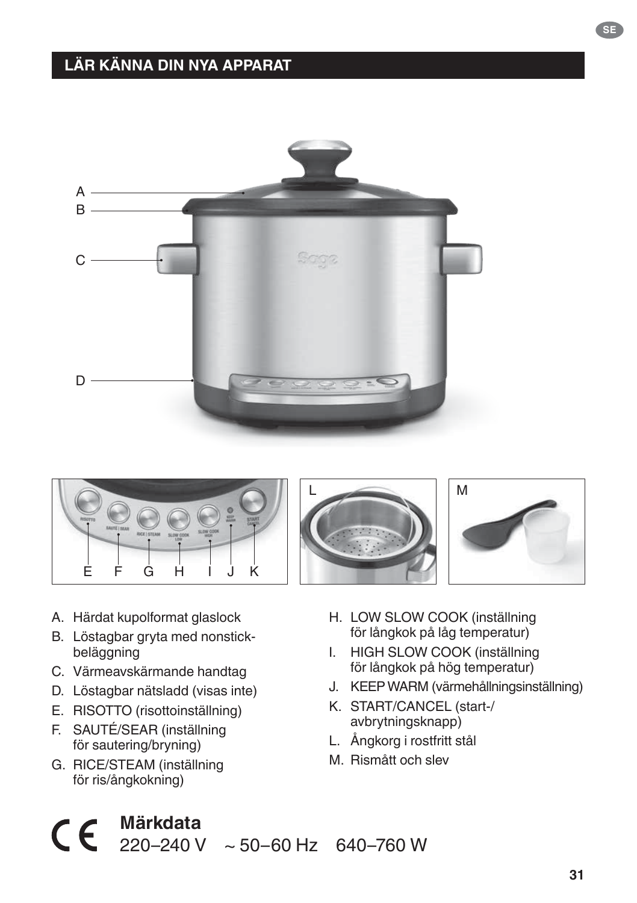## LÄR KÄNNA DIN NYA APPARAT

A. Härdat kupolformat glaslock
B. Löstagbar gryta med nonstick-beläggning
C. Värmeavskärmande handtag
D. Löstagbar nätsladd (visas inte)
E. RISOTTO (risottoinställning)
F. SAUTÉ/SEAR (inställning för sautering/bryning)
G. RICE/STEAM (inställning för ris/ångkokning)
H. LOW SLOW COOK (inställning för långkok på låg temperatur)
I. HIGH SLOW COOK (inställning för långkok på hög temperatur)
J. KEEP WARM (värmehållningsinställning)
K. START/CANCEL (start-/avbrytningsknapp)
L. Ångkorg i rostfritt stål
M. Rismått och slev

**Märkdata**
220–240 V ~ 50–60 Hz 640–760 W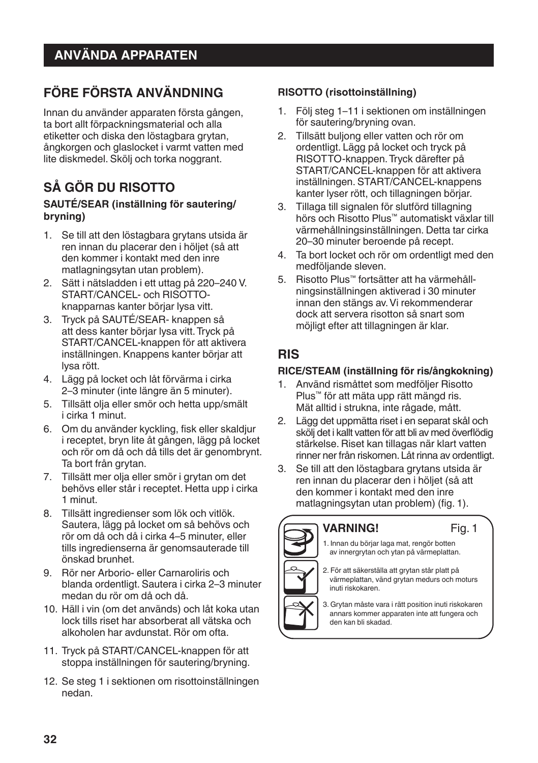## ANVÄNDA APPARATEN

## FÖRE FÖRSTA ANVÄNDNING

Innan du använder apparaten första gången, ta bort allt förpackningsmaterial och alla etiketter och diska den löstagbara grytan, ångkorgen och glaslocket i varmt vatten med lite diskmedel. Skölj och torka noggrant.

## SÅ GÖR DU RISOTTO

**SAUTÉ/SEAR (inställning för sautering/bryning)**

1. Se till att den löstagbara grytans utsida är ren innan du placerar den i höljet (så att den kommer i kontakt med den inre matlagningsytan utan problem).
2. Sätt i nätsladden i ett uttag på 220–240 V. START/CANCEL- och RISOTTO-knapparnas kanter börjar lysa vitt.
3. Tryck på SAUTÉ/SEAR- knappen så att dess kanter börjar lysa vitt. Tryck på START/CANCEL-knappen för att aktivera inställningen. Knappens kanter börjar att lysa rött.
4. Lägg på locket och låt förvärma i cirka 2–3 minuter (inte längre än 5 minuter).
5. Tillsätt olja eller smör och hetta upp/smält i cirka 1 minut.
6. Om du använder kyckling, fisk eller skaldjur i receptet, bryn lite åt gången, lägg på locket och rör om då och då tills det är genombrynt. Ta bort från grytan.
7. Tillsätt mer olja eller smör i grytan om det behövs eller står i receptet. Hetta upp i cirka 1 minut.
8. Tillsätt ingredienser som lök och vitlök. Sautera, lägg på locket om så behövs och rör om då och då i cirka 4–5 minuter, eller tills ingredienserna är genomsauterade till önskad brunhet.
9. Rör ner Arborio- eller Carnaroliris och blanda ordentligt. Sautera i cirka 2–3 minuter medan du rör om då och då.
10. Häll i vin (om det används) och låt koka utan lock tills riset har absorberat all vätska och alkoholen har avdunstat. Rör om ofta.
11. Tryck på START/CANCEL-knappen för att stoppa inställningen för sautering/bryning.
12. Se steg 1 i sektionen om risottoinställningen nedan.

**RISOTTO (risottoinställning)**

1. Följ steg 1–11 i sektionen om inställningen för sautering/bryning ovan.
2. Tillsätt buljong eller vatten och rör om ordentligt. Lägg på locket och tryck på RISOTTO-knappen. Tryck därefter på START/CANCEL-knappen för att aktivera inställningen. START/CANCEL-knappens kanter lyser rött, och tillagningen börjar.
3. Tillaga till signalen för slutförd tillagning hörs och Risotto Plus™ automatiskt växlar till värmehållningsinställningen. Detta tar cirka 20–30 minuter beroende på recept.
4. Ta bort locket och rör om ordentligt med den medföljande sleven.
5. Risotto Plus™ fortsätter att ha värmehållningsinställningen aktiverad i 30 minuter innan den stängs av. Vi rekommenderar dock att servera risotton så snart som möjligt efter att tillagningen är klar.

## RIS

**RICE/STEAM (inställning för ris/ångkokning)**

1. Använd rismåttet som medföljer Risotto Plus™ för att mäta upp rätt mängd ris. Mät alltid i strukna, inte rågade, mått.
2. Lägg det uppmätta riset i en separat skål och skölj det i kallt vatten för att bli av med överflödig stärkelse. Riset kan tillagas när klart vatten rinner ner från riskornen. Låt rinna av ordentligt.
3. Se till att den löstagbara grytans utsida är ren innan du placerar den i höljet (så att den kommer i kontakt med den inre matlagningsytan utan problem) (fig. 1).

**VARNING!** Fig. 1

1. Innan du börjar laga mat, rengör botten av innergrytan och ytan på värmeplattan.
2. För att säkerställa att grytan står platt på värmeplattan, vänd grytan medurs och moturs inuti riskokaren.
3. Grytan måste vara i rätt position inuti riskokaren annars kommer apparaten inte att fungera och den kan bli skadad.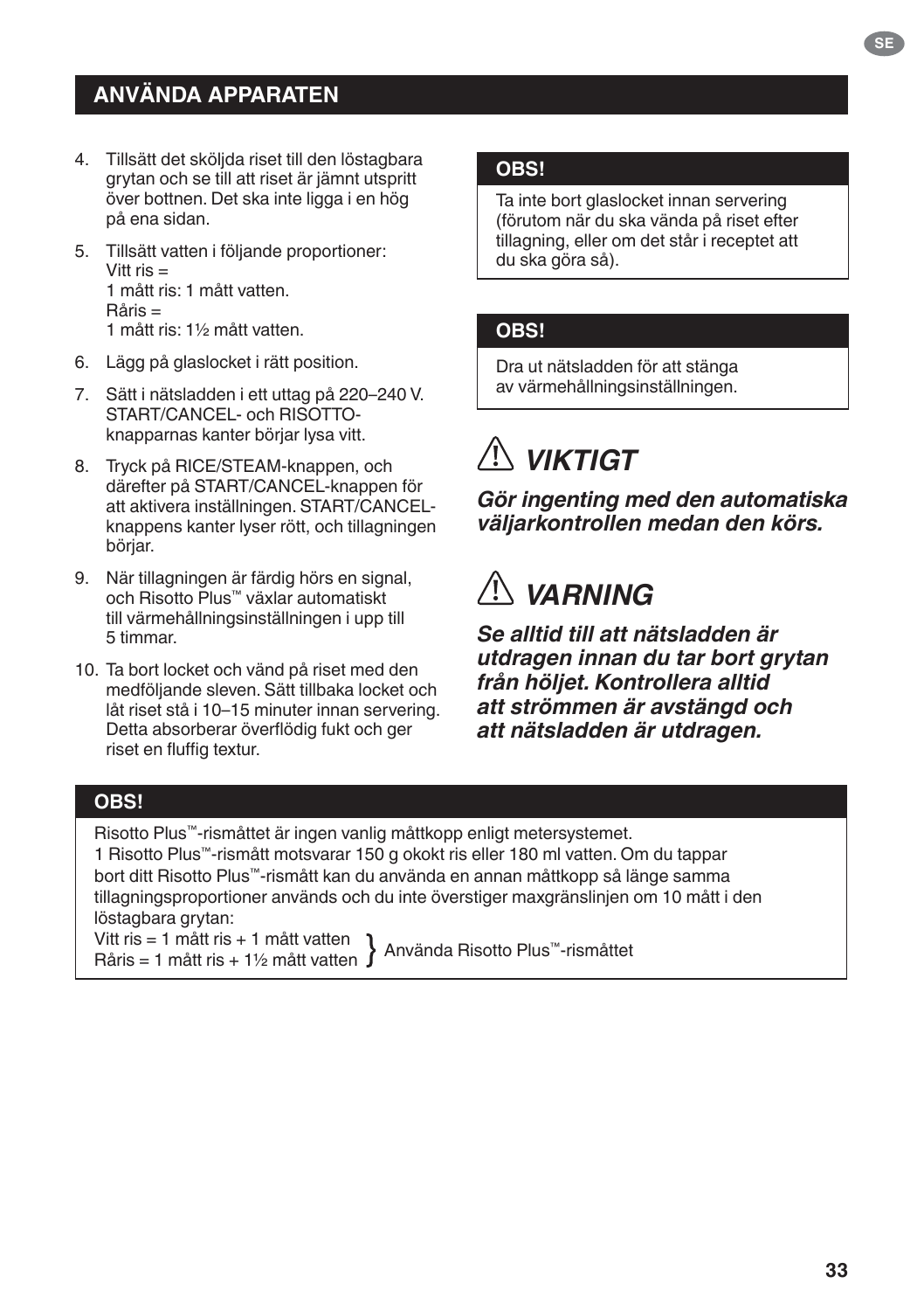## ANVÄNDA APPARATEN

4. Tillsätt det sköljda riset till den löstagbara grytan och se till att riset är jämnt utspritt över bottnen. Det ska inte ligga i en hög på ena sidan.
5. Tillsätt vatten i följande proportioner:
   Vitt ris =
   1 mått ris: 1 mått vatten.
   Råris =
   1 mått ris: 1½ mått vatten.
6. Lägg på glaslocket i rätt position.
7. Sätt i nätsladden i ett uttag på 220–240 V. START/CANCEL- och RISOTTO-knapparnas kanter börjar lysa vitt.
8. Tryck på RICE/STEAM-knappen, och därefter på START/CANCEL-knappen för att aktivera inställningen. START/CANCEL-knappens kanter lyser rött, och tillagningen börjar.
9. När tillagningen är färdig hörs en signal, och Risotto Plus™ växlar automatiskt till värmehållningsinställningen i upp till 5 timmar.
10. Ta bort locket och vänd på riset med den medföljande sleven. Sätt tillbaka locket och låt riset stå i 10–15 minuter innan servering. Detta absorberar överflödig fukt och ger riset en fluffig textur.

**OBS!**

Ta inte bort glaslocket innan servering (förutom när du ska vända på riset efter tillagning, eller om det står i receptet att du ska göra så).

**OBS!**

Dra ut nätsladden för att stänga av värmehållningsinställningen.

### ⚠ *VIKTIGT*

***Gör ingenting med den automatiska väljarkontrollen medan den körs.***

### ⚠ *VARNING*

***Se alltid till att nätsladden är utdragen innan du tar bort grytan från höljet. Kontrollera alltid att strömmen är avstängd och att nätsladden är utdragen.***

**OBS!**

Risotto Plus™-rismåttet är ingen vanlig måttkopp enligt metersystemet.
1 Risotto Plus™-rismått motsvarar 150 g okokt ris eller 180 ml vatten. Om du tappar bort ditt Risotto Plus™-rismått kan du använda en annan måttkopp så länge samma tillagningsproportioner används och du inte överstiger maxgränslinjen om 10 mått i den löstagbara grytan:
Vitt ris = 1 mått ris + 1 mått vatten
Råris = 1 mått ris + 1½ mått vatten
} Använda Risotto Plus™-rismåttet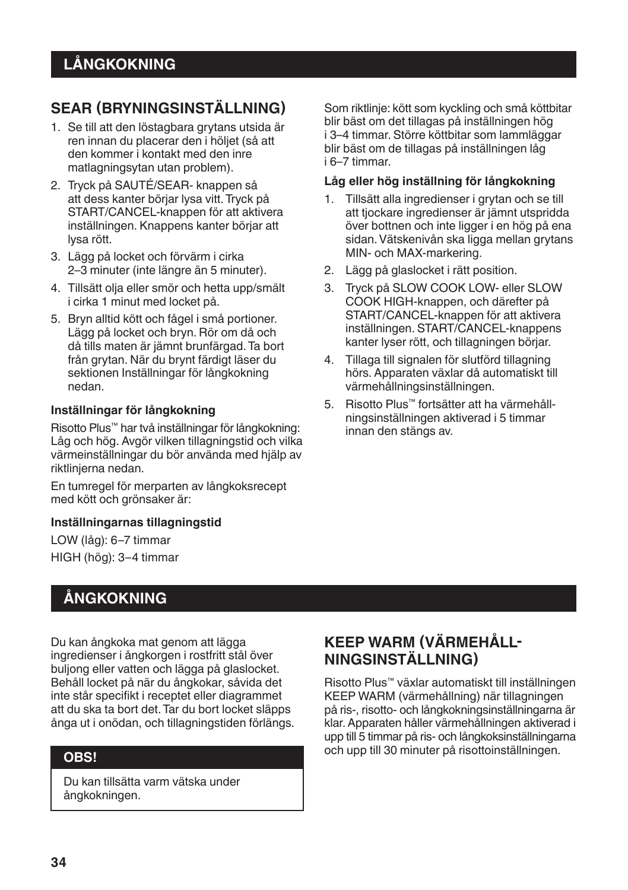# LÅNGKOKNING

## SEAR (BRYNINGSINSTÄLLNING)

1. Se till att den löstagbara grytans utsida är ren innan du placerar den i höljet (så att den kommer i kontakt med den inre matlagningsytan utan problem).
2. Tryck på SAUTÉ/SEAR- knappen så att dess kanter börjar lysa vitt. Tryck på START/CANCEL-knappen för att aktivera inställningen. Knappens kanter börjar att lysa rött.
3. Lägg på locket och förvärm i cirka 2–3 minuter (inte längre än 5 minuter).
4. Tillsätt olja eller smör och hetta upp/smält i cirka 1 minut med locket på.
5. Bryn alltid kött och fågel i små portioner. Lägg på locket och bryn. Rör om då och då tills maten är jämnt brunfärgad. Ta bort från grytan. När du brynt färdigt läser du sektionen Inställningar för långkokning nedan.

**Inställningar för långkokning**

Risotto Plus™ har två inställningar för långkokning: Låg och hög. Avgör vilken tillagningstid och vilka värmeinställningar du bör använda med hjälp av riktlinjerna nedan.

En tumregel för merparten av långkoksrecept med kött och grönsaker är:

**Inställningarnas tillagningstid**

LOW (låg): 6–7 timmar

HIGH (hög): 3–4 timmar

Som riktlinje: kött som kyckling och små köttbitar blir bäst om det tillagas på inställningen hög i 3–4 timmar. Större köttbitar som lammläggar blir bäst om de tillagas på inställningen låg i 6–7 timmar.

**Låg eller hög inställning för långkokning**

1. Tillsätt alla ingredienser i grytan och se till att tjockare ingredienser är jämnt utspridda över bottnen och inte ligger i en hög på ena sidan. Vätskenivån ska ligga mellan grytans MIN- och MAX-markering.
2. Lägg på glaslocket i rätt position.
3. Tryck på SLOW COOK LOW- eller SLOW COOK HIGH-knappen, och därefter på START/CANCEL-knappen för att aktivera inställningen. START/CANCEL-knappens kanter lyser rött, och tillagningen börjar.
4. Tillaga till signalen för slutförd tillagning hörs. Apparaten växlar då automatiskt till värmehållningsinställningen.
5. Risotto Plus™ fortsätter att ha värmehållningsinställningen aktiverad i 5 timmar innan den stängs av.

# ÅNGKOKNING

Du kan ångkoka mat genom att lägga ingredienser i ångkorgen i rostfritt stål över buljong eller vatten och lägga på glaslocket. Behåll locket på när du ångkokar, såvida det inte står specifikt i receptet eller diagrammet att du ska ta bort det. Tar du bort locket släpps ånga ut i onödan, och tillagningstiden förlängs.

**OBS!**

Du kan tillsätta varm vätska under ångkokningen.

## KEEP WARM (VÄRMEHÅLLNINGSINSTÄLLNING)

Risotto Plus™ växlar automatiskt till inställningen KEEP WARM (värmehållning) när tillagningen på ris-, risotto- och långkokningsinställningarna är klar. Apparaten håller värmehållningen aktiverad i upp till 5 timmar på ris- och långkoksinställningarna och upp till 30 minuter på risottoinställningen.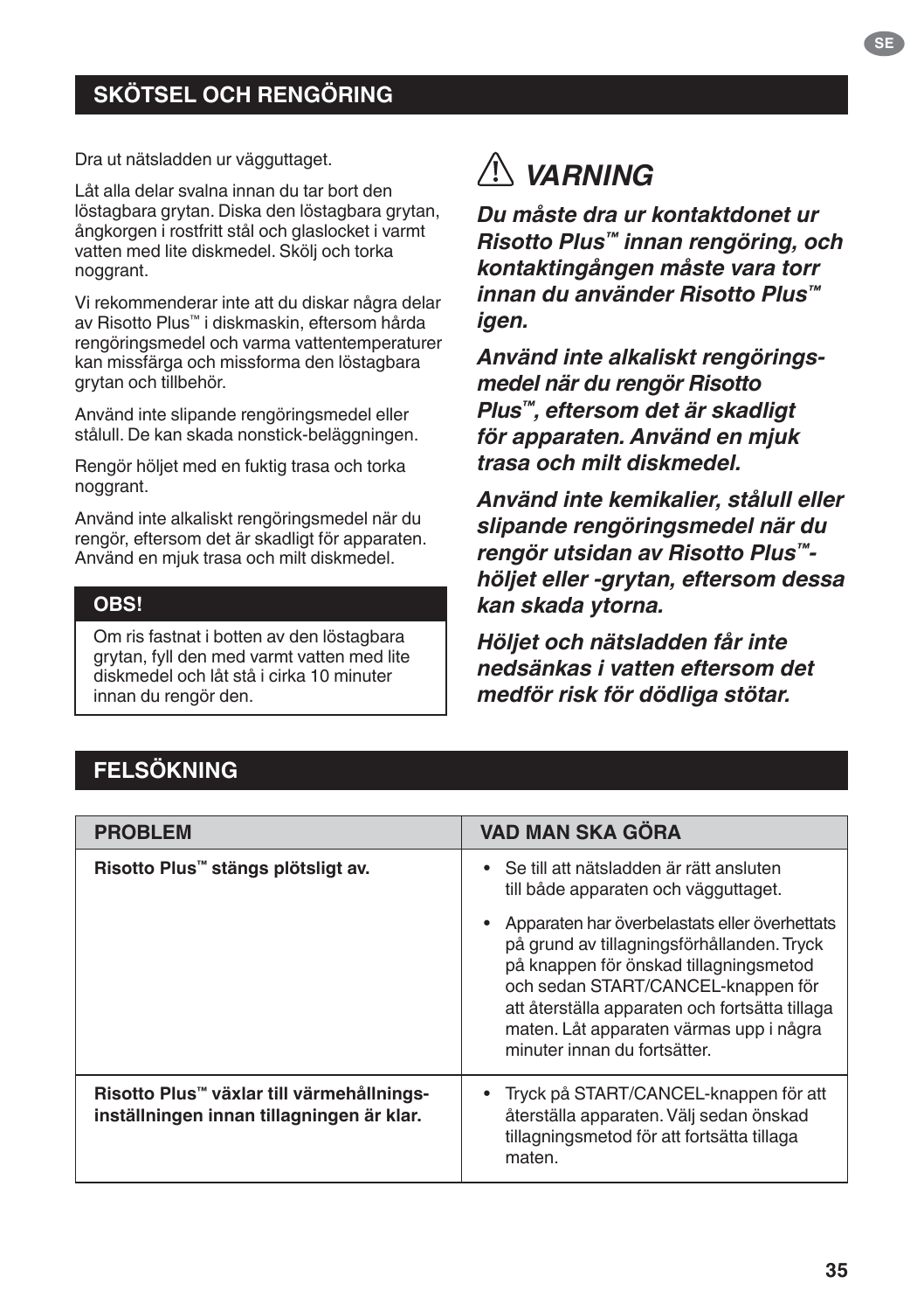## SKÖTSEL OCH RENGÖRING

Dra ut nätsladden ur vägguttaget.

Låt alla delar svalna innan du tar bort den löstagbara grytan. Diska den löstagbara grytan, ångkorgen i rostfritt stål och glaslocket i varmt vatten med lite diskmedel. Skölj och torka noggrant.

Vi rekommenderar inte att du diskar några delar av Risotto Plus™ i diskmaskin, eftersom hårda rengöringsmedel och varma vattentemperaturer kan missfärga och missforma den löstagbara grytan och tillbehör.

Använd inte slipande rengöringsmedel eller stålull. De kan skada nonstick-beläggningen.

Rengör höljet med en fuktig trasa och torka noggrant.

Använd inte alkaliskt rengöringsmedel när du rengör, eftersom det är skadligt för apparaten. Använd en mjuk trasa och milt diskmedel.

**OBS!**

Om ris fastnat i botten av den löstagbara grytan, fyll den med varmt vatten med lite diskmedel och låt stå i cirka 10 minuter innan du rengör den.

### ⚠ *VARNING*

***Du måste dra ur kontaktdonet ur Risotto Plus™ innan rengöring, och kontaktingången måste vara torr innan du använder Risotto Plus™ igen.***

***Använd inte alkaliskt rengörings-medel när du rengör Risotto Plus™, eftersom det är skadligt för apparaten. Använd en mjuk trasa och milt diskmedel.***

***Använd inte kemikalier, stålull eller slipande rengöringsmedel när du rengör utsidan av Risotto Plus™-höljet eller -grytan, eftersom dessa kan skada ytorna.***

***Höljet och nätsladden får inte nedsänkas i vatten eftersom det medför risk för dödliga stötar.***

## FELSÖKNING

| PROBLEM | VAD MAN SKA GÖRA |
|---|---|
| **Risotto Plus™ stängs plötsligt av.** | • Se till att nätsladden är rätt ansluten till både apparaten och vägguttaget.<br>• Apparaten har överbelastats eller överhettats på grund av tillagningsförhållanden. Tryck på knappen för önskad tillagningsmetod och sedan START/CANCEL-knappen för att återställa apparaten och fortsätta tillaga maten. Låt apparaten värmas upp i några minuter innan du fortsätter. |
| **Risotto Plus™ växlar till värmehållnings-inställningen innan tillagningen är klar.** | • Tryck på START/CANCEL-knappen för att återställa apparaten. Välj sedan önskad tillagningsmetod för att fortsätta tillaga maten. |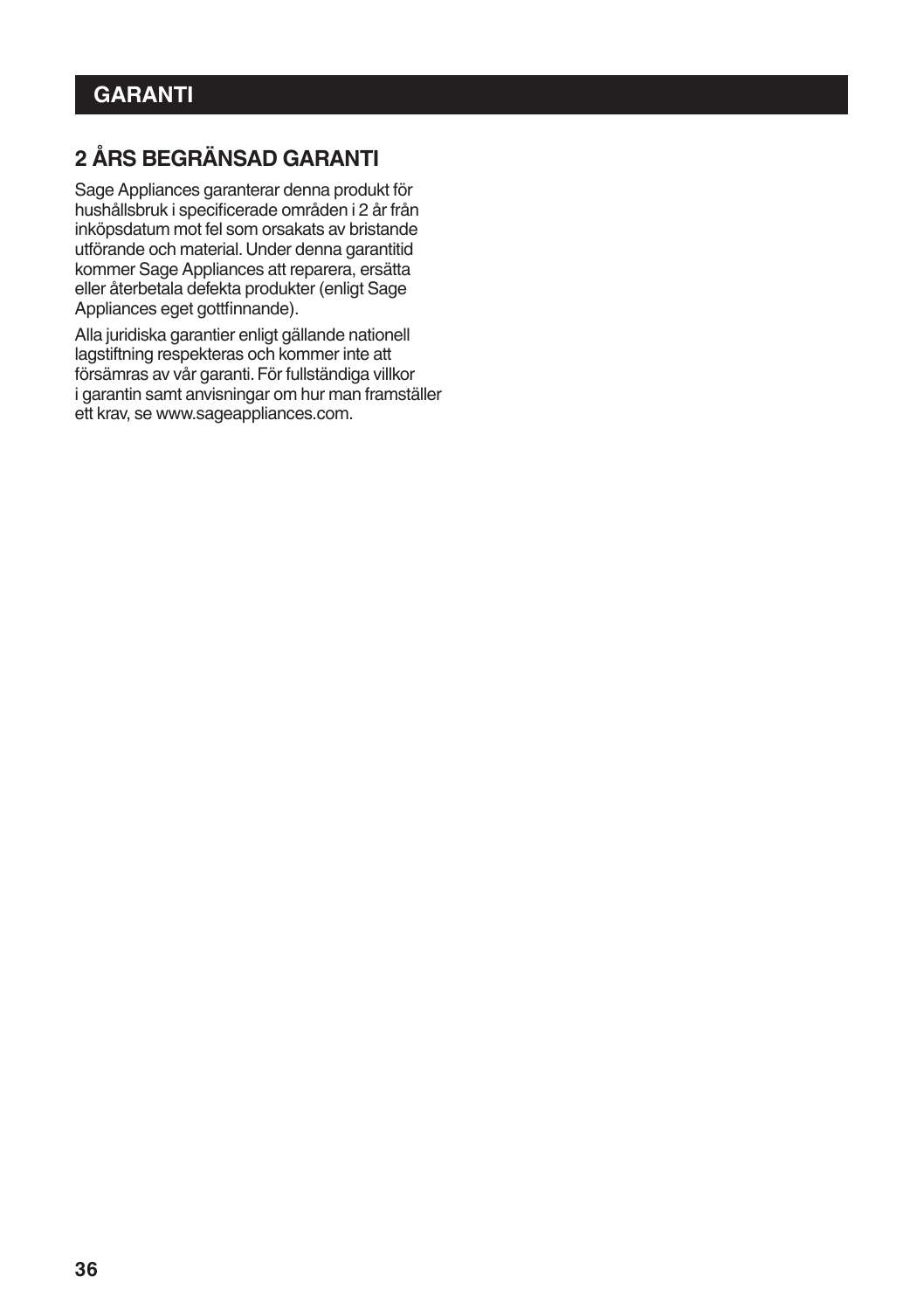# GARANTI

## 2 ÅRS BEGRÄNSAD GARANTI

Sage Appliances garanterar denna produkt för hushållsbruk i specificerade områden i 2 år från inköpsdatum mot fel som orsakats av bristande utförande och material. Under denna garantitid kommer Sage Appliances att reparera, ersätta eller återbetala defekta produkter (enligt Sage Appliances eget gottfinnande).

Alla juridiska garantier enligt gällande nationell lagstiftning respekteras och kommer inte att försämras av vår garanti. För fullständiga villkor i garantin samt anvisningar om hur man framställer ett krav, se www.sageappliances.com.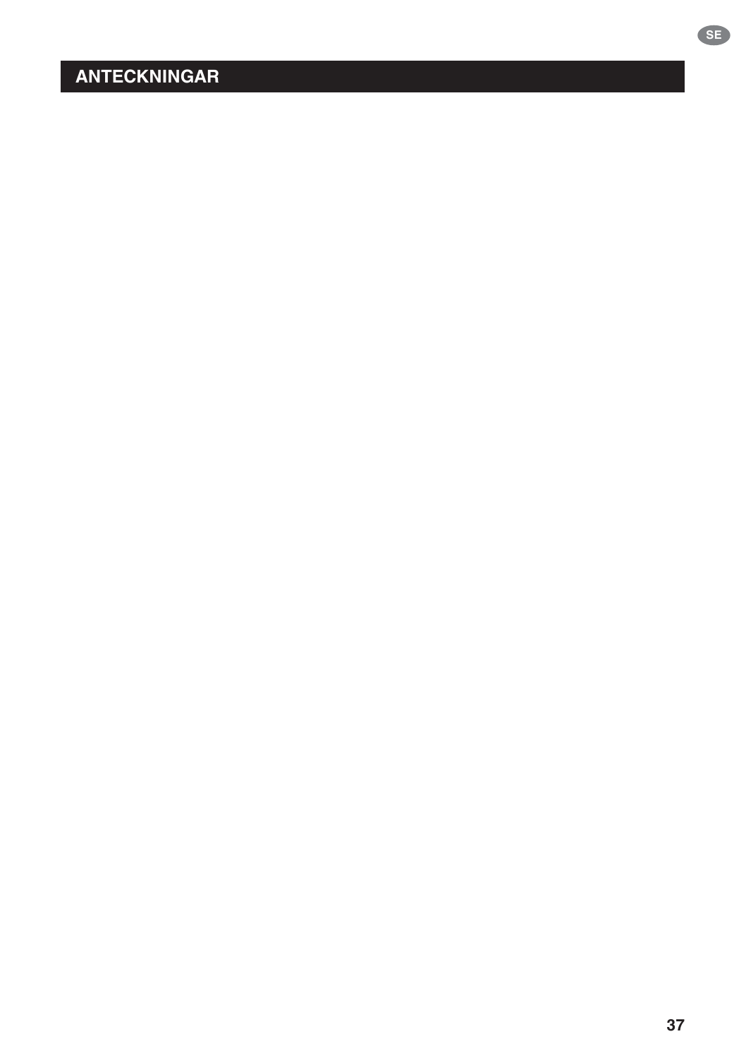## ANTECKNINGAR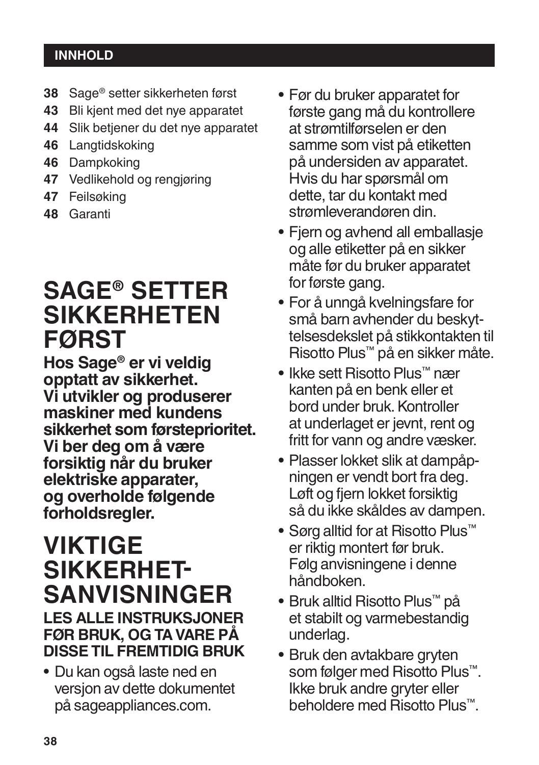## INNHOLD

**38** Sage® setter sikkerheten først
**43** Bli kjent med det nye apparatet
**44** Slik betjener du det nye apparatet
**46** Langtidskoking
**46** Dampkoking
**47** Vedlikehold og rengjøring
**47** Feilsøking
**48** Garanti

# SAGE® SETTER SIKKERHETEN FØRST

**Hos Sage® er vi veldig opptatt av sikkerhet. Vi utvikler og produserer maskiner med kundens sikkerhet som førsteprioritet. Vi ber deg om å være forsiktig når du bruker elektriske apparater, og overholde følgende forholdsregler.**

# VIKTIGE SIKKERHET-SANVISNINGER

**LES ALLE INSTRUKSJONER FØR BRUK, OG TA VARE PÅ DISSE TIL FREMTIDIG BRUK**

- Du kan også laste ned en versjon av dette dokumentet på sageappliances.com.
- Før du bruker apparatet for første gang må du kontrollere at strømtilførselen er den samme som vist på etiketten på undersiden av apparatet. Hvis du har spørsmål om dette, tar du kontakt med strømleverandøren din.
- Fjern og avhend all emballasje og alle etiketter på en sikker måte før du bruker apparatet for første gang.
- For å unngå kvelningsfare for små barn avhender du beskyttelsesdekslet på stikkontakten til Risotto Plus™ på en sikker måte.
- Ikke sett Risotto Plus™ nær kanten på en benk eller et bord under bruk. Kontroller at underlaget er jevnt, rent og fritt for vann og andre væsker.
- Plasser lokket slik at dampåpningen er vendt bort fra deg. Løft og fjern lokket forsiktig så du ikke skåldes av dampen.
- Sørg alltid for at Risotto Plus™ er riktig montert før bruk. Følg anvisningene i denne håndboken.
- Bruk alltid Risotto Plus™ på et stabilt og varmebestandig underlag.
- Bruk den avtakbare gryten som følger med Risotto Plus™. Ikke bruk andre gryter eller beholdere med Risotto Plus™.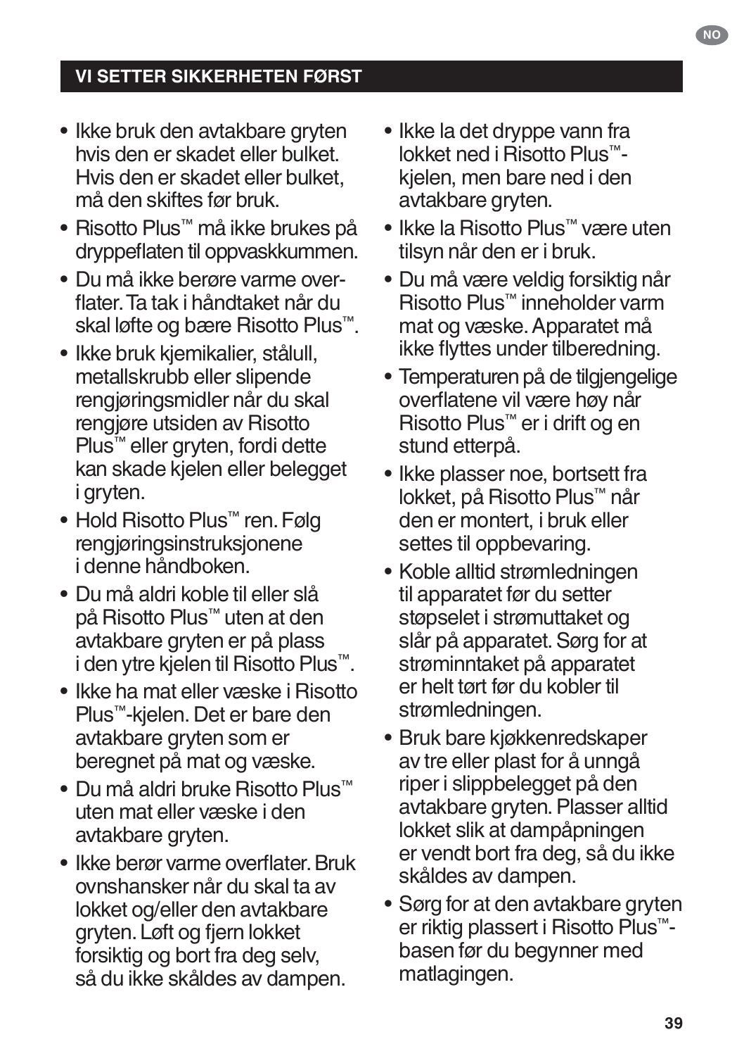## VI SETTER SIKKERHETEN FØRST

- Ikke bruk den avtakbare gryten hvis den er skadet eller bulket. Hvis den er skadet eller bulket, må den skiftes før bruk.
- Risotto Plus™ må ikke brukes på dryppeflaten til oppvaskkummen.
- Du må ikke berøre varme overflater. Ta tak i håndtaket når du skal løfte og bære Risotto Plus™.
- Ikke bruk kjemikalier, stålull, metallskrubb eller slipende rengjøringsmidler når du skal rengjøre utsiden av Risotto Plus™ eller gryten, fordi dette kan skade kjelen eller belegget i gryten.
- Hold Risotto Plus™ ren. Følg rengjøringsinstruksjonene i denne håndboken.
- Du må aldri koble til eller slå på Risotto Plus™ uten at den avtakbare gryten er på plass i den ytre kjelen til Risotto Plus™.
- Ikke ha mat eller væske i Risotto Plus™-kjelen. Det er bare den avtakbare gryten som er beregnet på mat og væske.
- Du må aldri bruke Risotto Plus™ uten mat eller væske i den avtakbare gryten.
- Ikke berør varme overflater. Bruk ovnshansker når du skal ta av lokket og/eller den avtakbare gryten. Løft og fjern lokket forsiktig og bort fra deg selv, så du ikke skåldes av dampen.
- Ikke la det dryppe vann fra lokket ned i Risotto Plus™-kjelen, men bare ned i den avtakbare gryten.
- Ikke la Risotto Plus™ være uten tilsyn når den er i bruk.
- Du må være veldig forsiktig når Risotto Plus™ inneholder varm mat og væske. Apparatet må ikke flyttes under tilberedning.
- Temperaturen på de tilgjengelige overflatene vil være høy når Risotto Plus™ er i drift og en stund etterpå.
- Ikke plasser noe, bortsett fra lokket, på Risotto Plus™ når den er montert, i bruk eller settes til oppbevaring.
- Koble alltid strømledningen til apparatet før du setter støpselet i strømuttaket og slår på apparatet. Sørg for at strøminntaket på apparatet er helt tørt før du kobler til strømledningen.
- Bruk bare kjøkkenredskaper av tre eller plast for å unngå riper i slippbelegget på den avtakbare gryten. Plasser alltid lokket slik at dampåpningen er vendt bort fra deg, så du ikke skåldes av dampen.
- Sørg for at den avtakbare gryten er riktig plassert i Risotto Plus™-basen før du begynner med matlagingen.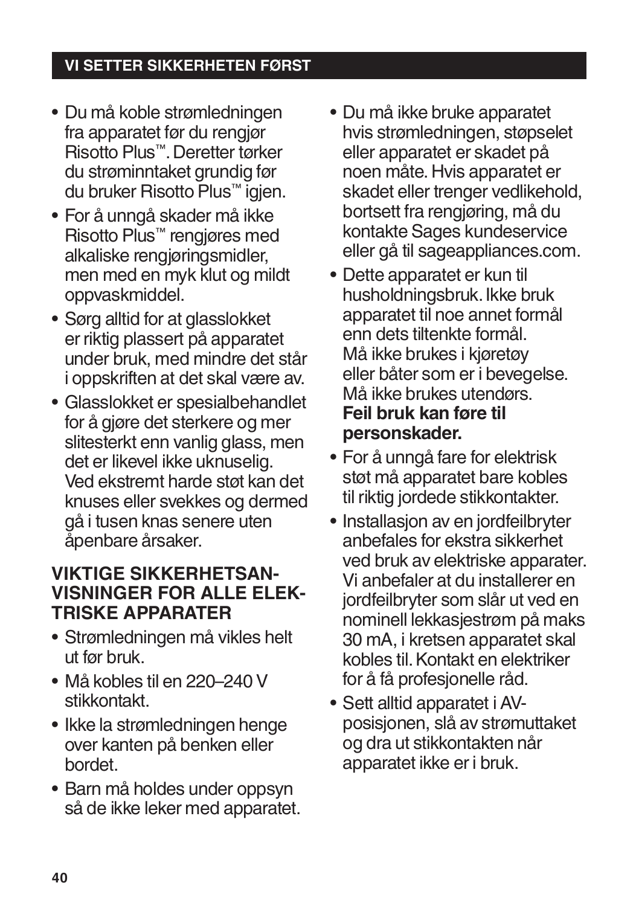## VI SETTER SIKKERHETEN FØRST

- Du må koble strømledningen fra apparatet før du rengjør Risotto Plus™. Deretter tørker du strøminntaket grundig før du bruker Risotto Plus™ igjen.
- For å unngå skader må ikke Risotto Plus™ rengjøres med alkaliske rengjøringsmidler, men med en myk klut og mildt oppvaskmiddel.
- Sørg alltid for at glasslokket er riktig plassert på apparatet under bruk, med mindre det står i oppskriften at det skal være av.
- Glasslokket er spesialbehandlet for å gjøre det sterkere og mer slitesterkt enn vanlig glass, men det er likevel ikke uknuselig. Ved ekstremt harde støt kan det knuses eller svekkes og dermed gå i tusen knas senere uten åpenbare årsaker.

### VIKTIGE SIKKERHETSANVISNINGER FOR ALLE ELEKTRISKE APPARATER

- Strømledningen må vikles helt ut før bruk.
- Må kobles til en 220–240 V stikkontakt.
- Ikke la strømledningen henge over kanten på benken eller bordet.
- Barn må holdes under oppsyn så de ikke leker med apparatet.
- Du må ikke bruke apparatet hvis strømledningen, støpselet eller apparatet er skadet på noen måte. Hvis apparatet er skadet eller trenger vedlikehold, bortsett fra rengjøring, må du kontakte Sages kundeservice eller gå til sageappliances.com.
- Dette apparatet er kun til husholdningsbruk. Ikke bruk apparatet til noe annet formål enn dets tiltenkte formål. Må ikke brukes i kjøretøy eller båter som er i bevegelse. Må ikke brukes utendørs. **Feil bruk kan føre til personskader.**
- For å unngå fare for elektrisk støt må apparatet bare kobles til riktig jordede stikkontakter.
- Installasjon av en jordfeilbryter anbefales for ekstra sikkerhet ved bruk av elektriske apparater. Vi anbefaler at du installerer en jordfeilbryter som slår ut ved en nominell lekkasjestrøm på maks 30 mA, i kretsen apparatet skal kobles til. Kontakt en elektriker for å få profesjonelle råd.
- Sett alltid apparatet i AV-posisjonen, slå av strømuttaket og dra ut stikkontakten når apparatet ikke er i bruk.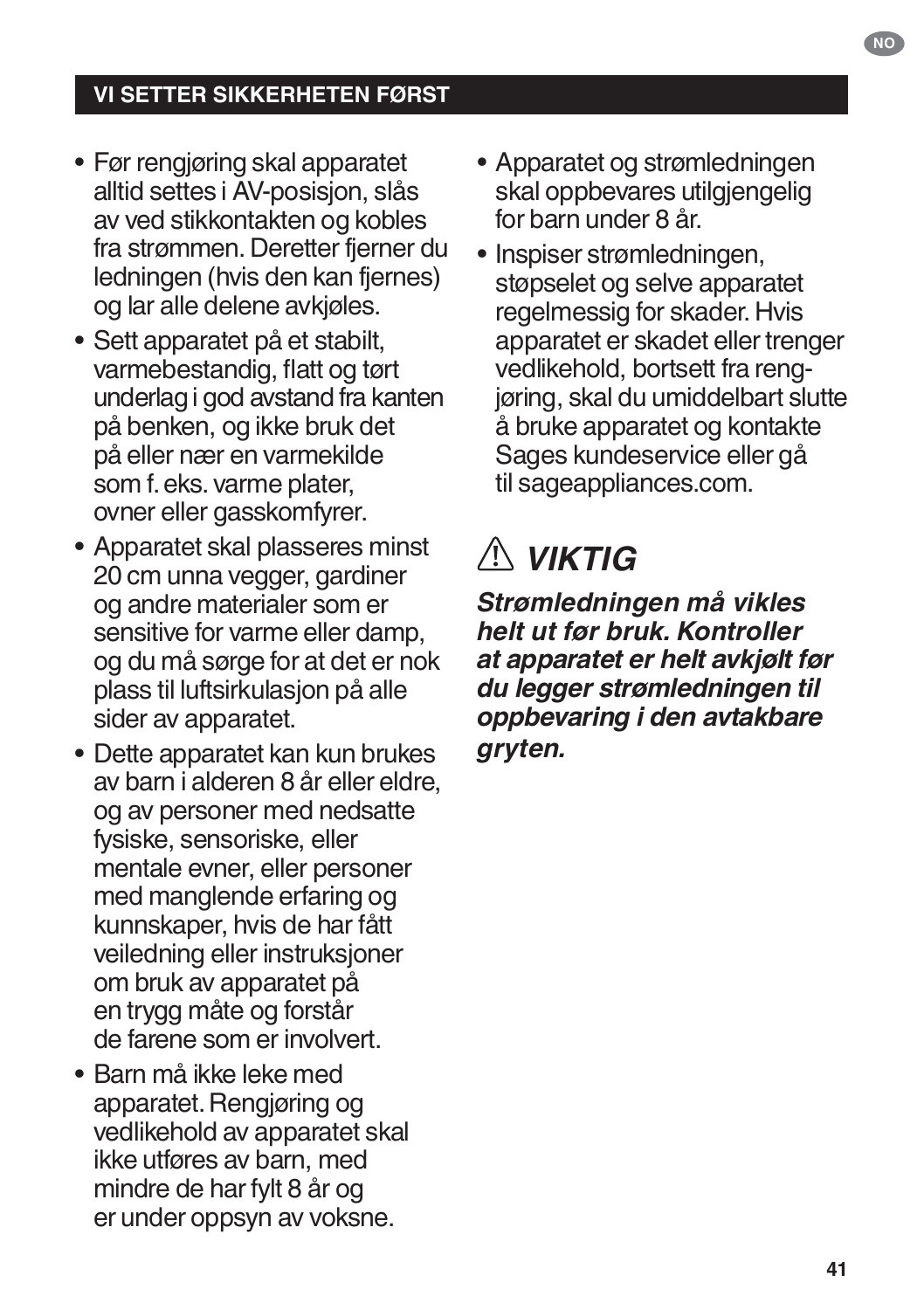## VI SETTER SIKKERHETEN FØRST

- Før rengjøring skal apparatet alltid settes i AV-posisjon, slås av ved stikkontakten og kobles fra strømmen. Deretter fjerner du ledningen (hvis den kan fjernes) og lar alle delene avkjøles.
- Sett apparatet på et stabilt, varmebestandig, flatt og tørt underlag i god avstand fra kanten på benken, og ikke bruk det på eller nær en varmekilde som f. eks. varme plater, ovner eller gasskomfyrer.
- Apparatet skal plasseres minst 20 cm unna vegger, gardiner og andre materialer som er sensitive for varme eller damp, og du må sørge for at det er nok plass til luftsirkulasjon på alle sider av apparatet.
- Dette apparatet kan kun brukes av barn i alderen 8 år eller eldre, og av personer med nedsatte fysiske, sensoriske, eller mentale evner, eller personer med manglende erfaring og kunnskaper, hvis de har fått veiledning eller instruksjoner om bruk av apparatet på en trygg måte og forstår de farene som er involvert.
- Barn må ikke leke med apparatet. Rengjøring og vedlikehold av apparatet skal ikke utføres av barn, med mindre de har fylt 8 år og er under oppsyn av voksne.
- Apparatet og strømledningen skal oppbevares utilgjengelig for barn under 8 år.
- Inspiser strømledningen, støpselet og selve apparatet regelmessig for skader. Hvis apparatet er skadet eller trenger vedlikehold, bortsett fra rengjøring, skal du umiddelbart slutte å bruke apparatet og kontakte Sages kundeservice eller gå til sageappliances.com.

### ⚠ *VIKTIG*

***Strømledningen må vikles helt ut før bruk. Kontroller at apparatet er helt avkjølt før du legger strømledningen til oppbevaring i den avtakbare gryten.***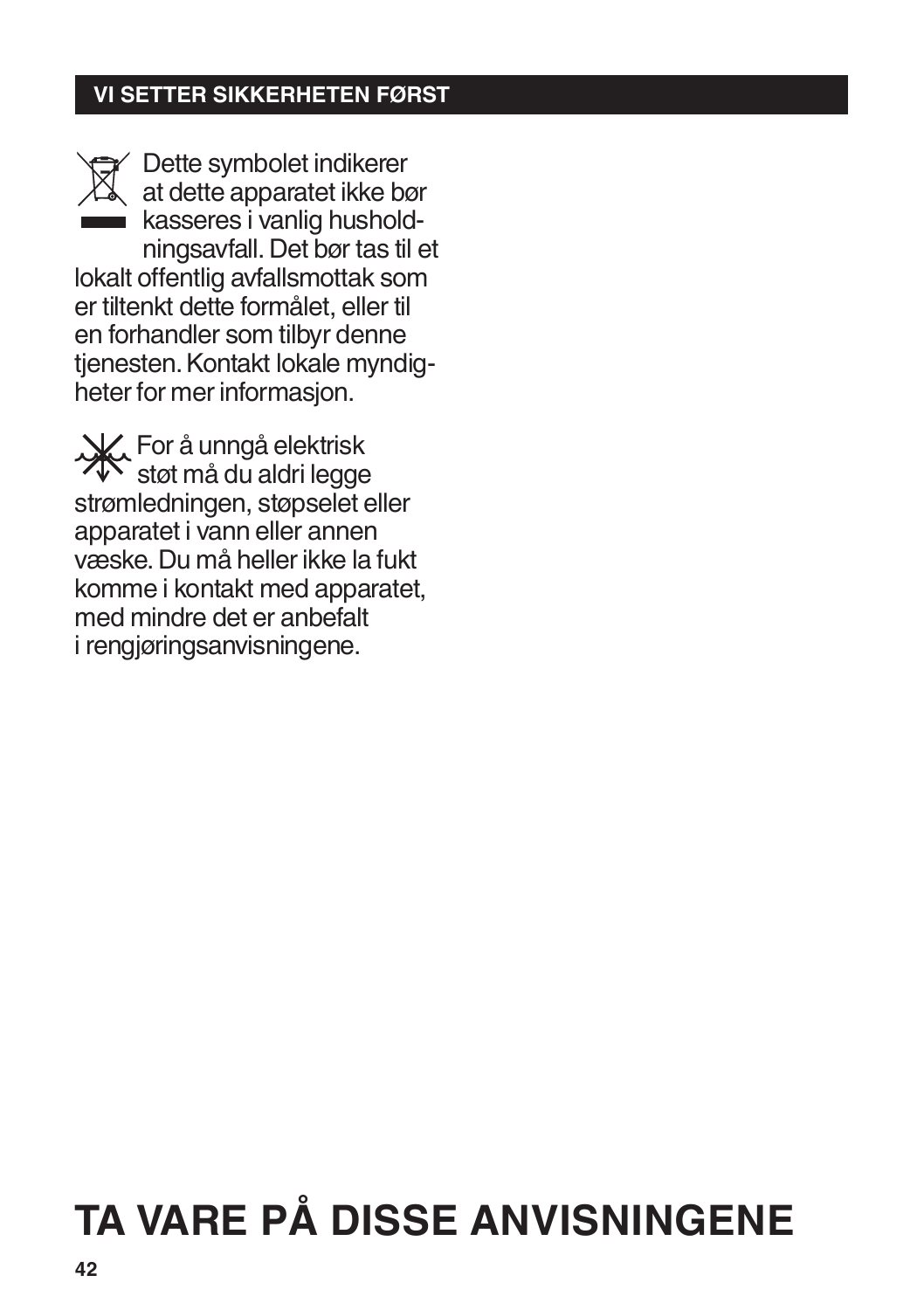## VI SETTER SIKKERHETEN FØRST

Dette symbolet indikerer at dette apparatet ikke bør kasseres i vanlig husholdningsavfall. Det bør tas til et lokalt offentlig avfallsmottak som er tiltenkt dette formålet, eller til en forhandler som tilbyr denne tjenesten. Kontakt lokale myndigheter for mer informasjon.

For å unngå elektrisk støt må du aldri legge strømledningen, støpselet eller apparatet i vann eller annen væske. Du må heller ikke la fukt komme i kontakt med apparatet, med mindre det er anbefalt i rengjøringsanvisningene.

# TA VARE PÅ DISSE ANVISNINGENE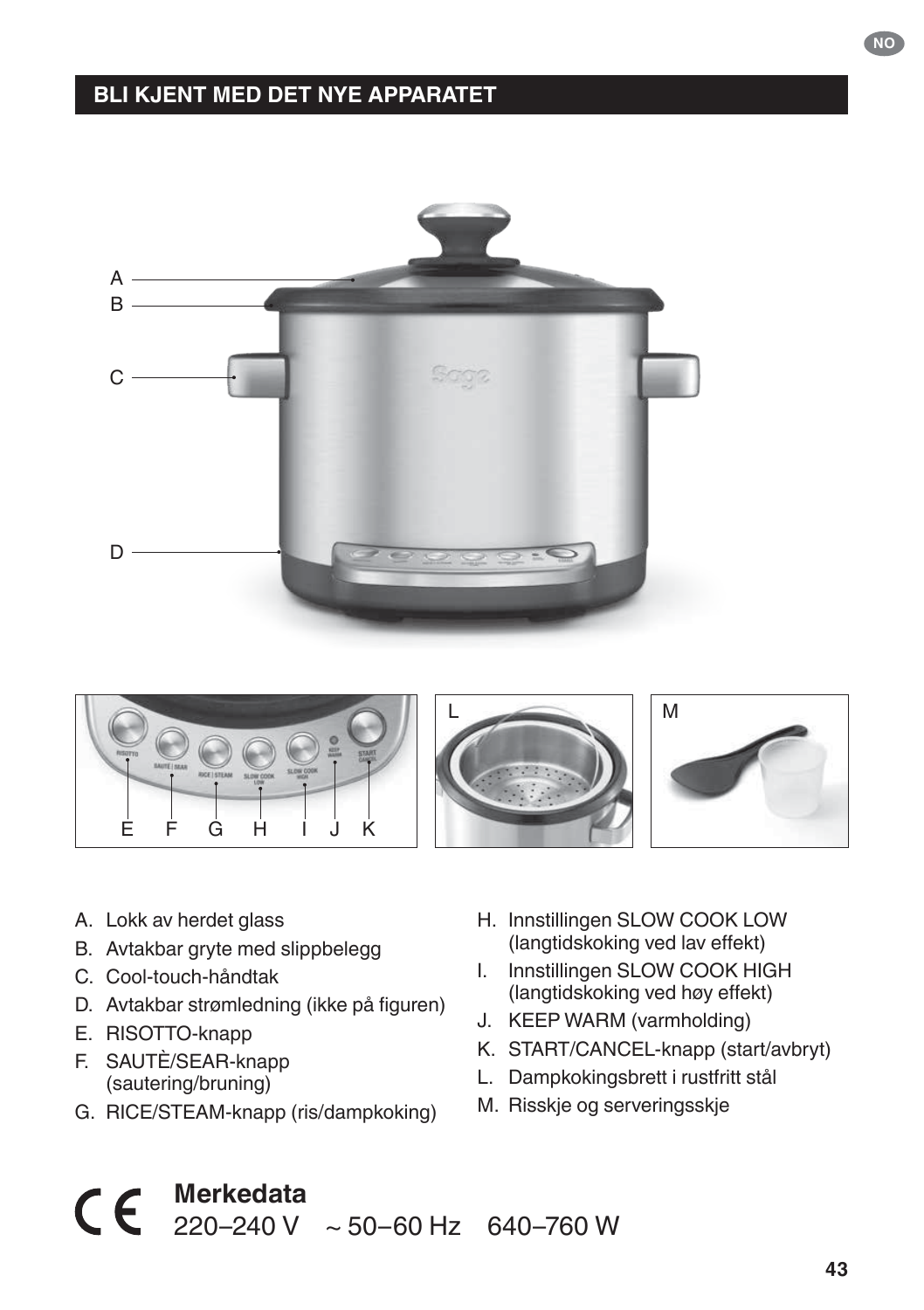## BLI KJENT MED DET NYE APPARATET

A. Lokk av herdet glass
B. Avtakbar gryte med slippbelegg
C. Cool-touch-håndtak
D. Avtakbar strømledning (ikke på figuren)
E. RISOTTO-knapp
F. SAUTÈ/SEAR-knapp (sautering/bruning)
G. RICE/STEAM-knapp (ris/dampkoking)
H. Innstillingen SLOW COOK LOW (langtidskoking ved lav effekt)
I. Innstillingen SLOW COOK HIGH (langtidskoking ved høy effekt)
J. KEEP WARM (varmholding)
K. START/CANCEL-knapp (start/avbryt)
L. Dampkokingsbrett i rustfritt stål
M. Risskje og serveringsskje

**Merkedata**
220–240 V ~ 50–60 Hz 640–760 W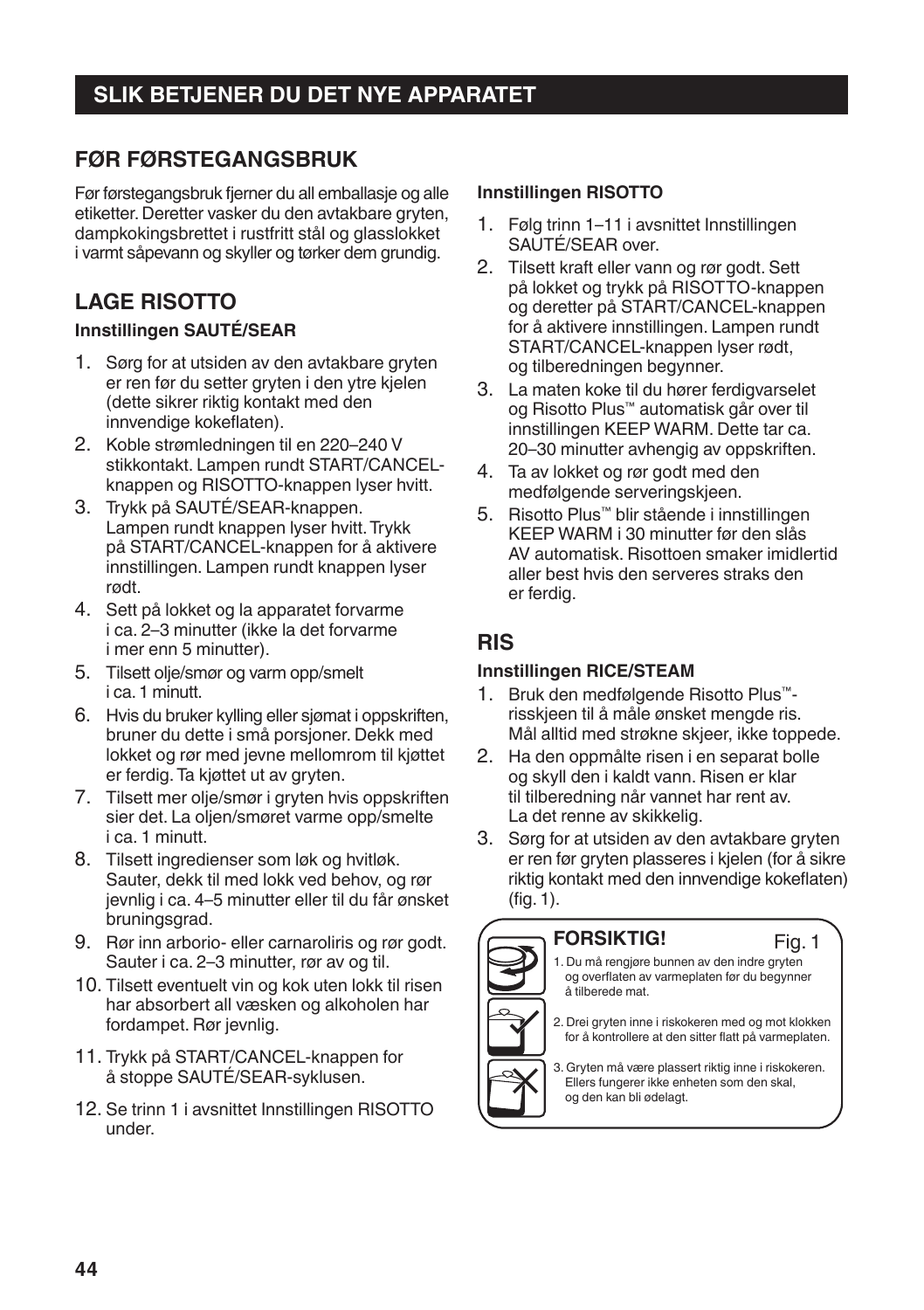# SLIK BETJENER DU DET NYE APPARATET

## FØR FØRSTEGANGSBRUK

Før førstegangsbruk fjerner du all emballasje og alle etiketter. Deretter vasker du den avtakbare gryten, dampkokingsbrettet i rustfritt stål og glasslokket i varmt såpevann og skyller og tørker dem grundig.

## LAGE RISOTTO

### Innstillingen SAUTÉ/SEAR

1. Sørg for at utsiden av den avtakbare gryten er ren før du setter gryten i den ytre kjelen (dette sikrer riktig kontakt med den innvendige kokeflaten).
2. Koble strømledningen til en 220–240 V stikkontakt. Lampen rundt START/CANCEL-knappen og RISOTTO-knappen lyser hvitt.
3. Trykk på SAUTÉ/SEAR-knappen. Lampen rundt knappen lyser hvitt. Trykk på START/CANCEL-knappen for å aktivere innstillingen. Lampen rundt knappen lyser rødt.
4. Sett på lokket og la apparatet forvarme i ca. 2–3 minutter (ikke la det forvarme i mer enn 5 minutter).
5. Tilsett olje/smør og varm opp/smelt i ca. 1 minutt.
6. Hvis du bruker kylling eller sjømat i oppskriften, bruner du dette i små porsjoner. Dekk med lokket og rør med jevne mellomrom til kjøttet er ferdig. Ta kjøttet ut av gryten.
7. Tilsett mer olje/smør i gryten hvis oppskriften sier det. La oljen/smøret varme opp/smelte i ca. 1 minutt.
8. Tilsett ingredienser som løk og hvitløk. Sauter, dekk til med lokk ved behov, og rør jevnlig i ca. 4–5 minutter eller til du får ønsket bruningsgrad.
9. Rør inn arborio- eller carnaroliris og rør godt. Sauter i ca. 2–3 minutter, rør av og til.
10. Tilsett eventuelt vin og kok uten lokk til risen har absorbert all væsken og alkoholen har fordampet. Rør jevnlig.
11. Trykk på START/CANCEL-knappen for å stoppe SAUTÉ/SEAR-syklusen.
12. Se trinn 1 i avsnittet Innstillingen RISOTTO under.

### Innstillingen RISOTTO

1. Følg trinn 1–11 i avsnittet Innstillingen SAUTÉ/SEAR over.
2. Tilsett kraft eller vann og rør godt. Sett på lokket og trykk på RISOTTO-knappen og deretter på START/CANCEL-knappen for å aktivere innstillingen. Lampen rundt START/CANCEL-knappen lyser rødt, og tilberedningen begynner.
3. La maten koke til du hører ferdigvarselet og Risotto Plus™ automatisk går over til innstillingen KEEP WARM. Dette tar ca. 20–30 minutter avhengig av oppskriften.
4. Ta av lokket og rør godt med den medfølgende serveringskjeen.
5. Risotto Plus™ blir stående i innstillingen KEEP WARM i 30 minutter før den slås AV automatisk. Risottoen smaker imidlertid aller best hvis den serveres straks den er ferdig.

## RIS

### Innstillingen RICE/STEAM

1. Bruk den medfølgende Risotto Plus™-risskjeen til å måle ønsket mengde ris. Mål alltid med strøkne skjeer, ikke toppede.
2. Ha den oppmålte risen i en separat bolle og skyll den i kaldt vann. Risen er klar til tilberedning når vannet har rent av. La det renne av skikkelig.
3. Sørg for at utsiden av den avtakbare gryten er ren før gryten plasseres i kjelen (for å sikre riktig kontakt med den innvendige kokeflaten) (fig. 1).

**FORSIKTIG!** Fig. 1

1. Du må rengjøre bunnen av den indre gryten og overflaten av varmeplaten før du begynner å tilberede mat.
2. Drei gryten inne i riskokeren med og mot klokken for å kontrollere at den sitter flatt på varmeplaten.
3. Gryten må være plassert riktig inne i riskokeren. Ellers fungerer ikke enheten som den skal, og den kan bli ødelagt.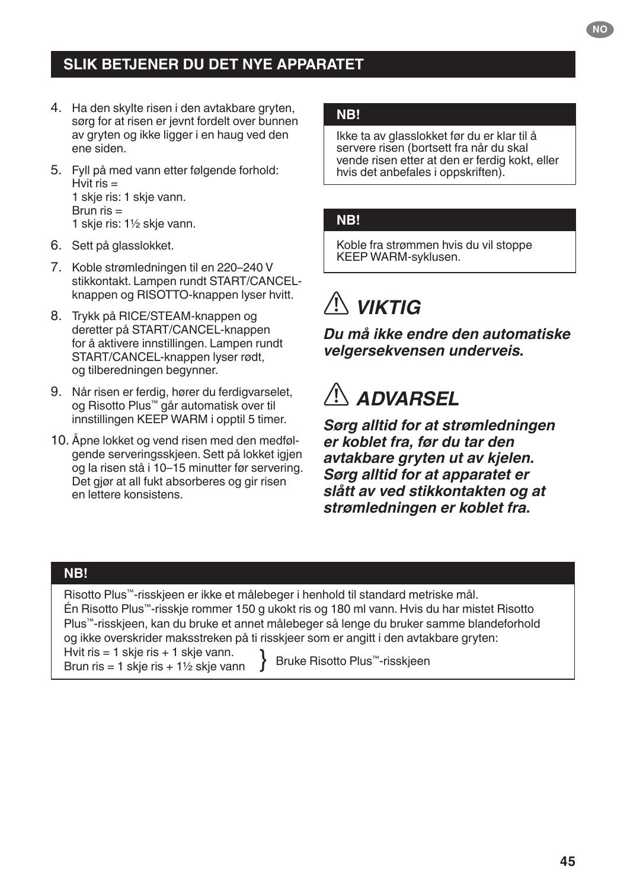## SLIK BETJENER DU DET NYE APPARATET

4. Ha den skylte risen i den avtakbare gryten, sørg for at risen er jevnt fordelt over bunnen av gryten og ikke ligger i en haug ved den ene siden.
5. Fyll på med vann etter følgende forhold:
   Hvit ris =
   1 skje ris: 1 skje vann.
   Brun ris =
   1 skje ris: 1½ skje vann.
6. Sett på glasslokket.
7. Koble strømledningen til en 220–240 V stikkontakt. Lampen rundt START/CANCEL-knappen og RISOTTO-knappen lyser hvitt.
8. Trykk på RICE/STEAM-knappen og deretter på START/CANCEL-knappen for å aktivere innstillingen. Lampen rundt START/CANCEL-knappen lyser rødt, og tilberedningen begynner.
9. Når risen er ferdig, hører du ferdigvarselet, og Risotto Plus™ går automatisk over til innstillingen KEEP WARM i opptil 5 timer.
10. Åpne lokket og vend risen med den medfølgende serveringsskjeen. Sett på lokket igjen og la risen stå i 10–15 minutter før servering. Det gjør at all fukt absorberes og gir risen en lettere konsistens.

**NB!**

Ikke ta av glasslokket før du er klar til å servere risen (bortsett fra når du skal vende risen etter at den er ferdig kokt, eller hvis det anbefales i oppskriften).

**NB!**

Koble fra strømmen hvis du vil stoppe KEEP WARM-syklusen.

### ⚠ *VIKTIG*

***Du må ikke endre den automatiske velgersekvensen underveis.***

### ⚠ *ADVARSEL*

***Sørg alltid for at strømledningen er koblet fra, før du tar den avtakbare gryten ut av kjelen. Sørg alltid for at apparatet er slått av ved stikkontakten og at strømledningen er koblet fra.***

**NB!**

Risotto Plus™-risskjeen er ikke et målebeger i henhold til standard metriske mål.
Én Risotto Plus™-risskje rommer 150 g ukokt ris og 180 ml vann. Hvis du har mistet Risotto Plus™-risskjeen, kan du bruke et annet målebeger så lenge du bruker samme blandeforhold og ikke overskrider maksstreken på ti risskjeer som er angitt i den avtakbare gryten:

Hvit ris = 1 skje ris + 1 skje vann.
Brun ris = 1 skje ris + 1½ skje vann
} Bruke Risotto Plus™-risskjeen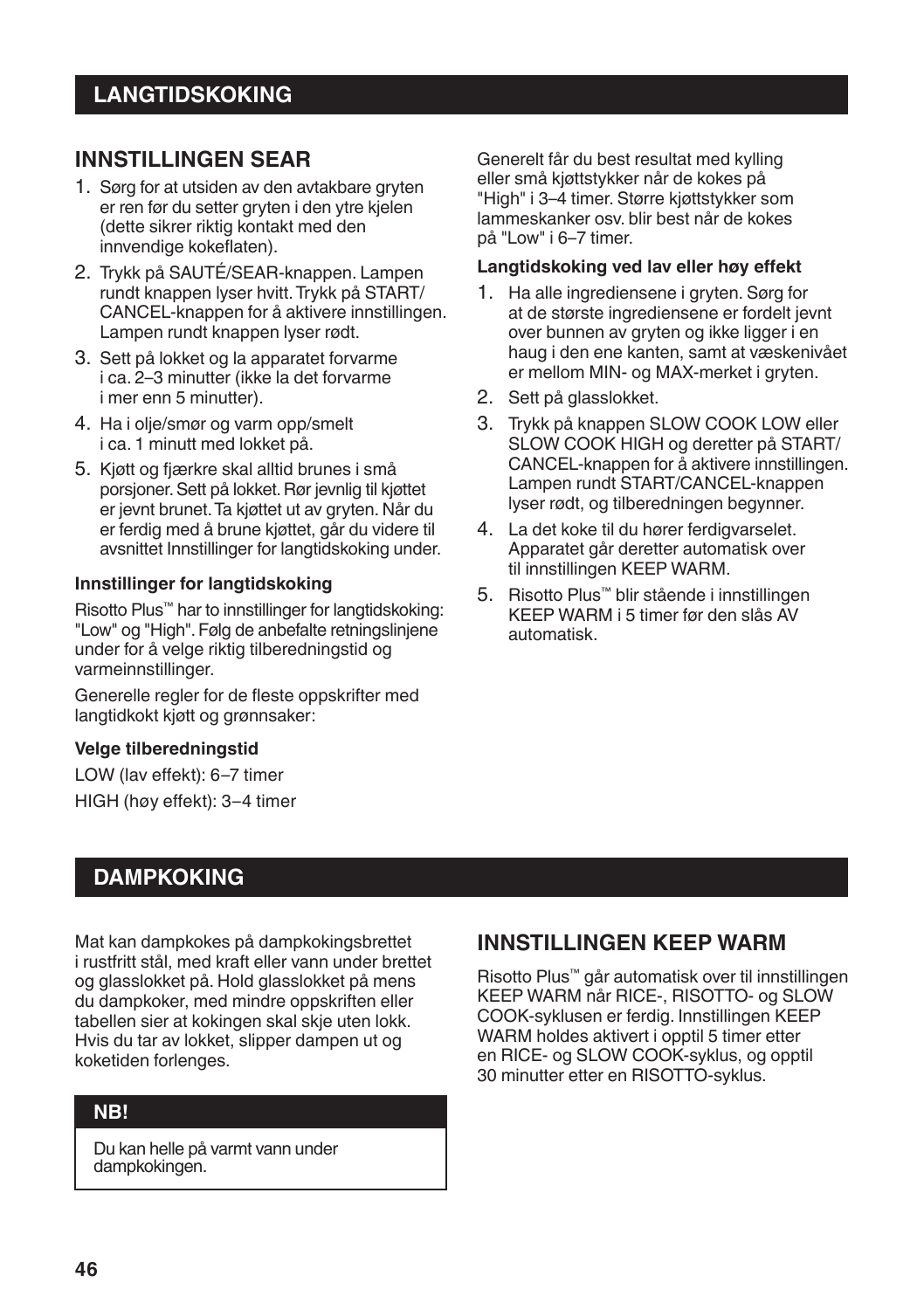## LANGTIDSKOKING

### INNSTILLINGEN SEAR

1. Sørg for at utsiden av den avtakbare gryten er ren før du setter gryten i den ytre kjelen (dette sikrer riktig kontakt med den innvendige kokeflaten).
2. Trykk på SAUTÉ/SEAR-knappen. Lampen rundt knappen lyser hvitt. Trykk på START/CANCEL-knappen for å aktivere innstillingen. Lampen rundt knappen lyser rødt.
3. Sett på lokket og la apparatet forvarme i ca. 2–3 minutter (ikke la det forvarme i mer enn 5 minutter).
4. Ha i olje/smør og varm opp/smelt i ca. 1 minutt med lokket på.
5. Kjøtt og fjærkre skal alltid brunes i små porsjoner. Sett på lokket. Rør jevnlig til kjøttet er jevnt brunet. Ta kjøttet ut av gryten. Når du er ferdig med å brune kjøttet, går du videre til avsnittet Innstillinger for langtidskoking under.

**Innstillinger for langtidskoking**

Risotto Plus™ har to innstillinger for langtidskoking: "Low" og "High". Følg de anbefalte retningslinjene under for å velge riktig tilberedningstid og varmeinnstillinger.

Generelle regler for de fleste oppskrifter med langtidkokt kjøtt og grønnsaker:

**Velge tilberedningstid**

LOW (lav effekt): 6–7 timer

HIGH (høy effekt): 3–4 timer

Generelt får du best resultat med kylling eller små kjøttstykker når de kokes på "High" i 3–4 timer. Større kjøttstykker som lammeskanker osv. blir best når de kokes på "Low" i 6–7 timer.

**Langtidskoking ved lav eller høy effekt**

1. Ha alle ingrediensene i gryten. Sørg for at de største ingrediensene er fordelt jevnt over bunnen av gryten og ikke ligger i en haug i den ene kanten, samt at væskenivået er mellom MIN- og MAX-merket i gryten.
2. Sett på glasslokket.
3. Trykk på knappen SLOW COOK LOW eller SLOW COOK HIGH og deretter på START/CANCEL-knappen for å aktivere innstillingen. Lampen rundt START/CANCEL-knappen lyser rødt, og tilberedningen begynner.
4. La det koke til du hører ferdigvarselet. Apparatet går deretter automatisk over til innstillingen KEEP WARM.
5. Risotto Plus™ blir stående i innstillingen KEEP WARM i 5 timer før den slås AV automatisk.

## DAMPKOKING

Mat kan dampkokes på dampkokingsbrettet i rustfritt stål, med kraft eller vann under brettet og glasslokket på. Hold glasslokket på mens du dampkoker, med mindre oppskriften eller tabellen sier at kokingen skal skje uten lokk. Hvis du tar av lokket, slipper dampen ut og koketiden forlenges.

**NB!**

Du kan helle på varmt vann under dampkokingen.

### INNSTILLINGEN KEEP WARM

Risotto Plus™ går automatisk over til innstillingen KEEP WARM når RICE-, RISOTTO- og SLOW COOK-syklusen er ferdig. Innstillingen KEEP WARM holdes aktivert i opptil 5 timer etter en RICE- og SLOW COOK-syklus, og opptil 30 minutter etter en RISOTTO-syklus.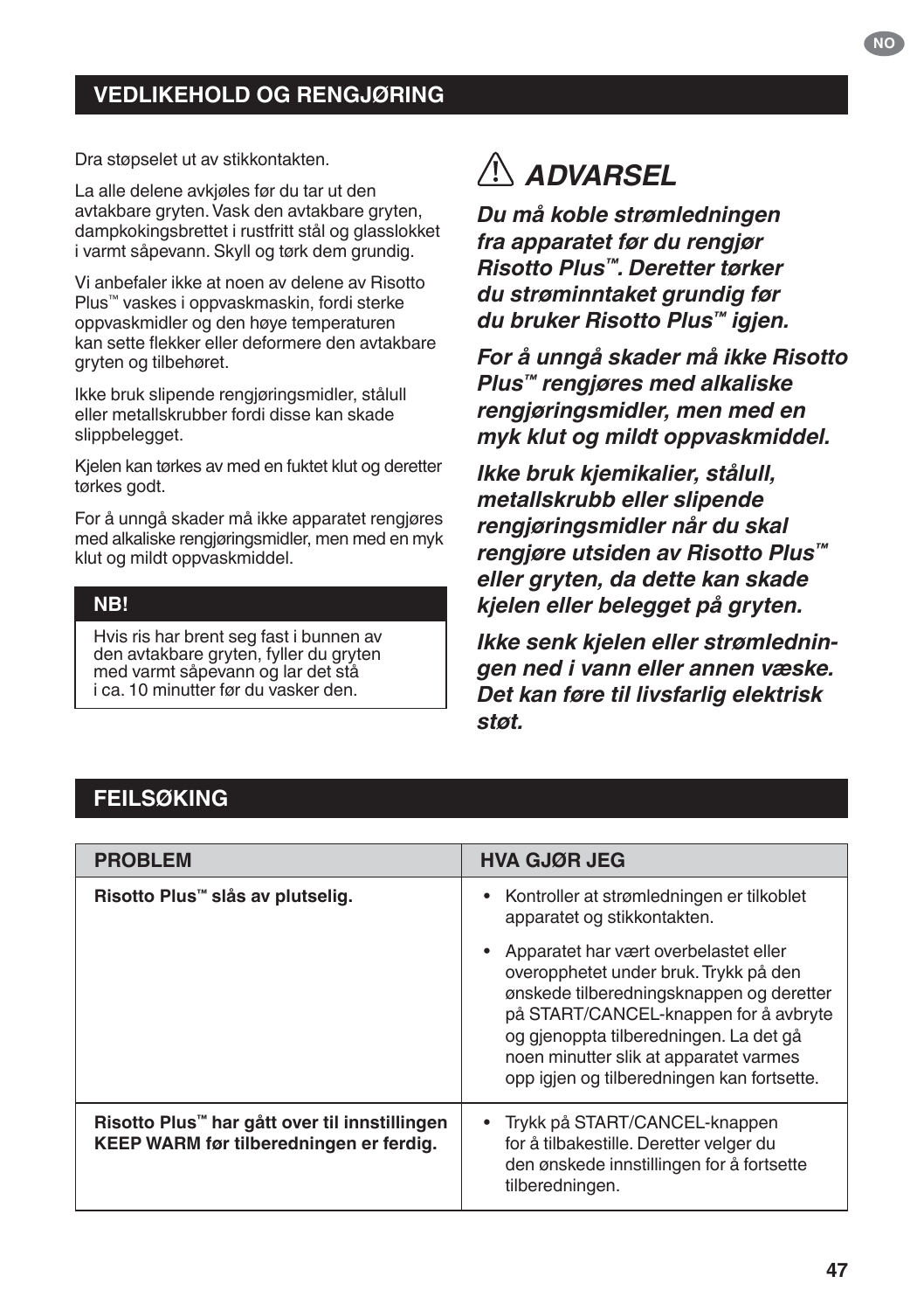## VEDLIKEHOLD OG RENGJØRING

Dra støpselet ut av stikkontakten.

La alle delene avkjøles før du tar ut den avtakbare gryten. Vask den avtakbare gryten, dampkokingsbrettet i rustfritt stål og glasslokket i varmt såpevann. Skyll og tørk dem grundig.

Vi anbefaler ikke at noen av delene av Risotto Plus™ vaskes i oppvaskmaskin, fordi sterke oppvaskmidler og den høye temperaturen kan sette flekker eller deformere den avtakbare gryten og tilbehøret.

Ikke bruk slipende rengjøringsmidler, stålull eller metallskrubber fordi disse kan skade slippbelegget.

Kjelen kan tørkes av med en fuktet klut og deretter tørkes godt.

For å unngå skader må ikke apparatet rengjøres med alkaliske rengjøringsmidler, men med en myk klut og mildt oppvaskmiddel.

**NB!**

Hvis ris har brent seg fast i bunnen av den avtakbare gryten, fyller du gryten med varmt såpevann og lar det stå i ca. 10 minutter før du vasker den.

### ⚠ *ADVARSEL*

***Du må koble strømledningen fra apparatet før du rengjør Risotto Plus™. Deretter tørker du strøminntaket grundig før du bruker Risotto Plus™ igjen.***

***For å unngå skader må ikke Risotto Plus™ rengjøres med alkaliske rengjøringsmidler, men med en myk klut og mildt oppvaskmiddel.***

***Ikke bruk kjemikalier, stålull, metallskrubb eller slipende rengjøringsmidler når du skal rengjøre utsiden av Risotto Plus™ eller gryten, da dette kan skade kjelen eller belegget på gryten.***

***Ikke senk kjelen eller strømledningen ned i vann eller annen væske. Det kan føre til livsfarlig elektrisk støt.***

## FEILSØKING

| PROBLEM | HVA GJØR JEG |
|---|---|
| **Risotto Plus™ slås av plutselig.** | • Kontroller at strømledningen er tilkoblet apparatet og stikkontakten.<br>• Apparatet har vært overbelastet eller overopphetet under bruk. Trykk på den ønskede tilberedningsknappen og deretter på START/CANCEL-knappen for å avbryte og gjenoppta tilberedningen. La det gå noen minutter slik at apparatet varmes opp igjen og tilberedningen kan fortsette. |
| **Risotto Plus™ har gått over til innstillingen KEEP WARM før tilberedningen er ferdig.** | • Trykk på START/CANCEL-knappen for å tilbakestille. Deretter velger du den ønskede innstillingen for å fortsette tilberedningen. |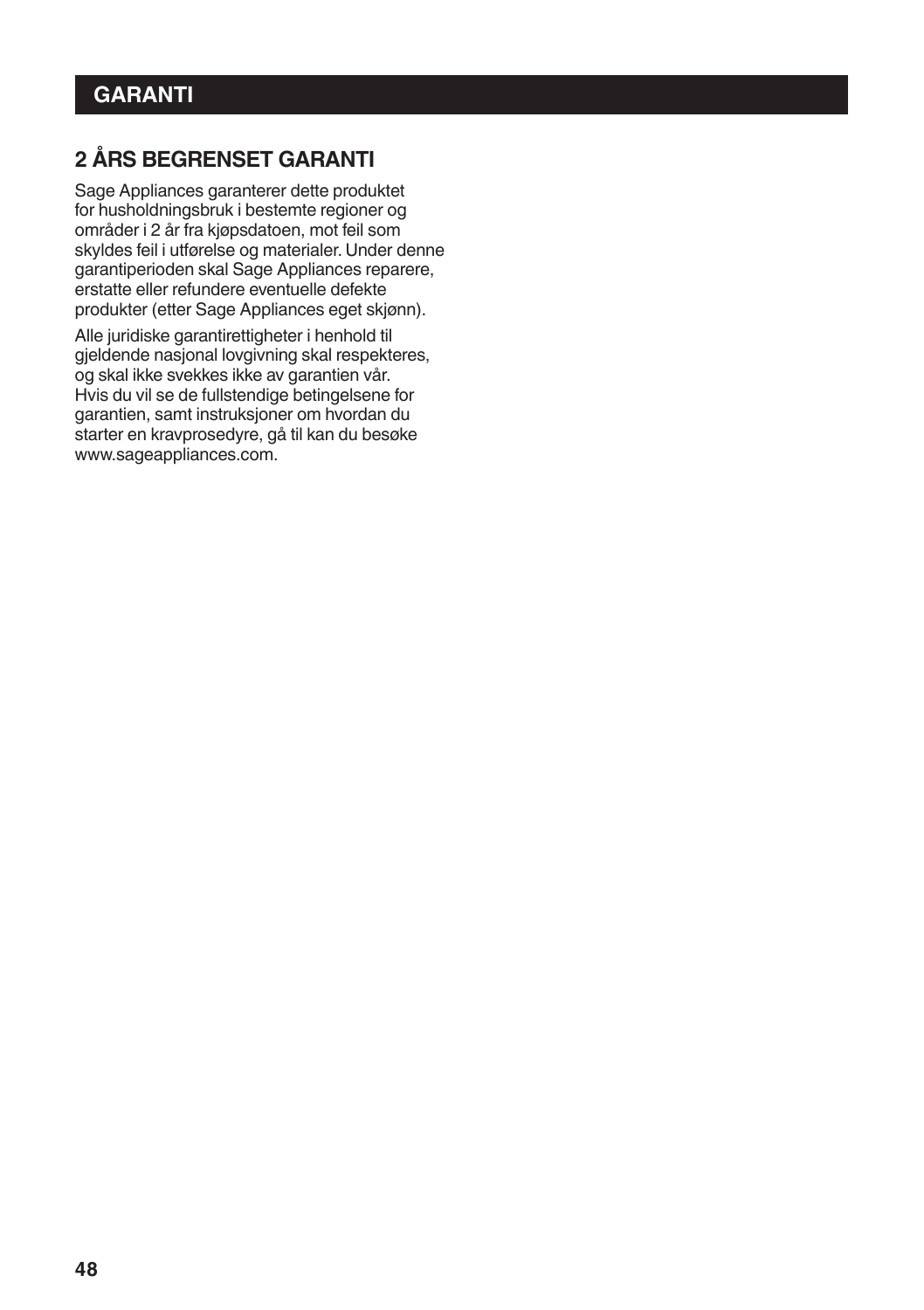# GARANTI

## 2 ÅRS BEGRENSET GARANTI

Sage Appliances garanterer dette produktet for husholdningsbruk i bestemte regioner og områder i 2 år fra kjøpsdatoen, mot feil som skyldes feil i utførelse og materialer. Under denne garantiperioden skal Sage Appliances reparere, erstatte eller refundere eventuelle defekte produkter (etter Sage Appliances eget skjønn).

Alle juridiske garantirettigheter i henhold til gjeldende nasjonal lovgivning skal respekteres, og skal ikke svekkes ikke av garantien vår. Hvis du vil se de fullstendige betingelsene for garantien, samt instruksjoner om hvordan du starter en kravprosedyre, gå til kan du besøke www.sageappliances.com.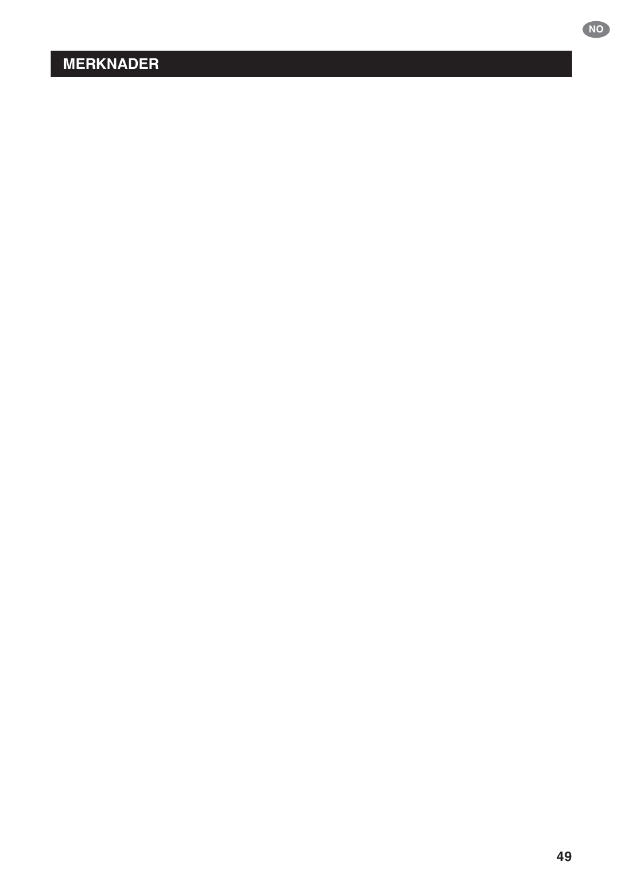## MERKNADER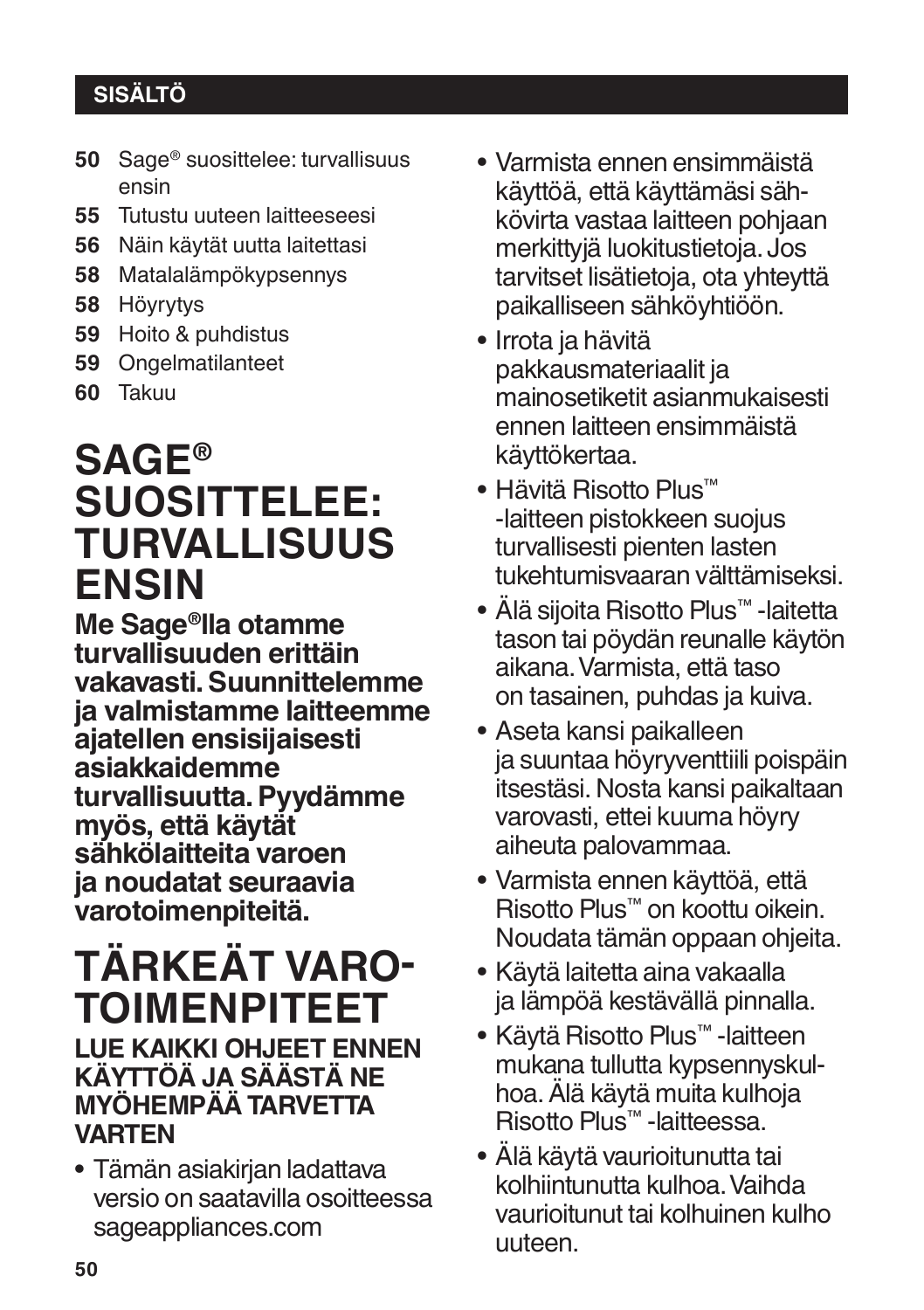## SISÄLTÖ

**50** Sage® suosittelee: turvallisuus ensin
**55** Tutustu uuteen laitteeseesi
**56** Näin käytät uutta laitettasi
**58** Matalalämpökypsennys
**58** Höyrytys
**59** Hoito & puhdistus
**59** Ongelmatilanteet
**60** Takuu

# SAGE® SUOSITTELEE: TURVALLISUUS ENSIN

**Me Sage®lla otamme turvallisuuden erittäin vakavasti. Suunnittelemme ja valmistamme laitteemme ajatellen ensisijaisesti asiakkaidemme turvallisuutta. Pyydämme myös, että käytät sähkölaitteita varoen ja noudatat seuraavia varotoimenpiteitä.**

# TÄRKEÄT VARO-TOIMENPITEET

**LUE KAIKKI OHJEET ENNEN KÄYTTÖÄ JA SÄÄSTÄ NE MYÖHEMPÄÄ TARVETTA VARTEN**

- Tämän asiakirjan ladattava versio on saatavilla osoitteessa sageappliances.com
- Varmista ennen ensimmäistä käyttöä, että käyttämäsi sähkövirta vastaa laitteen pohjaan merkittyjä luokitustietoja. Jos tarvitset lisätietoja, ota yhteyttä paikalliseen sähköyhtiöön.
- Irrota ja hävitä pakkausmateriaalit ja mainosetiketit asianmukaisesti ennen laitteen ensimmäistä käyttökertaa.
- Hävitä Risotto Plus™ -laitteen pistokkeen suojus turvallisesti pienten lasten tukehtumisvaaran välttämiseksi.
- Älä sijoita Risotto Plus™ -laitetta tason tai pöydän reunalle käytön aikana. Varmista, että taso on tasainen, puhdas ja kuiva.
- Aseta kansi paikalleen ja suuntaa höyryventtiili poispäin itsestäsi. Nosta kansi paikaltaan varovasti, ettei kuuma höyry aiheuta palovammaa.
- Varmista ennen käyttöä, että Risotto Plus™ on koottu oikein. Noudata tämän oppaan ohjeita.
- Käytä laitetta aina vakaalla ja lämpöä kestävällä pinnalla.
- Käytä Risotto Plus™ -laitteen mukana tullutta kypsennyskulhoa. Älä käytä muita kulhoja Risotto Plus™ -laitteessa.
- Älä käytä vaurioitunutta tai kolhiintunutta kulhoa. Vaihda vaurioitunut tai kolhuinen kulho uuteen.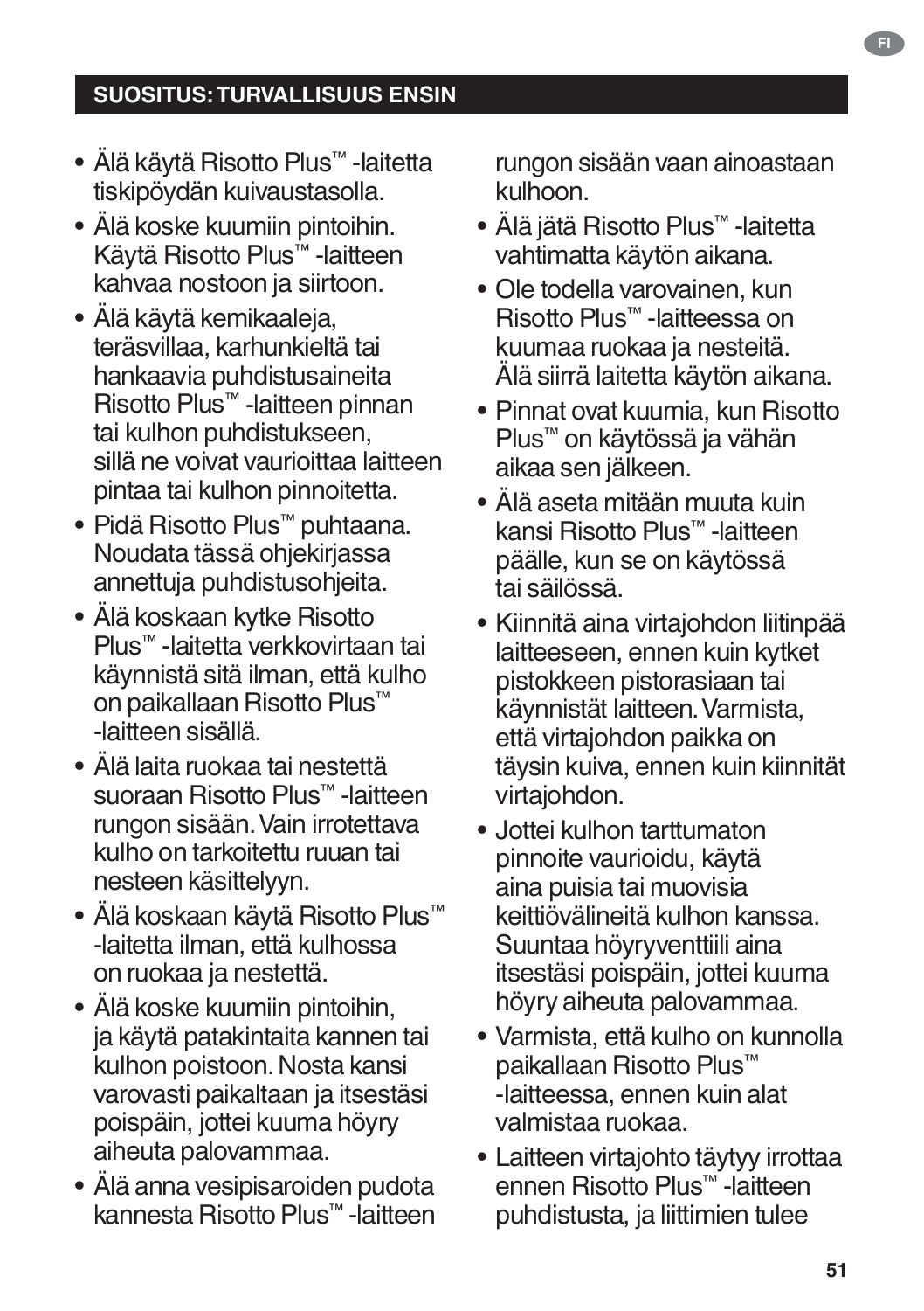## SUOSITUS: TURVALLISUUS ENSIN

- Älä käytä Risotto Plus™ -laitetta tiskipöydän kuivaustasolla.
- Älä koske kuumiin pintoihin. Käytä Risotto Plus™ -laitteen kahvaa nostoon ja siirtoon.
- Älä käytä kemikaaleja, teräsvillaa, karhunkieltä tai hankaavia puhdistusaineita Risotto Plus™ -laitteen pinnan tai kulhon puhdistukseen, sillä ne voivat vaurioittaa laitteen pintaa tai kulhon pinnoitetta.
- Pidä Risotto Plus™ puhtaana. Noudata tässä ohjekirjassa annettuja puhdistusohjeita.
- Älä koskaan kytke Risotto Plus™ -laitetta verkkovirtaan tai käynnistä sitä ilman, että kulho on paikallaan Risotto Plus™ -laitteen sisällä.
- Älä laita ruokaa tai nestettä suoraan Risotto Plus™ -laitteen rungon sisään. Vain irrotettava kulho on tarkoitettu ruuan tai nesteen käsittelyyn.
- Älä koskaan käytä Risotto Plus™ -laitetta ilman, että kulhossa on ruokaa ja nestettä.
- Älä koske kuumiin pintoihin, ja käytä patakintaita kannen tai kulhon poistoon. Nosta kansi varovasti paikaltaan ja itsestäsi poispäin, jottei kuuma höyry aiheuta palovammaa.
- Älä anna vesipisaroiden pudota kannesta Risotto Plus™ -laitteen rungon sisään vaan ainoastaan kulhoon.
- Älä jätä Risotto Plus™ -laitetta vahtimatta käytön aikana.
- Ole todella varovainen, kun Risotto Plus™ -laitteessa on kuumaa ruokaa ja nesteitä. Älä siirrä laitetta käytön aikana.
- Pinnat ovat kuumia, kun Risotto Plus™ on käytössä ja vähän aikaa sen jälkeen.
- Älä aseta mitään muuta kuin kansi Risotto Plus™ -laitteen päälle, kun se on käytössä tai säilössä.
- Kiinnitä aina virtajohdon liitinpää laitteeseen, ennen kuin kytket pistokkeen pistorasiaan tai käynnistät laitteen. Varmista, että virtajohdon paikka on täysin kuiva, ennen kuin kiinnität virtajohdon.
- Jottei kulhon tarttumaton pinnoite vaurioidu, käytä aina puisia tai muovisia keittiövälineitä kulhon kanssa. Suuntaa höyryventtiili aina itsestäsi poispäin, jottei kuuma höyry aiheuta palovammaa.
- Varmista, että kulho on kunnolla paikallaan Risotto Plus™ -laitteessa, ennen kuin alat valmistaa ruokaa.
- Laitteen virtajohto täytyy irrottaa ennen Risotto Plus™ -laitteen puhdistusta, ja liittimien tulee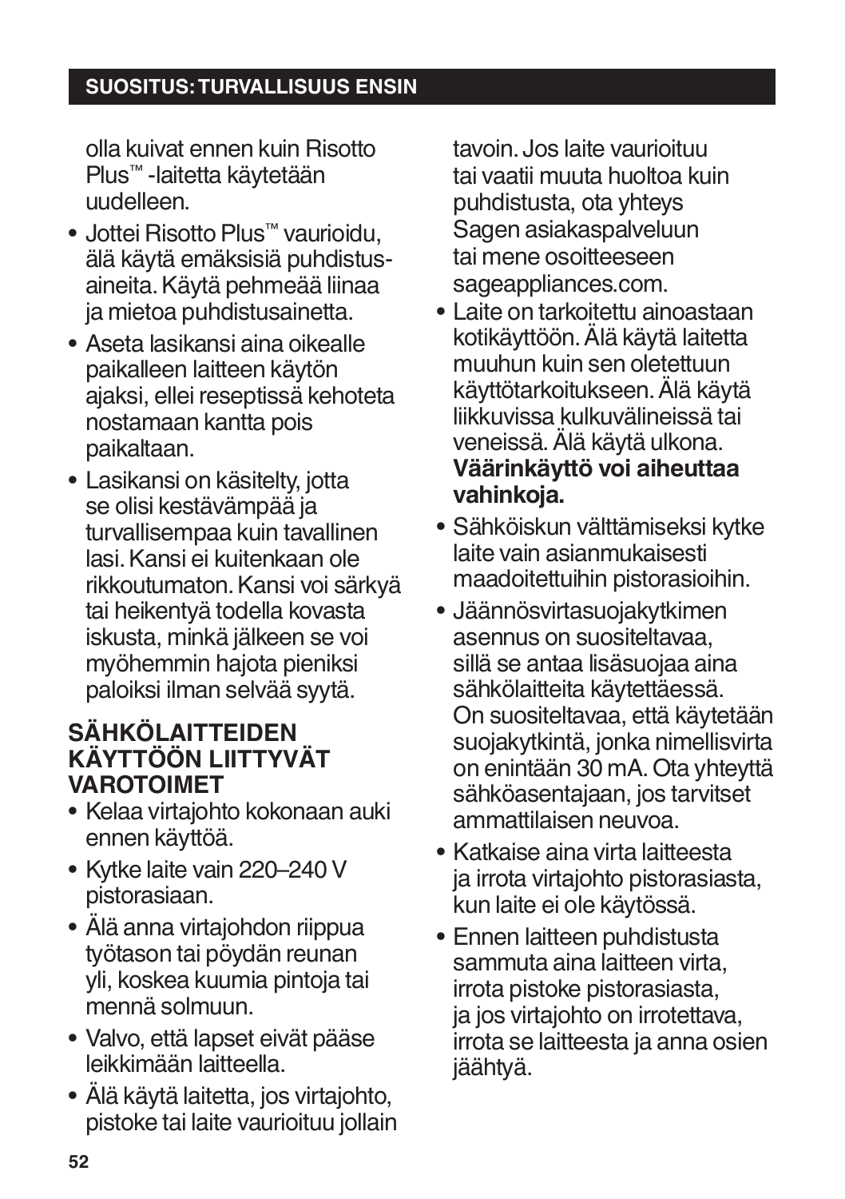olla kuivat ennen kuin Risotto Plus™ -laitetta käytetään uudelleen.

- Jottei Risotto Plus™ vaurioidu, älä käytä emäksisiä puhdistus­aineita. Käytä pehmeää liinaa ja mietoa puhdistusainetta.
- Aseta lasikansi aina oikealle paikalleen laitteen käytön ajaksi, ellei reseptissä kehoteta nostamaan kantta pois paikaltaan.
- Lasikansi on käsitelty, jotta se olisi kestävämpää ja turvallisempaa kuin tavallinen lasi. Kansi ei kuitenkaan ole rikkoutumaton. Kansi voi särkyä tai heikentyä todella kovasta iskusta, minkä jälkeen se voi myöhemmin hajota pieniksi paloiksi ilman selvää syytä.

## SÄHKÖLAITTEIDEN KÄYTTÖÖN LIITTYVÄT VAROTOIMET

- Kelaa virtajohto kokonaan auki ennen käyttöä.
- Kytke laite vain 220–240 V pistorasiaan.
- Älä anna virtajohdon riippua työtason tai pöydän reunan yli, koskea kuumia pintoja tai mennä solmuun.
- Valvo, että lapset eivät pääse leikkimään laitteella.
- Älä käytä laitetta, jos virtajohto, pistoke tai laite vaurioituu jollain tavoin. Jos laite vaurioituu tai vaatii muuta huoltoa kuin puhdistusta, ota yhteys Sagen asiakaspalveluun tai mene osoitteeseen sageappliances.com.
- Laite on tarkoitettu ainoastaan kotikäyttöön. Älä käytä laitetta muuhun kuin sen oletettuun käyttötarkoitukseen. Älä käytä liikkuvissa kulkuvälineissä tai veneissä. Älä käytä ulkona. **Väärinkäyttö voi aiheuttaa vahinkoja.**
- Sähköiskun välttämiseksi kytke laite vain asianmukaisesti maadoitettuihin pistorasioihin.
- Jäännösvirtasuojakytkimen asennus on suositeltavaa, sillä se antaa lisäsuojaa aina sähkölaitteita käytettäessä. On suositeltavaa, että käytetään suojakytkintä, jonka nimellisvirta on enintään 30 mA. Ota yhteyttä sähköasentajaan, jos tarvitset ammattilaisen neuvoa.
- Katkaise aina virta laitteesta ja irrota virtajohto pistorasiasta, kun laite ei ole käytössä.
- Ennen laitteen puhdistusta sammuta aina laitteen virta, irrota pistoke pistorasiasta, ja jos virtajohto on irrotettava, irrota se laitteesta ja anna osien jäähtyä.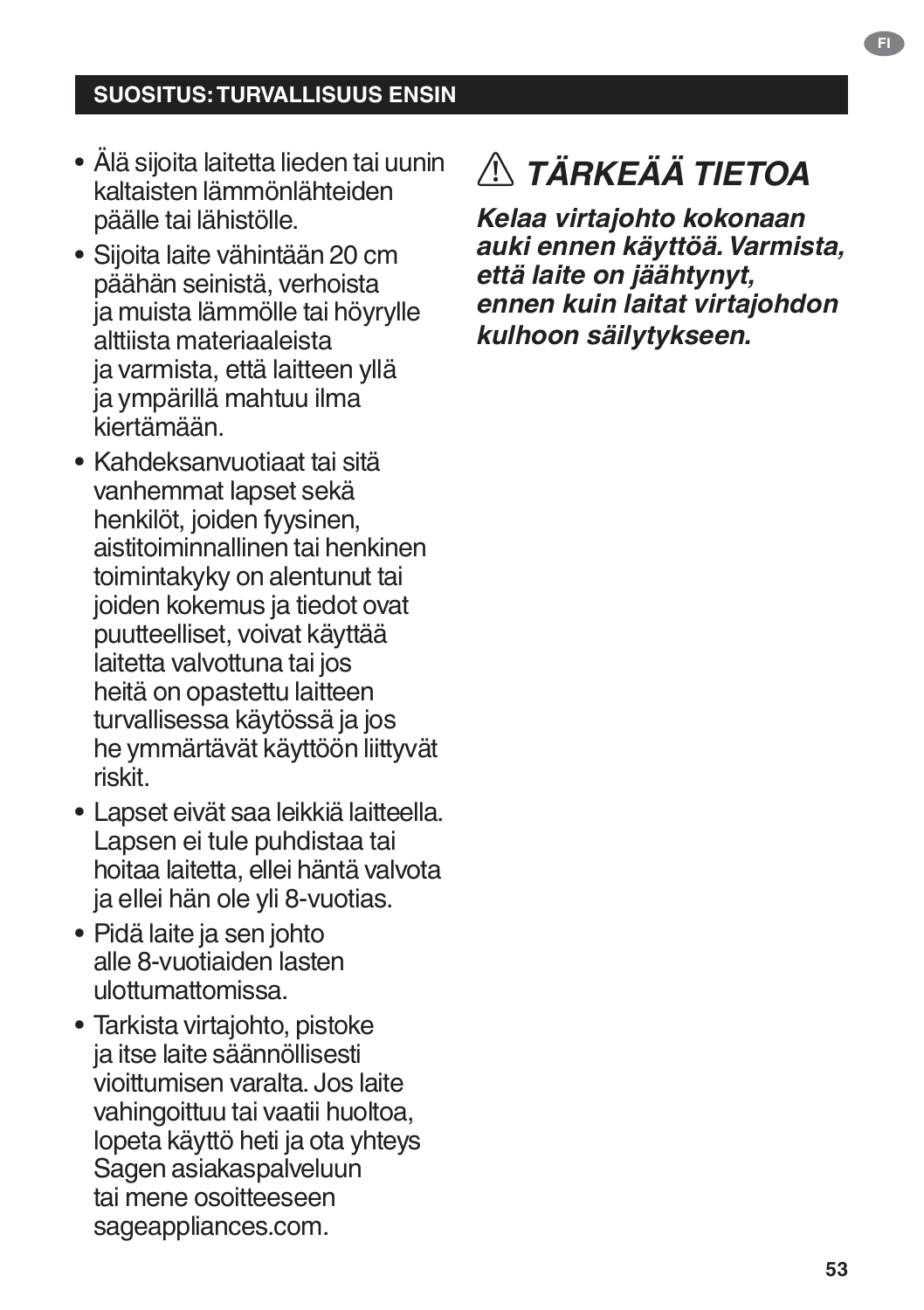## SUOSITUS: TURVALLISUUS ENSIN

- Älä sijoita laitetta lieden tai uunin kaltaisten lämmönlähteiden päälle tai lähistölle.
- Sijoita laite vähintään 20 cm päähän seinistä, verhoista ja muista lämmölle tai höyrylle alttiista materiaaleista ja varmista, että laitteen yllä ja ympärillä mahtuu ilma kiertämään.
- Kahdeksanvuotiaat tai sitä vanhemmat lapset sekä henkilöt, joiden fyysinen, aistitoiminnallinen tai henkinen toimintakyky on alentunut tai joiden kokemus ja tiedot ovat puutteelliset, voivat käyttää laitetta valvottuna tai jos heitä on opastettu laitteen turvallisessa käytössä ja jos he ymmärtävät käyttöön liittyvät riskit.
- Lapset eivät saa leikkiä laitteella. Lapsen ei tule puhdistaa tai hoitaa laitetta, ellei häntä valvota ja ellei hän ole yli 8-vuotias.
- Pidä laite ja sen johto alle 8-vuotiaiden lasten ulottumattomissa.
- Tarkista virtajohto, pistoke ja itse laite säännöllisesti vioittumisen varalta. Jos laite vahingoittuu tai vaatii huoltoa, lopeta käyttö heti ja ota yhteys Sagen asiakaspalveluun tai mene osoitteeseen sageappliances.com.

### ⚠ *TÄRKEÄÄ TIETOA*

***Kelaa virtajohto kokonaan auki ennen käyttöä. Varmista, että laite on jäähtynyt, ennen kuin laitat virtajohdon kulhoon säilytykseen.***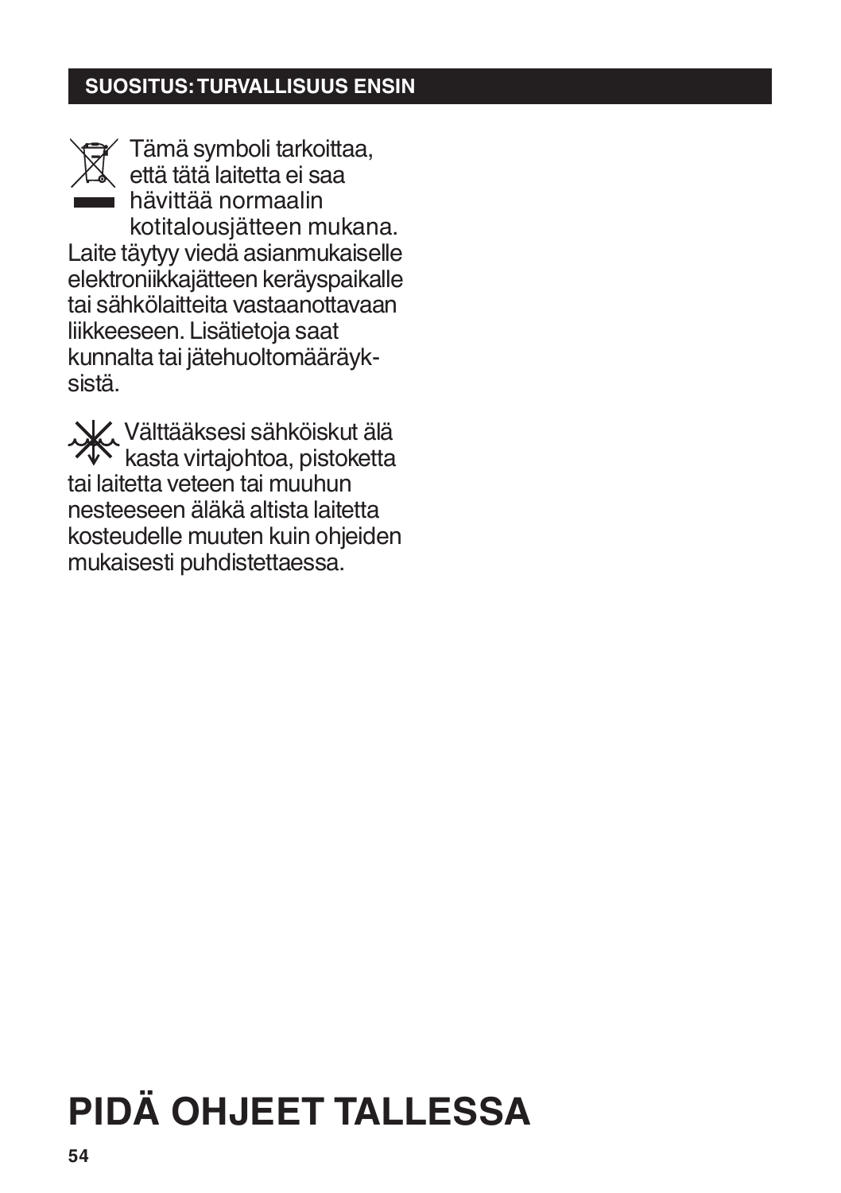## SUOSITUS: TURVALLISUUS ENSIN

Tämä symboli tarkoittaa, että tätä laitetta ei saa hävittää normaalin kotitalousjätteen mukana. Laite täytyy viedä asianmukaiselle elektroniikkajätteen keräyspaikalle tai sähkölaitteita vastaanottavaan liikkeeseen. Lisätietoja saat kunnalta tai jätehuoltomääräyksistä.

Välttääksesi sähköiskut älä kasta virtajohtoa, pistoketta tai laitetta veteen tai muuhun nesteeseen äläkä altista laitetta kosteudelle muuten kuin ohjeiden mukaisesti puhdistettaessa.

# PIDÄ OHJEET TALLESSA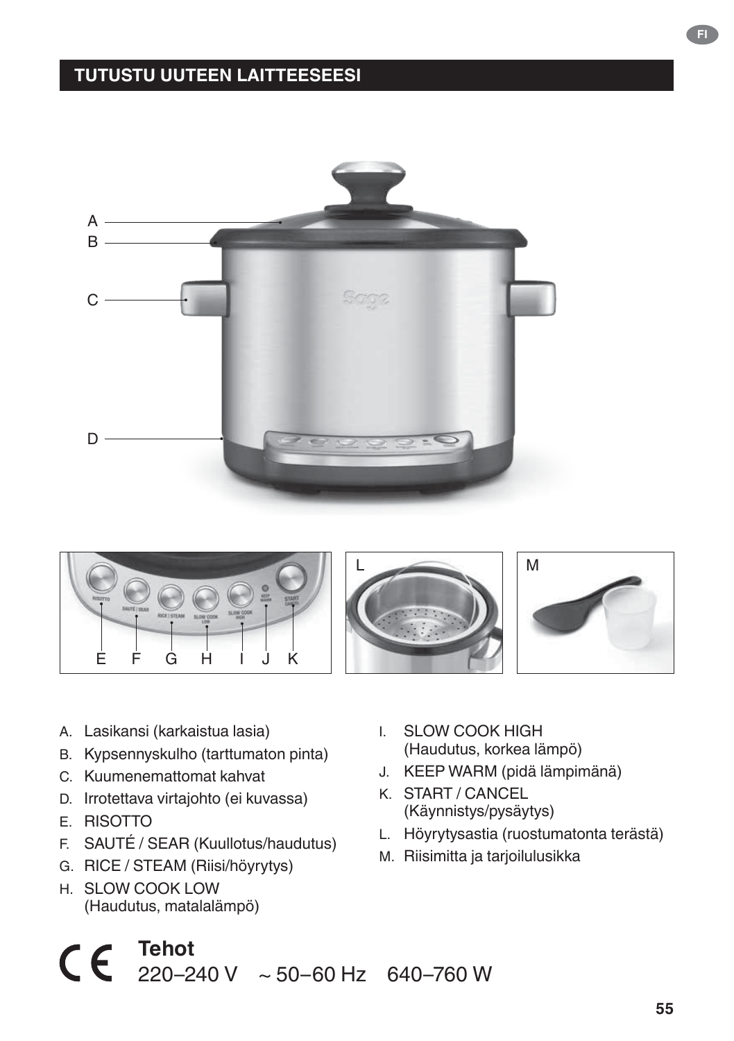## TUTUSTU UUTEEN LAITTEESEESI

A. Lasikansi (karkaistua lasia)
B. Kypsennyskulho (tarttumaton pinta)
C. Kuumenemattomat kahvat
D. Irrotettava virtajohto (ei kuvassa)
E. RISOTTO
F. SAUTÉ / SEAR (Kuullotus/haudutus)
G. RICE / STEAM (Riisi/höyrytys)
H. SLOW COOK LOW (Haudutus, matalalämpö)
I. SLOW COOK HIGH (Haudutus, korkea lämpö)
J. KEEP WARM (pidä lämpimänä)
K. START / CANCEL (Käynnistys/pysäytys)
L. Höyrytysastia (ruostumatonta terästä)
M. Riisimitta ja tarjoilulusikka

**Tehot**
220–240 V ~ 50–60 Hz 640–760 W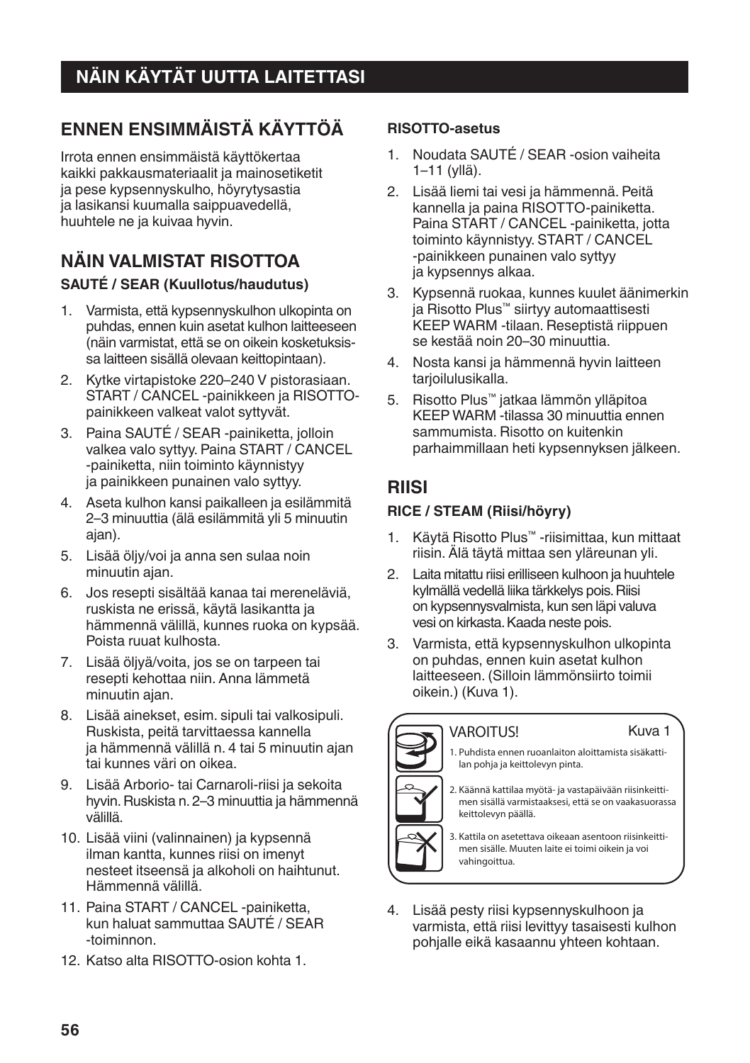## NÄIN KÄYTÄT UUTTA LAITETTASI

## ENNEN ENSIMMÄISTÄ KÄYTTÖÄ

Irrota ennen ensimmäistä käyttökertaa kaikki pakkausmateriaalit ja mainosetiketit ja pese kypsennyskulho, höyrytysastia ja lasikansi kuumalla saippuavedellä, huuhtele ne ja kuivaa hyvin.

## NÄIN VALMISTAT RISOTTOA

### SAUTÉ / SEAR (Kuullotus/haudutus)

1. Varmista, että kypsennyskulhon ulkopinta on puhdas, ennen kuin asetat kulhon laitteeseen (näin varmistat, että se on oikein kosketuksissa laitteen sisällä olevaan keittopintaan).
2. Kytke virtapistoke 220–240 V pistorasiaan. START / CANCEL -painikkeen ja RISOTTO-painikkeen valkeat valot syttyvät.
3. Paina SAUTÉ / SEAR -painiketta, jolloin valkea valo syttyy. Paina START / CANCEL -painiketta, niin toiminto käynnistyy ja painikkeen punainen valo syttyy.
4. Aseta kulhon kansi paikalleen ja esilämmitä 2–3 minuuttia (älä esilämmitä yli 5 minuutin ajan).
5. Lisää öljy/voi ja anna sen sulaa noin minuutin ajan.
6. Jos resepti sisältää kanaa tai mereneläviä, ruskista ne erissä, käytä lasikantta ja hämmennä välillä, kunnes ruoka on kypsää. Poista ruuat kulhosta.
7. Lisää öljyä/voita, jos se on tarpeen tai resepti kehottaa niin. Anna lämmetä minuutin ajan.
8. Lisää ainekset, esim. sipuli tai valkosipuli. Ruskista, peitä tarvittaessa kannella ja hämmennä välillä n. 4 tai 5 minuutin ajan tai kunnes väri on oikea.
9. Lisää Arborio- tai Carnaroli-riisi ja sekoita hyvin. Ruskista n. 2–3 minuuttia ja hämmennä välillä.
10. Lisää viini (valinnainen) ja kypsennä ilman kantta, kunnes riisi on imenyt nesteet itseensä ja alkoholi on haihtunut. Hämmennä välillä.
11. Paina START / CANCEL -painiketta, kun haluat sammuttaa SAUTÉ / SEAR -toiminnon.
12. Katso alta RISOTTO-osion kohta 1.

### RISOTTO-asetus

1. Noudata SAUTÉ / SEAR -osion vaiheita 1–11 (yllä).
2. Lisää liemi tai vesi ja hämmennä. Peitä kannella ja paina RISOTTO-painiketta. Paina START / CANCEL -painiketta, jotta toiminto käynnistyy. START / CANCEL -painikkeen punainen valo syttyy ja kypsennys alkaa.
3. Kypsennä ruokaa, kunnes kuulet äänimerkin ja Risotto Plus™ siirtyy automaattisesti KEEP WARM -tilaan. Reseptistä riippuen se kestää noin 20–30 minuuttia.
4. Nosta kansi ja hämmennä hyvin laitteen tarjoilulusikalla.
5. Risotto Plus™ jatkaa lämmön ylläpitoa KEEP WARM -tilassa 30 minuuttia ennen sammumista. Risotto on kuitenkin parhaimmillaan heti kypsennyksen jälkeen.

## RIISI

### RICE / STEAM (Riisi/höyry)

1. Käytä Risotto Plus™ -riisimittaa, kun mittaat riisin. Älä täytä mittaa sen yläreunan yli.
2. Laita mitattu riisi erilliseen kulhoon ja huuhtele kylmällä vedellä liika tärkkelys pois. Riisi on kypsennysvalmista, kun sen läpi valuva vesi on kirkasta. Kaada neste pois.
3. Varmista, että kypsennyskulhon ulkopinta on puhdas, ennen kuin asetat kulhon laitteeseen. (Silloin lämmönsiirto toimii oikein.) (Kuva 1).

VAROITUS! Kuva 1

1. Puhdista ennen ruoanlaiton aloittamista sisäkattilan pohja ja keittolevyn pinta.
2. Käännä kattilaa myötä- ja vastapäivään riisinkeittimen sisällä varmistaaksesi, että se on vaakasuorassa keittolevyn päällä.
3. Kattila on asetettava oikeaan asentoon riisinkeittimen sisälle. Muuten laite ei toimi oikein ja voi vahingoittua.

4. Lisää pesty riisi kypsennyskulhoon ja varmista, että riisi levittyy tasaisesti kulhon pohjalle eikä kasaannu yhteen kohtaan.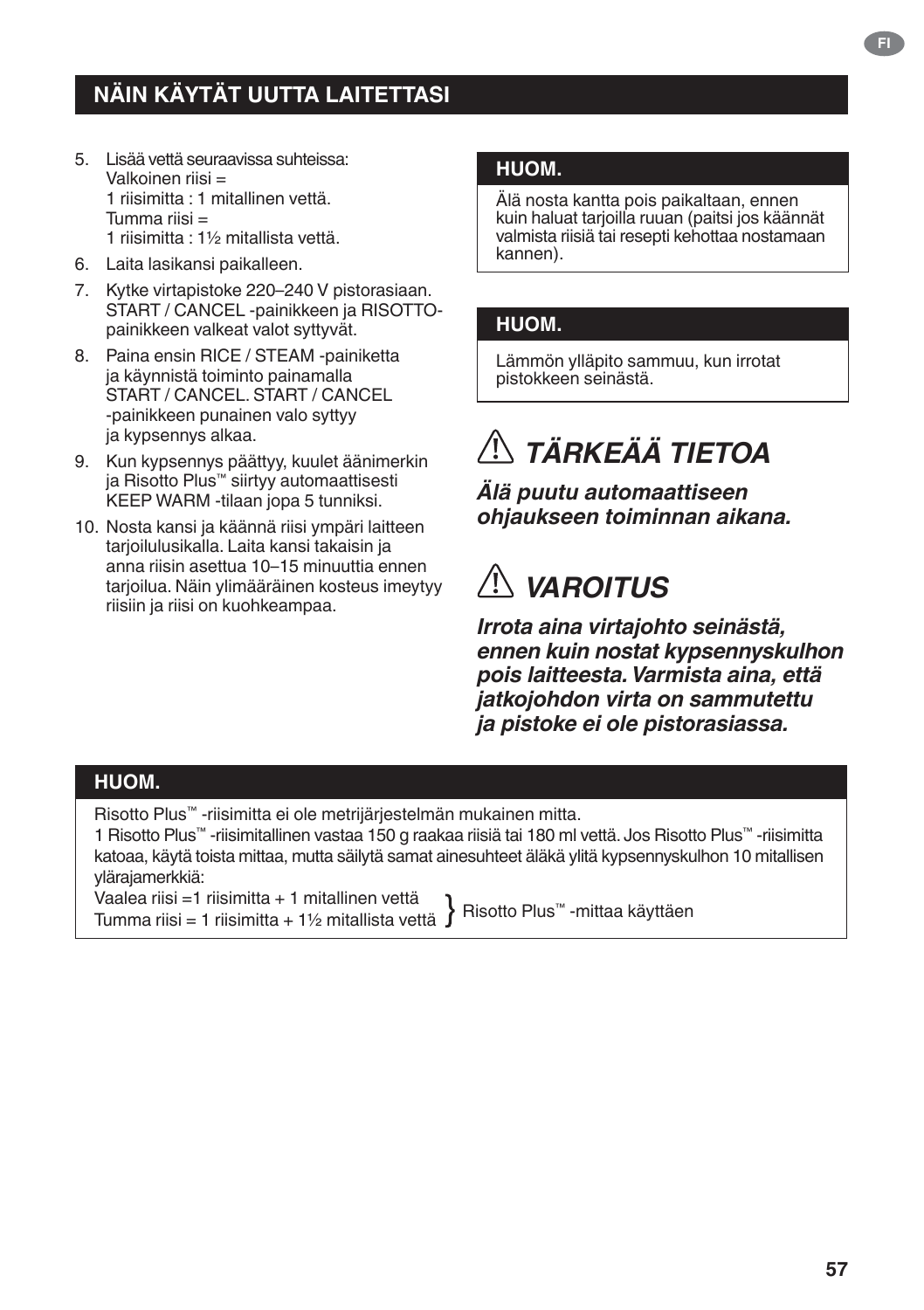## NÄIN KÄYTÄT UUTTA LAITETTASI

5. Lisää vettä seuraavissa suhteissa:
   Valkoinen riisi =
   1 riisimitta : 1 mitallinen vettä.
   Tumma riisi =
   1 riisimitta : 1½ mitallista vettä.
6. Laita lasikansi paikalleen.
7. Kytke virtapistoke 220–240 V pistorasiaan. START / CANCEL -painikkeen ja RISOTTO-painikkeen valkeat valot syttyvät.
8. Paina ensin RICE / STEAM -painiketta ja käynnistä toiminto painamalla START / CANCEL. START / CANCEL -painikkeen punainen valo syttyy ja kypsennys alkaa.
9. Kun kypsennys päättyy, kuulet äänimerkin ja Risotto Plus™ siirtyy automaattisesti KEEP WARM -tilaan jopa 5 tunniksi.
10. Nosta kansi ja käännä riisi ympäri laitteen tarjoilulusikalla. Laita kansi takaisin ja anna riisin asettua 10–15 minuuttia ennen tarjoilua. Näin ylimääräinen kosteus imeytyy riisiin ja riisi on kuohkeampaa.

**HUOM.**

Älä nosta kantta pois paikaltaan, ennen kuin haluat tarjoilla ruuan (paitsi jos käännät valmista riisiä tai resepti kehottaa nostamaan kannen).

**HUOM.**

Lämmön ylläpito sammuu, kun irrotat pistokkeen seinästä.

# ⚠ *TÄRKEÄÄ TIETOA*

***Älä puutu automaattiseen ohjaukseen toiminnan aikana.***

# ⚠ *VAROITUS*

***Irrota aina virtajohto seinästä, ennen kuin nostat kypsennyskulhon pois laitteesta. Varmista aina, että jatkojohdon virta on sammutettu ja pistoke ei ole pistorasiassa.***

**HUOM.**

Risotto Plus™ -riisimitta ei ole metrijärjestelmän mukainen mitta.
1 Risotto Plus™ -riisimitallinen vastaa 150 g raakaa riisiä tai 180 ml vettä. Jos Risotto Plus™ -riisimitta katoaa, käytä toista mittaa, mutta säilytä samat ainesuhteet äläkä ylitä kypsennyskulhon 10 mitallisen ylärajamerkkiä:

Vaalea riisi =1 riisimitta + 1 mitallinen vettä
Tumma riisi = 1 riisimitta + 1½ mitallista vettä
} Risotto Plus™ -mittaa käyttäen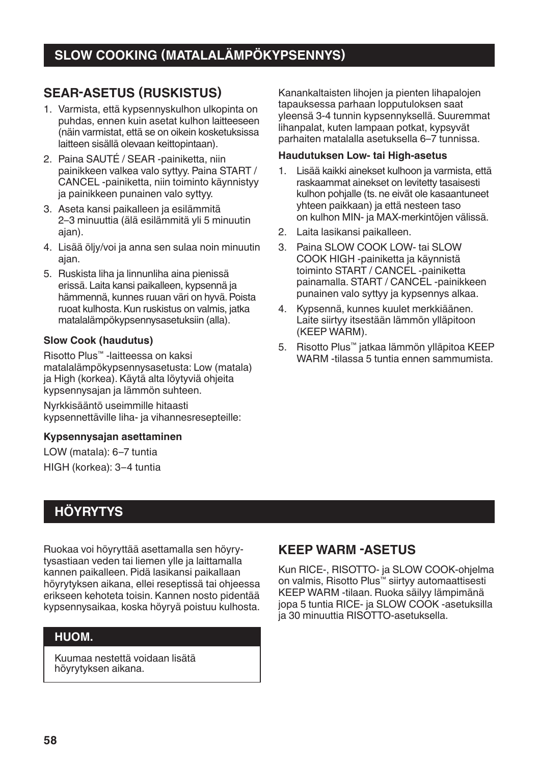## SLOW COOKING (MATALALÄMPÖKYPSENNYS)

### SEAR-ASETUS (RUSKISTUS)

1. Varmista, että kypsennyskulhon ulkopinta on puhdas, ennen kuin asetat kulhon laitteeseen (näin varmistat, että se on oikein kosketuksissa laitteen sisällä olevaan keittopintaan).
2. Paina SAUTÉ / SEAR -painiketta, niin painikkeen valkea valo syttyy. Paina START / CANCEL -painiketta, niin toiminto käynnistyy ja painikkeen punainen valo syttyy.
3. Aseta kansi paikalleen ja esilämmitä 2–3 minuuttia (älä esilämmitä yli 5 minuutin ajan).
4. Lisää öljy/voi ja anna sen sulaa noin minuutin ajan.
5. Ruskista liha ja linnunliha aina pienissä erissä. Laita kansi paikalleen, kypsennä ja hämmennä, kunnes ruuan väri on hyvä. Poista ruoat kulhosta. Kun ruskistus on valmis, jatka matalalämpökypsennysasetuksiin (alla).

**Slow Cook (haudutus)**

Risotto Plus™ -laitteessa on kaksi matalalämpökypsennysasetusta: Low (matala) ja High (korkea). Käytä alta löytyviä ohjeita kypsennysajan ja lämmön suhteen.

Nyrkkisääntö useimmille hitaasti kypsennettäville liha- ja vihannesresepteille:

**Kypsennysajan asettaminen**

LOW (matala): 6–7 tuntia

HIGH (korkea): 3–4 tuntia

Kanankaltaisten lihojen ja pienten lihapalojen tapauksessa parhaan lopputuloksen saat yleensä 3-4 tunnin kypsennyksellä. Suuremmat lihanpalat, kuten lampaan potkat, kypsyvät parhaiten matalalla asetuksella 6–7 tunnissa.

**Haudutuksen Low- tai High-asetus**

1. Lisää kaikki ainekset kulhoon ja varmista, että raskaammat ainekset on levitetty tasaisesti kulhon pohjalle (ts. ne eivät ole kasaantuneet yhteen paikkaan) ja että nesteen taso on kulhon MIN- ja MAX-merkintöjen välissä.
2. Laita lasikansi paikalleen.
3. Paina SLOW COOK LOW- tai SLOW COOK HIGH -painiketta ja käynnistä toiminto START / CANCEL -painiketta painamalla. START / CANCEL -painikkeen punainen valo syttyy ja kypsennys alkaa.
4. Kypsennä, kunnes kuulet merkkiäänen. Laite siirtyy itsestään lämmön ylläpitoon (KEEP WARM).
5. Risotto Plus™ jatkaa lämmön ylläpitoa KEEP WARM -tilassa 5 tuntia ennen sammumista.

## HÖYRYTYS

Ruokaa voi höyryttää asettamalla sen höyrytysastiaan veden tai liemen ylle ja laittamalla kannen paikalleen. Pidä lasikansi paikallaan höyrytyksen aikana, ellei reseptissä tai ohjeessa erikseen kehoteta toisin. Kannen nosto pidentää kypsennysaikaa, koska höyryä poistuu kulhosta.

**HUOM.**

Kuumaa nestettä voidaan lisätä höyrytyksen aikana.

### KEEP WARM -ASETUS

Kun RICE-, RISOTTO- ja SLOW COOK-ohjelma on valmis, Risotto Plus™ siirtyy automaattisesti KEEP WARM -tilaan. Ruoka säilyy lämpimänä jopa 5 tuntia RICE- ja SLOW COOK -asetuksilla ja 30 minuuttia RISOTTO-asetuksella.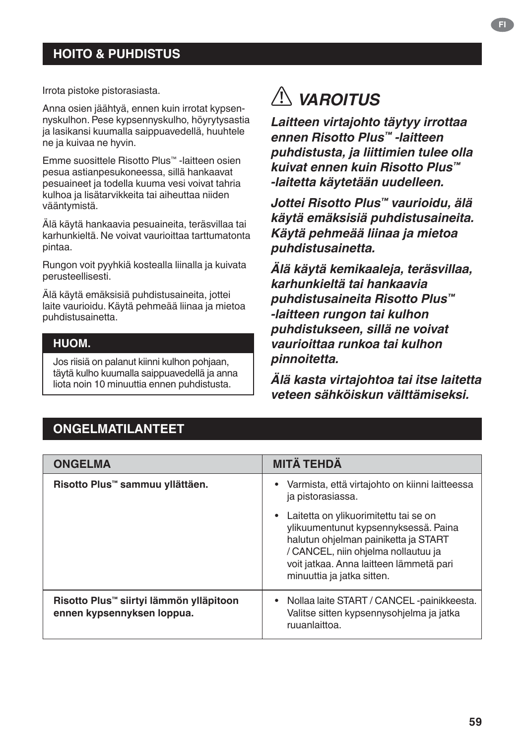## HOITO & PUHDISTUS

Irrota pistoke pistorasiasta.

Anna osien jäähtyä, ennen kuin irrotat kypsennyskulhon. Pese kypsennyskulho, höyrytysastia ja lasikansi kuumalla saippuavedellä, huuhtele ne ja kuivaa ne hyvin.

Emme suosittele Risotto Plus™ -laitteen osien pesua astianpesukoneessa, sillä hankaavat pesuaineet ja todella kuuma vesi voivat tahria kulhoa ja lisätarvikkeita tai aiheuttaa niiden vääntymistä.

Älä käytä hankaavia pesuaineita, teräsvillaa tai karhunkieltä. Ne voivat vaurioittaa tarttumatonta pintaa.

Rungon voit pyyhkiä kostealla liinalla ja kuivata perusteellisesti.

Älä käytä emäksisiä puhdistusaineita, jottei laite vaurioidu. Käytä pehmeää liinaa ja mietoa puhdistusainetta.

**HUOM.**

Jos riisiä on palanut kiinni kulhon pohjaan, täytä kulho kuumalla saippuavedellä ja anna liota noin 10 minuuttia ennen puhdistusta.

### ⚠ *VAROITUS*

***Laitteen virtajohto täytyy irrottaa ennen Risotto Plus™ -laitteen puhdistusta, ja liittimien tulee olla kuivat ennen kuin Risotto Plus™ -laitetta käytetään uudelleen.***

***Jottei Risotto Plus™ vaurioidu, älä käytä emäksisiä puhdistusaineita. Käytä pehmeää liinaa ja mietoa puhdistusainetta.***

***Älä käytä kemikaaleja, teräsvillaa, karhunkieltä tai hankaavia puhdistusaineita Risotto Plus™ -laitteen rungon tai kulhon puhdistukseen, sillä ne voivat vaurioittaa runkoa tai kulhon pinnoitetta.***

***Älä kasta virtajohtoa tai itse laitetta veteen sähköiskun välttämiseksi.***

## ONGELMATILANTEET

| ONGELMA | MITÄ TEHDÄ |
|---|---|
| **Risotto Plus™ sammuu yllättäen.** | • Varmista, että virtajohto on kiinni laitteessa ja pistorasiassa.<br>• Laitetta on ylikuorimitettu tai se on ylikuumentunut kypsennyksessä. Paina halutun ohjelman painiketta ja START / CANCEL, niin ohjelma nollautuu ja voit jatkaa. Anna laitteen lämmetä pari minuuttia ja jatka sitten. |
| **Risotto Plus™ siirtyi lämmön ylläpitoon ennen kypsennyksen loppua.** | • Nollaa laite START / CANCEL -painikkeesta. Valitse sitten kypsennysohjelma ja jatka ruuanlaittoa. |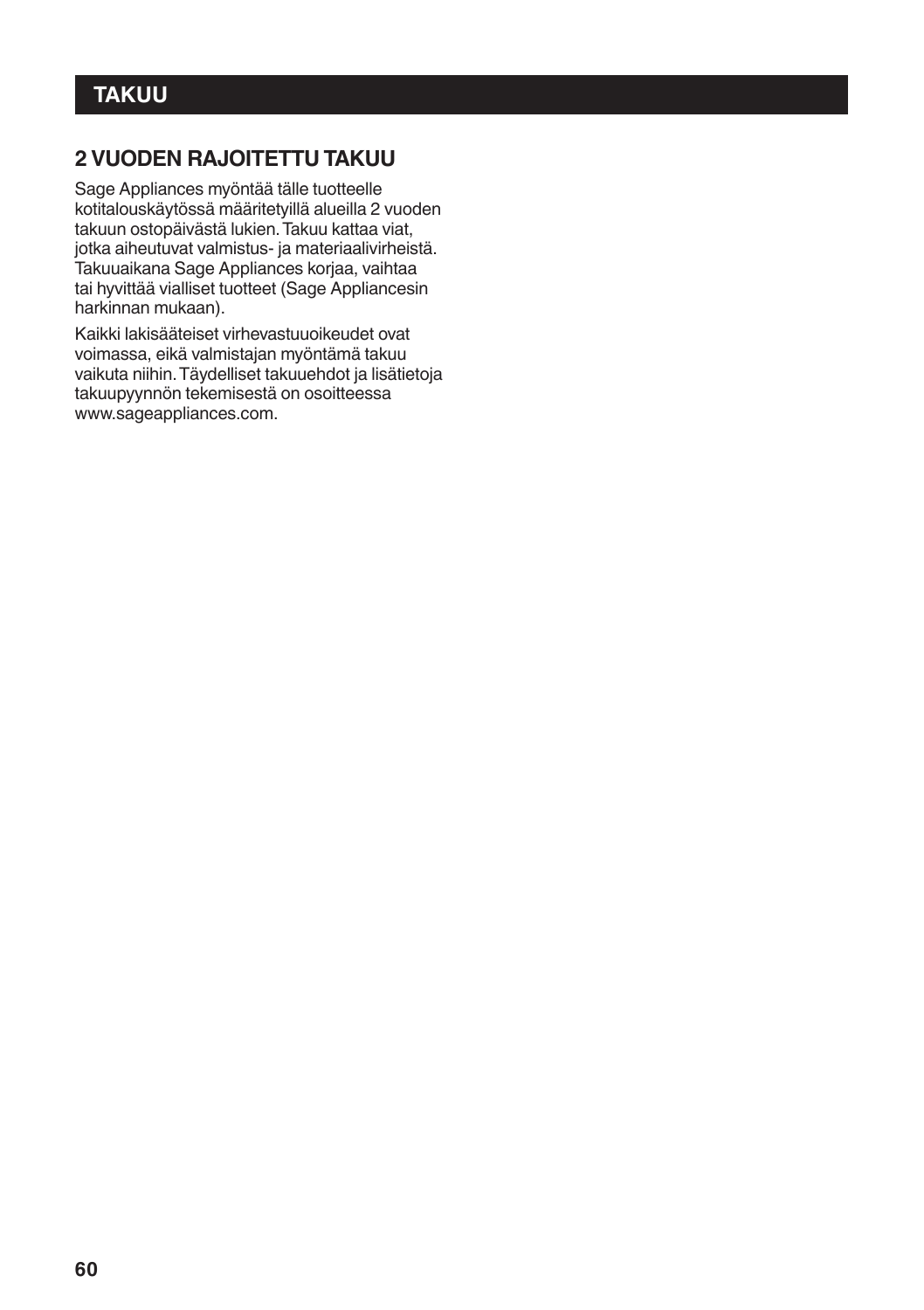# TAKUU

## 2 VUODEN RAJOITETTU TAKUU

Sage Appliances myöntää tälle tuotteelle kotitalouskäytössä määritetyillä alueilla 2 vuoden takuun ostopäivästä lukien. Takuu kattaa viat, jotka aiheutuvat valmistus- ja materiaalivirheistä. Takuuaikana Sage Appliances korjaa, vaihtaa tai hyvittää vialliset tuotteet (Sage Appliancesin harkinnan mukaan).

Kaikki lakisääteiset virhevastuuoikeudet ovat voimassa, eikä valmistajan myöntämä takuu vaikuta niihin. Täydelliset takuuehdot ja lisätietoja takuupyynnön tekemisestä on osoitteessa www.sageappliances.com.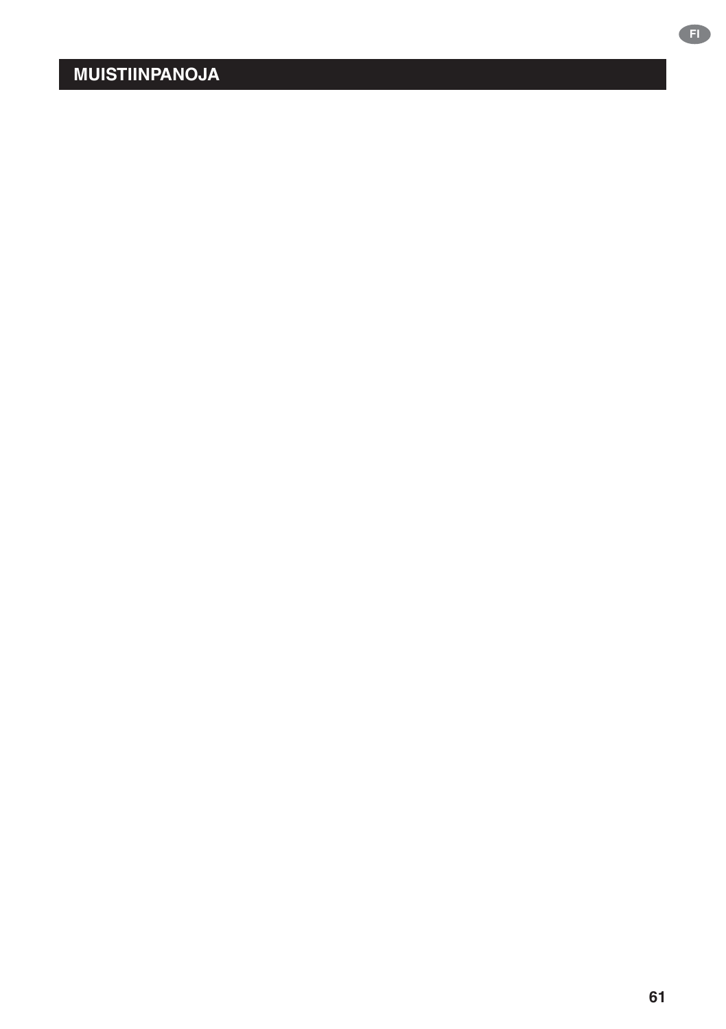# MUISTIINPANOJA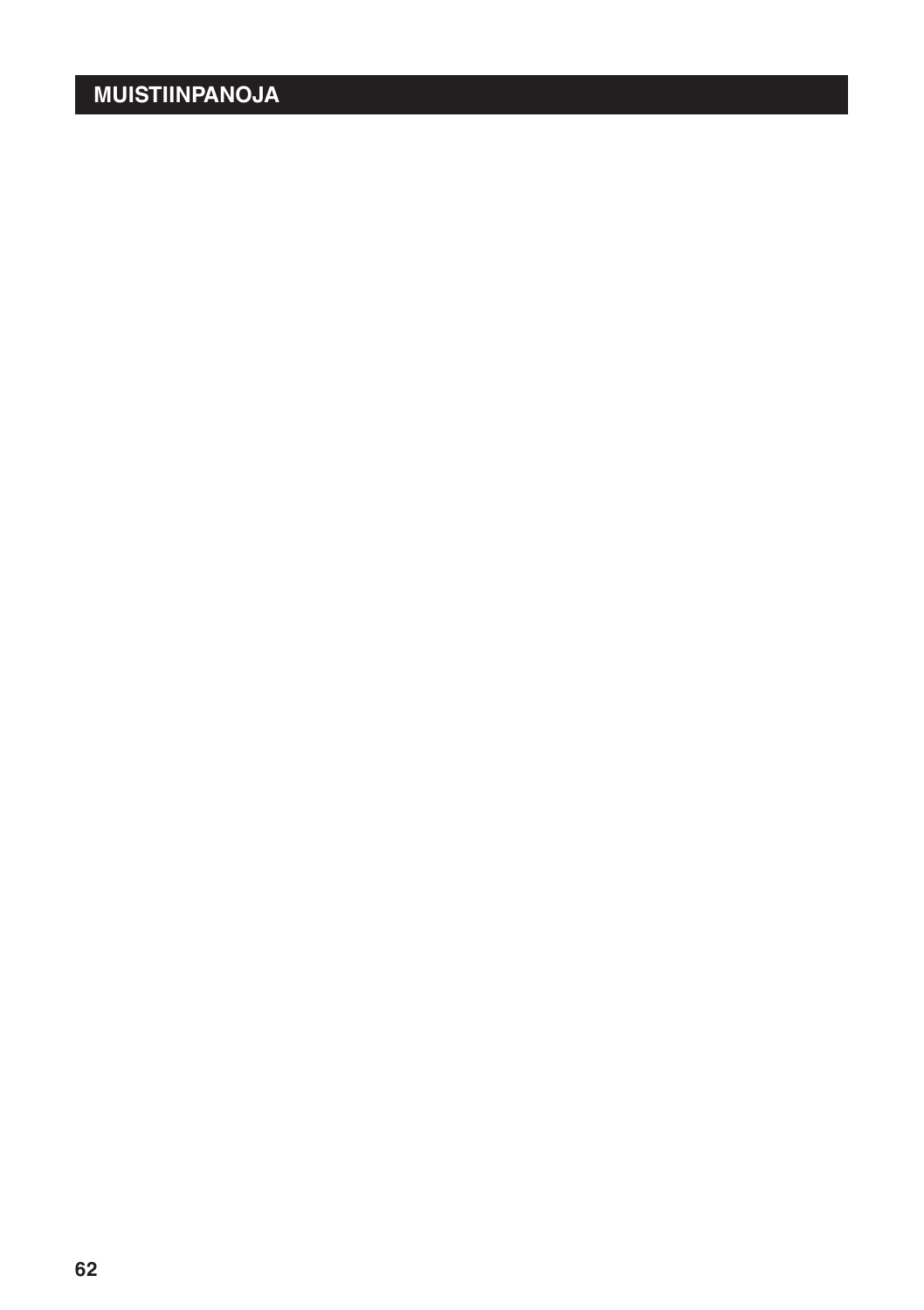## MUISTIINPANOJA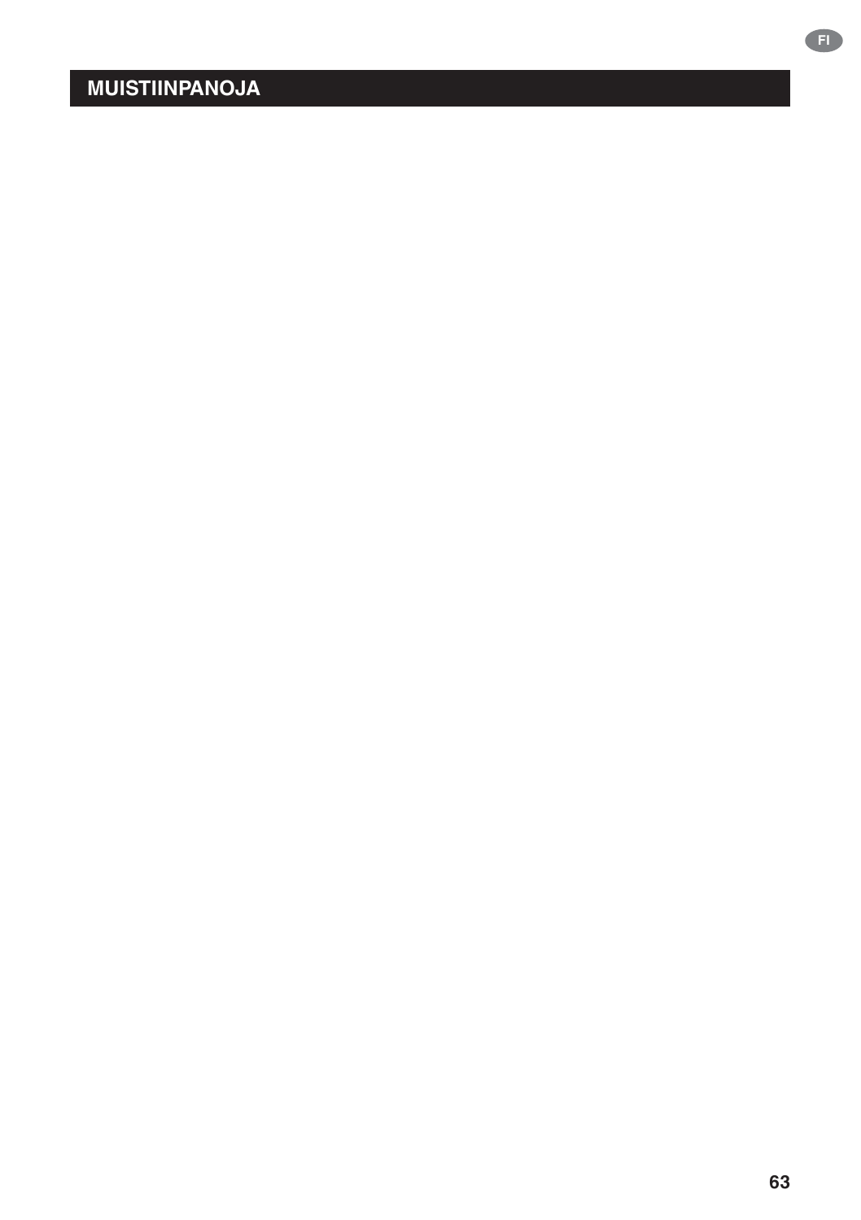# MUISTIINPANOJA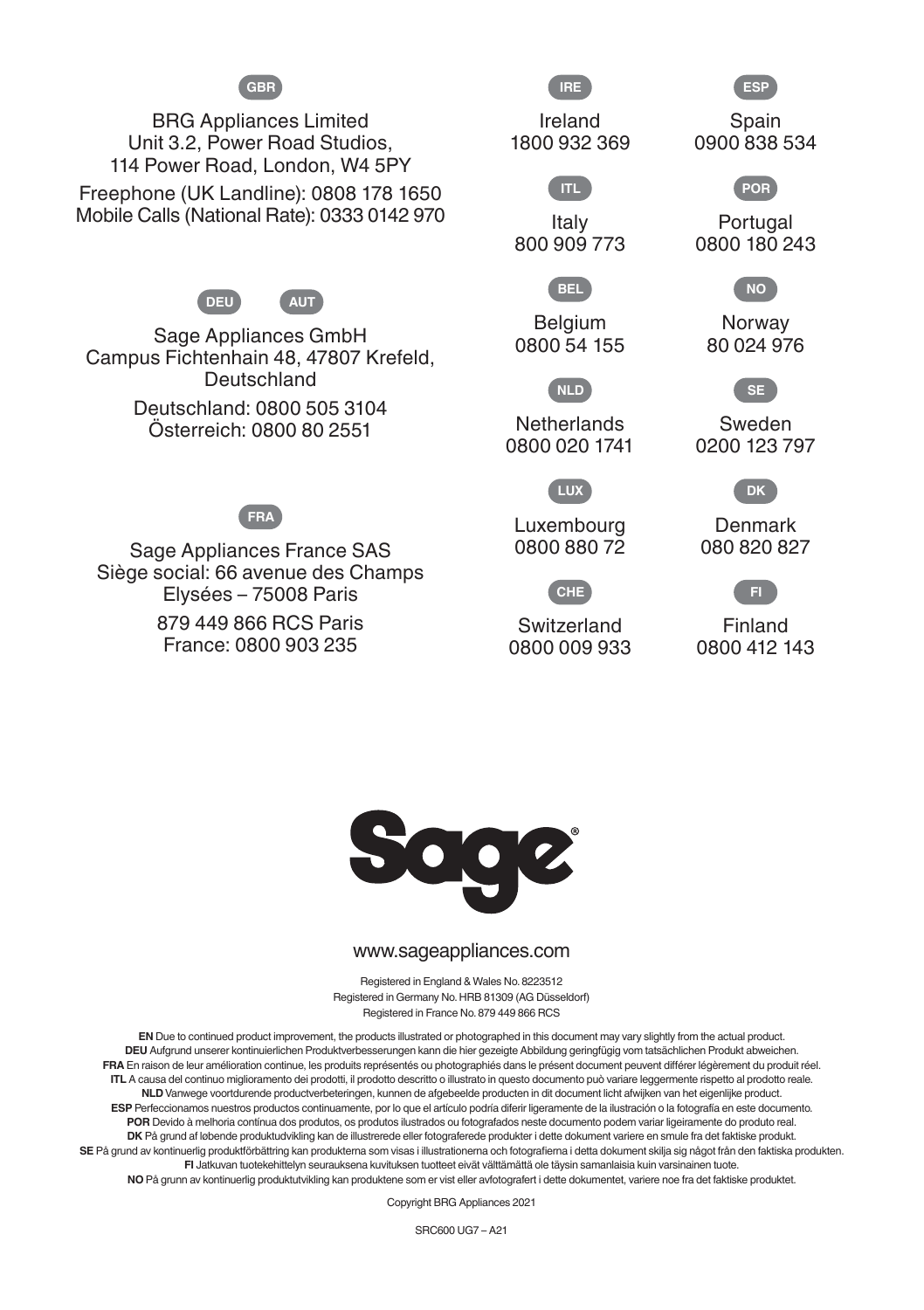**GBR**

BRG Appliances Limited
Unit 3.2, Power Road Studios,
114 Power Road, London, W4 5PY

Freephone (UK Landline): 0808 178 1650
Mobile Calls (National Rate): 0333 0142 970

**DEU** **AUT**

Sage Appliances GmbH
Campus Fichtenhain 48, 47807 Krefeld,
Deutschland

Deutschland: 0800 505 3104
Österreich: 0800 80 2551

**FRA**

Sage Appliances France SAS
Siège social: 66 avenue des Champs
Elysées – 75008 Paris

879 449 866 RCS Paris
France: 0800 903 235

**IRE**

Ireland
1800 932 369

**ESP**

Spain
0900 838 534

**ITL**

Italy
800 909 773

**POR**

Portugal
0800 180 243

**BEL**

Belgium
0800 54 155

**NO**

Norway
80 024 976

**NLD**

Netherlands
0800 020 1741

**SE**

Sweden
0200 123 797

**LUX**

Luxembourg
0800 880 72

**DK**

Denmark
080 820 827

**CHE**

Switzerland
0800 009 933

**FI**

Finland
0800 412 143

Sage®

www.sageappliances.com

Registered in England & Wales No. 8223512
Registered in Germany No. HRB 81309 (AG Düsseldorf)
Registered in France No. 879 449 866 RCS

**EN** Due to continued product improvement, the products illustrated or photographed in this document may vary slightly from the actual product.
**DEU** Aufgrund unserer kontinuierlichen Produktverbesserungen kann die hier gezeigte Abbildung geringfügig vom tatsächlichen Produkt abweichen.
**FRA** En raison de leur amélioration continue, les produits représentés ou photographiés dans le présent document peuvent différer légèrement du produit réel.
**ITL** A causa del continuo miglioramento dei prodotti, il prodotto descritto o illustrato in questo documento può variare leggermente rispetto al prodotto reale.
**NLD** Vanwege voortdurende productverbeteringen, kunnen de afgebeelde producten in dit document licht afwijken van het eigenlijke product.
**ESP** Perfeccionamos nuestros productos continuamente, por lo que el artículo podría diferir ligeramente de la ilustración o la fotografía en este documento.
**POR** Devido à melhoria contínua dos produtos, os produtos ilustrados ou fotografados neste documento podem variar ligeiramente do produto real.
**DK** På grund af løbende produktudvikling kan de illustrerede eller fotograferede produkter i dette dokument variere en smule fra det faktiske produkt.
**SE** På grund av kontinuerlig produktförbättring kan produkterna som visas i illustrationerna och fotografierna i detta dokument skilja sig något från den faktiska produkten.
**FI** Jatkuvan tuotekehittelyn seurauksena kuvituksen tuotteet eivät välttämättä ole täysin samanlaisia kuin varsinainen tuote.
**NO** På grunn av kontinuerlig produktutvikling kan produktene som er vist eller avfotografert i dette dokumentet, variere noe fra det faktiske produktet.

Copyright BRG Appliances 2021

SRC600 UG7 – A21